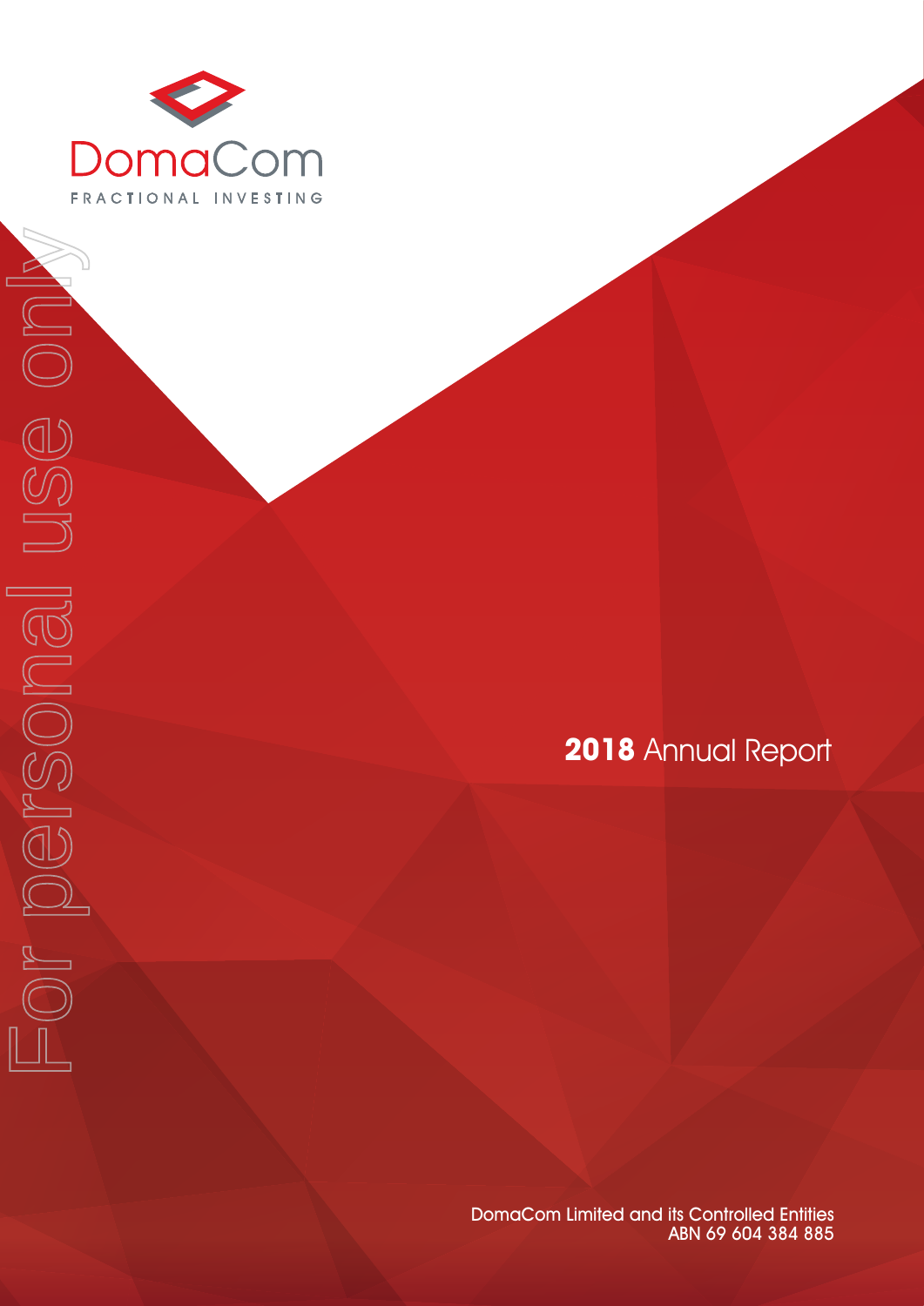DomaCom

FRACTIONAL INVESTING

For personal use only

# 2018 Annual Report

DomaCom Limited and its Controlled Entities
ABN 69 604 384 885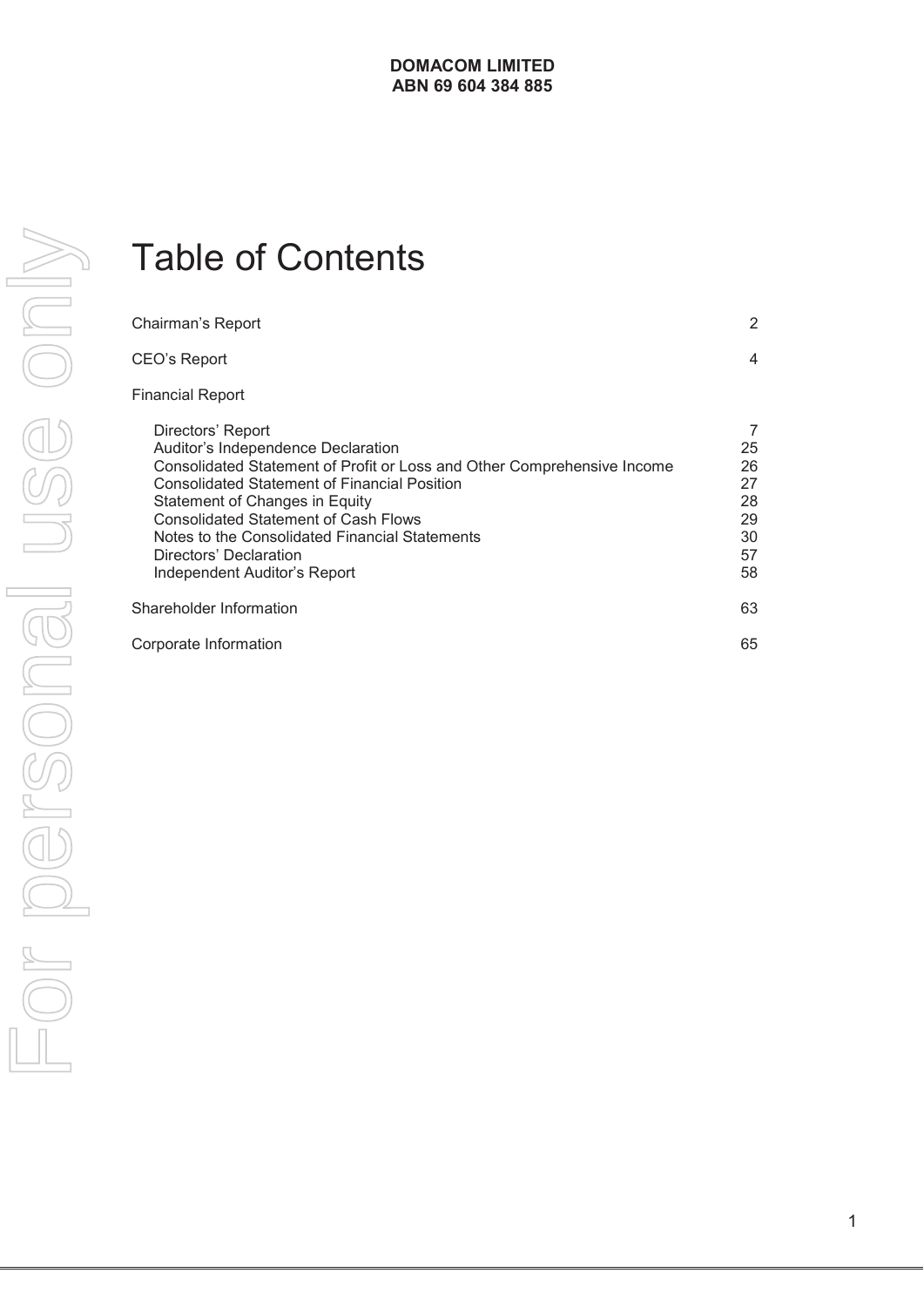**DOMACOM LIMITED**
**ABN 69 604 384 885**

# Table of Contents

| | |
|---|---|
| Chairman's Report | 2 |
| CEO's Report | 4 |
| Financial Report | |
| Directors' Report | 7 |
| Auditor's Independence Declaration | 25 |
| Consolidated Statement of Profit or Loss and Other Comprehensive Income | 26 |
| Consolidated Statement of Financial Position | 27 |
| Statement of Changes in Equity | 28 |
| Consolidated Statement of Cash Flows | 29 |
| Notes to the Consolidated Financial Statements | 30 |
| Directors' Declaration | 57 |
| Independent Auditor's Report | 58 |
| Shareholder Information | 63 |
| Corporate Information | 65 |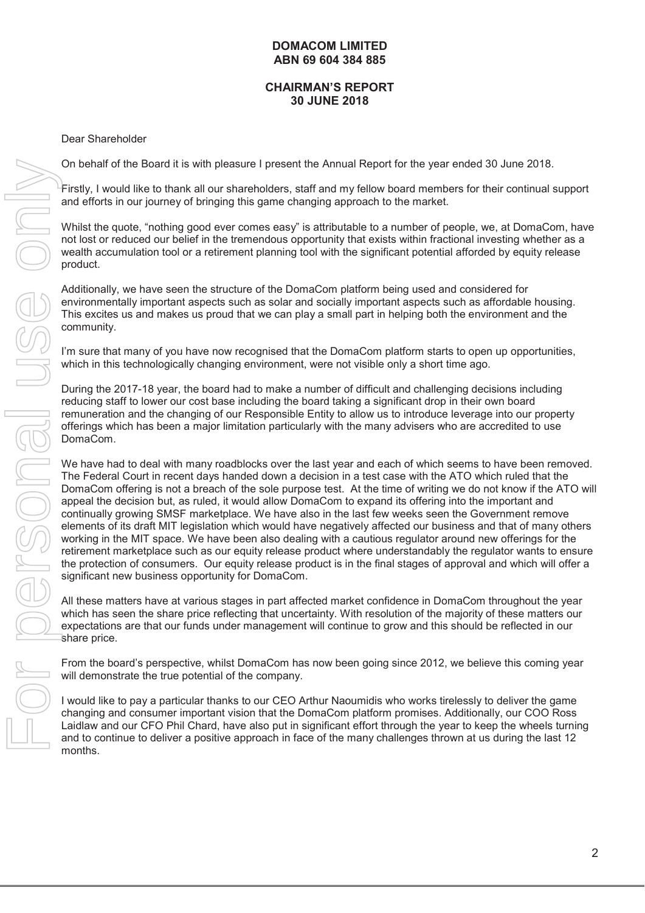**DOMACOM LIMITED**
**ABN 69 604 384 885**

**CHAIRMAN'S REPORT**
**30 JUNE 2018**

Dear Shareholder

On behalf of the Board it is with pleasure I present the Annual Report for the year ended 30 June 2018.

Firstly, I would like to thank all our shareholders, staff and my fellow board members for their continual support and efforts in our journey of bringing this game changing approach to the market.

Whilst the quote, "nothing good ever comes easy" is attributable to a number of people, we, at DomaCom, have not lost or reduced our belief in the tremendous opportunity that exists within fractional investing whether as a wealth accumulation tool or a retirement planning tool with the significant potential afforded by equity release product.

Additionally, we have seen the structure of the DomaCom platform being used and considered for environmentally important aspects such as solar and socially important aspects such as affordable housing. This excites us and makes us proud that we can play a small part in helping both the environment and the community.

I'm sure that many of you have now recognised that the DomaCom platform starts to open up opportunities, which in this technologically changing environment, were not visible only a short time ago.

During the 2017-18 year, the board had to make a number of difficult and challenging decisions including reducing staff to lower our cost base including the board taking a significant drop in their own board remuneration and the changing of our Responsible Entity to allow us to introduce leverage into our property offerings which has been a major limitation particularly with the many advisers who are accredited to use DomaCom.

We have had to deal with many roadblocks over the last year and each of which seems to have been removed. The Federal Court in recent days handed down a decision in a test case with the ATO which ruled that the DomaCom offering is not a breach of the sole purpose test. At the time of writing we do not know if the ATO will appeal the decision but, as ruled, it would allow DomaCom to expand its offering into the important and continually growing SMSF marketplace. We have also in the last few weeks seen the Government remove elements of its draft MIT legislation which would have negatively affected our business and that of many others working in the MIT space. We have been also dealing with a cautious regulator around new offerings for the retirement marketplace such as our equity release product where understandably the regulator wants to ensure the protection of consumers. Our equity release product is in the final stages of approval and which will offer a significant new business opportunity for DomaCom.

All these matters have at various stages in part affected market confidence in DomaCom throughout the year which has seen the share price reflecting that uncertainty. With resolution of the majority of these matters our expectations are that our funds under management will continue to grow and this should be reflected in our share price.

From the board's perspective, whilst DomaCom has now been going since 2012, we believe this coming year will demonstrate the true potential of the company.

I would like to pay a particular thanks to our CEO Arthur Naoumidis who works tirelessly to deliver the game changing and consumer important vision that the DomaCom platform promises. Additionally, our COO Ross Laidlaw and our CFO Phil Chard, have also put in significant effort through the year to keep the wheels turning and to continue to deliver a positive approach in face of the many challenges thrown at us during the last 12 months.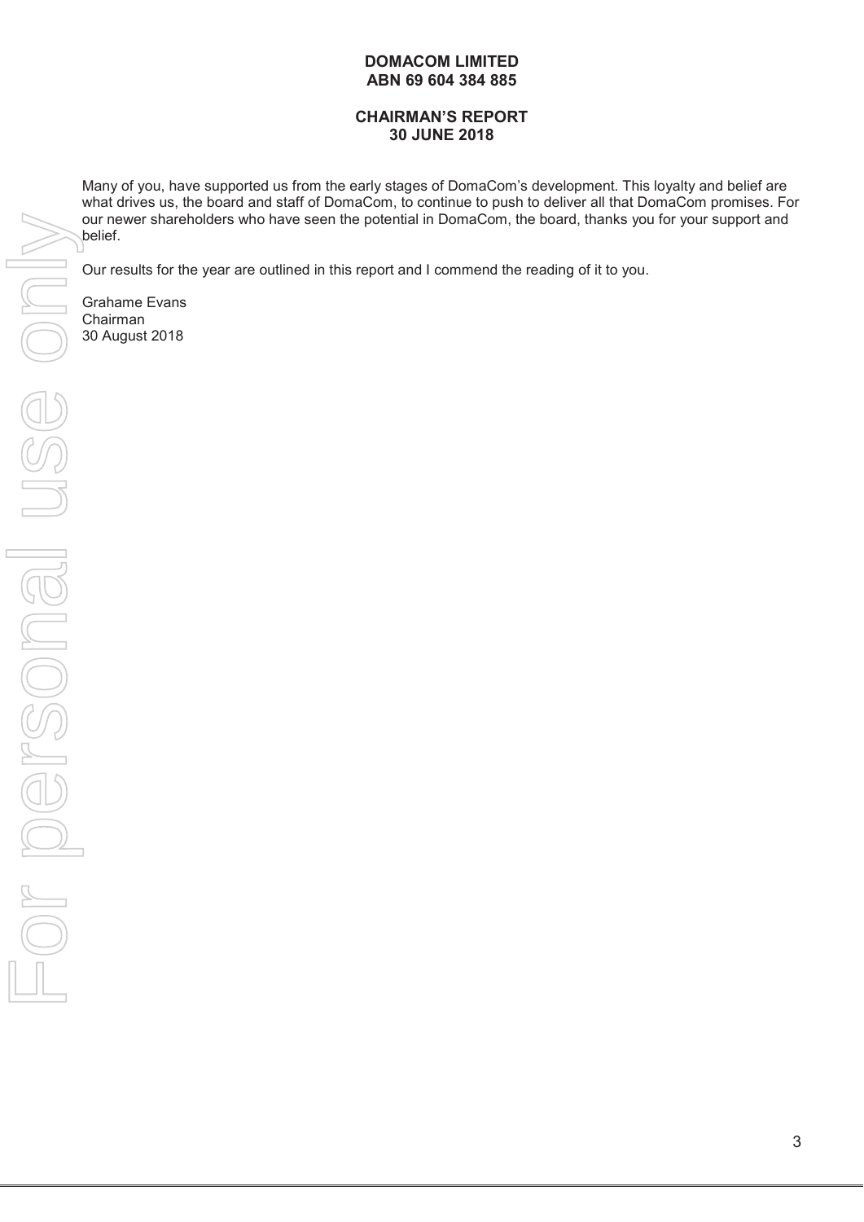**DOMACOM LIMITED**
**ABN 69 604 384 885**

**CHAIRMAN'S REPORT**
**30 JUNE 2018**

Many of you, have supported us from the early stages of DomaCom's development. This loyalty and belief are what drives us, the board and staff of DomaCom, to continue to push to deliver all that DomaCom promises. For our newer shareholders who have seen the potential in DomaCom, the board, thanks you for your support and belief.

Our results for the year are outlined in this report and I commend the reading of it to you.

Grahame Evans
Chairman
30 August 2018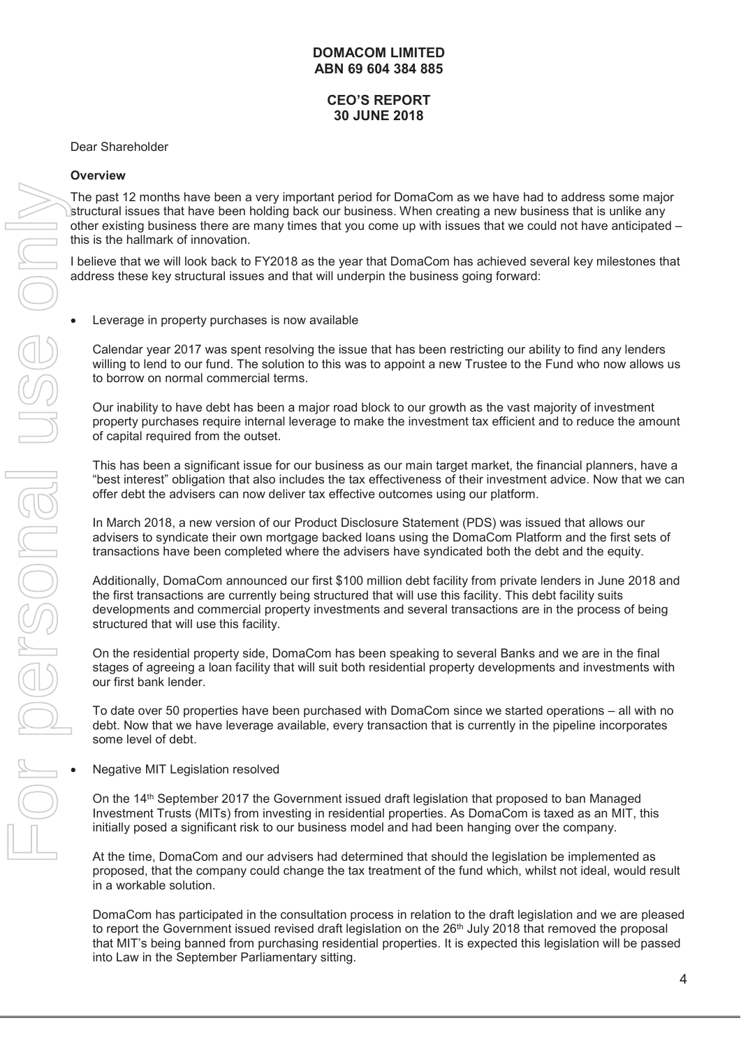# DOMACOM LIMITED
## ABN 69 604 384 885

## CEO'S REPORT
## 30 JUNE 2018

Dear Shareholder

**Overview**

The past 12 months have been a very important period for DomaCom as we have had to address some major structural issues that have been holding back our business. When creating a new business that is unlike any other existing business there are many times that you come up with issues that we could not have anticipated – this is the hallmark of innovation.

I believe that we will look back to FY2018 as the year that DomaCom has achieved several key milestones that address these key structural issues and that will underpin the business going forward:

- Leverage in property purchases is now available

  Calendar year 2017 was spent resolving the issue that has been restricting our ability to find any lenders willing to lend to our fund. The solution to this was to appoint a new Trustee to the Fund who now allows us to borrow on normal commercial terms.

  Our inability to have debt has been a major road block to our growth as the vast majority of investment property purchases require internal leverage to make the investment tax efficient and to reduce the amount of capital required from the outset.

  This has been a significant issue for our business as our main target market, the financial planners, have a "best interest" obligation that also includes the tax effectiveness of their investment advice. Now that we can offer debt the advisers can now deliver tax effective outcomes using our platform.

  In March 2018, a new version of our Product Disclosure Statement (PDS) was issued that allows our advisers to syndicate their own mortgage backed loans using the DomaCom Platform and the first sets of transactions have been completed where the advisers have syndicated both the debt and the equity.

  Additionally, DomaCom announced our first $100 million debt facility from private lenders in June 2018 and the first transactions are currently being structured that will use this facility. This debt facility suits developments and commercial property investments and several transactions are in the process of being structured that will use this facility.

  On the residential property side, DomaCom has been speaking to several Banks and we are in the final stages of agreeing a loan facility that will suit both residential property developments and investments with our first bank lender.

  To date over 50 properties have been purchased with DomaCom since we started operations – all with no debt. Now that we have leverage available, every transaction that is currently in the pipeline incorporates some level of debt.

- Negative MIT Legislation resolved

  On the 14th September 2017 the Government issued draft legislation that proposed to ban Managed Investment Trusts (MITs) from investing in residential properties. As DomaCom is taxed as an MIT, this initially posed a significant risk to our business model and had been hanging over the company.

  At the time, DomaCom and our advisers had determined that should the legislation be implemented as proposed, that the company could change the tax treatment of the fund which, whilst not ideal, would result in a workable solution.

  DomaCom has participated in the consultation process in relation to the draft legislation and we are pleased to report the Government issued revised draft legislation on the 26th July 2018 that removed the proposal that MIT's being banned from purchasing residential properties. It is expected this legislation will be passed into Law in the September Parliamentary sitting.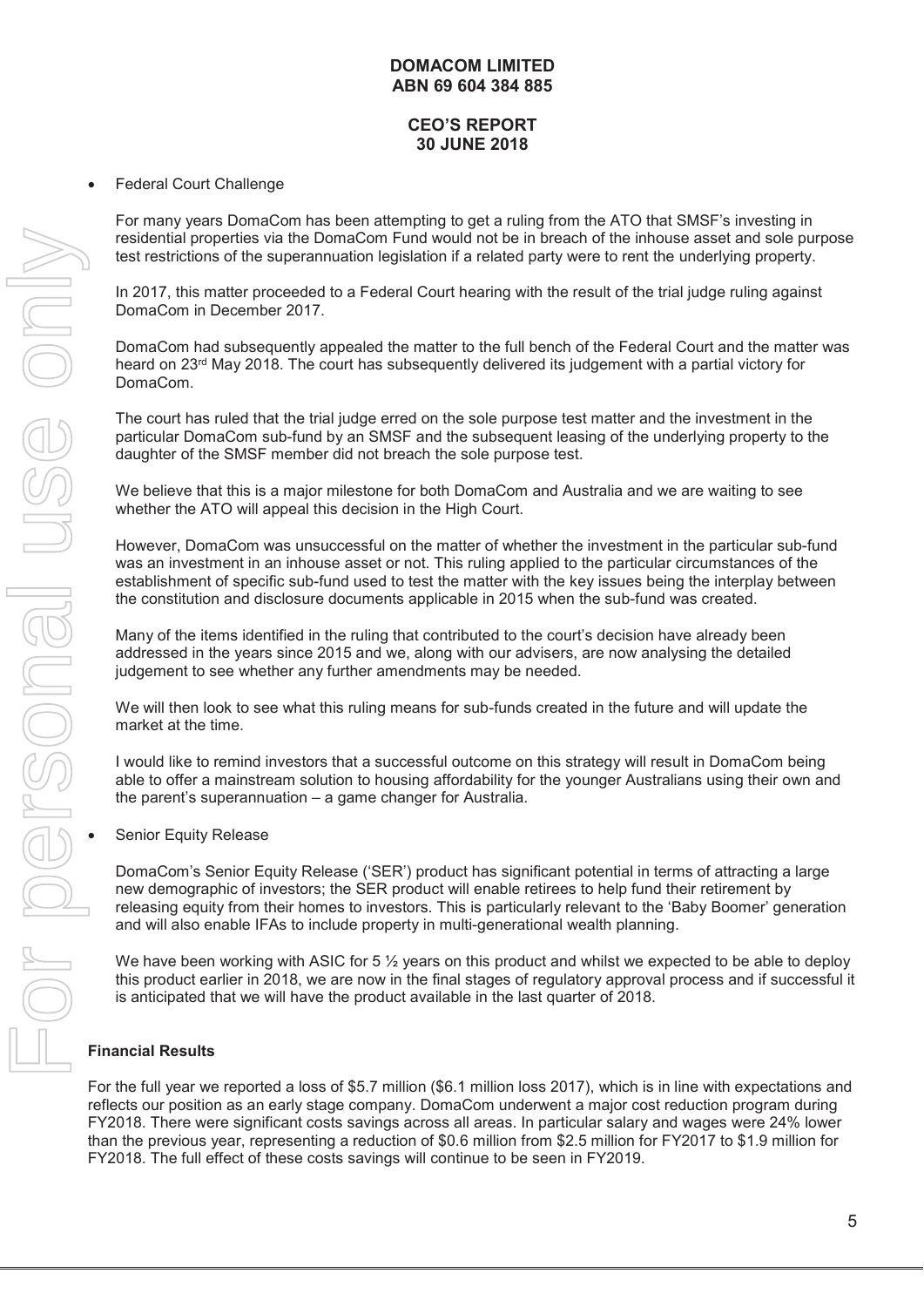**DOMACOM LIMITED**
**ABN 69 604 384 885**

**CEO'S REPORT**
**30 JUNE 2018**

- Federal Court Challenge

  For many years DomaCom has been attempting to get a ruling from the ATO that SMSF's investing in residential properties via the DomaCom Fund would not be in breach of the inhouse asset and sole purpose test restrictions of the superannuation legislation if a related party were to rent the underlying property.

  In 2017, this matter proceeded to a Federal Court hearing with the result of the trial judge ruling against DomaCom in December 2017.

  DomaCom had subsequently appealed the matter to the full bench of the Federal Court and the matter was heard on 23rd May 2018. The court has subsequently delivered its judgement with a partial victory for DomaCom.

  The court has ruled that the trial judge erred on the sole purpose test matter and the investment in the particular DomaCom sub-fund by an SMSF and the subsequent leasing of the underlying property to the daughter of the SMSF member did not breach the sole purpose test.

  We believe that this is a major milestone for both DomaCom and Australia and we are waiting to see whether the ATO will appeal this decision in the High Court.

  However, DomaCom was unsuccessful on the matter of whether the investment in the particular sub-fund was an investment in an inhouse asset or not. This ruling applied to the particular circumstances of the establishment of specific sub-fund used to test the matter with the key issues being the interplay between the constitution and disclosure documents applicable in 2015 when the sub-fund was created.

  Many of the items identified in the ruling that contributed to the court's decision have already been addressed in the years since 2015 and we, along with our advisers, are now analysing the detailed judgement to see whether any further amendments may be needed.

  We will then look to see what this ruling means for sub-funds created in the future and will update the market at the time.

  I would like to remind investors that a successful outcome on this strategy will result in DomaCom being able to offer a mainstream solution to housing affordability for the younger Australians using their own and the parent's superannuation – a game changer for Australia.

- Senior Equity Release

  DomaCom's Senior Equity Release ('SER') product has significant potential in terms of attracting a large new demographic of investors; the SER product will enable retirees to help fund their retirement by releasing equity from their homes to investors. This is particularly relevant to the 'Baby Boomer' generation and will also enable IFAs to include property in multi-generational wealth planning.

  We have been working with ASIC for 5 ½ years on this product and whilst we expected to be able to deploy this product earlier in 2018, we are now in the final stages of regulatory approval process and if successful it is anticipated that we will have the product available in the last quarter of 2018.

**Financial Results**

For the full year we reported a loss of $5.7 million ($6.1 million loss 2017), which is in line with expectations and reflects our position as an early stage company. DomaCom underwent a major cost reduction program during FY2018. There were significant costs savings across all areas. In particular salary and wages were 24% lower than the previous year, representing a reduction of $0.6 million from $2.5 million for FY2017 to $1.9 million for FY2018. The full effect of these costs savings will continue to be seen in FY2019.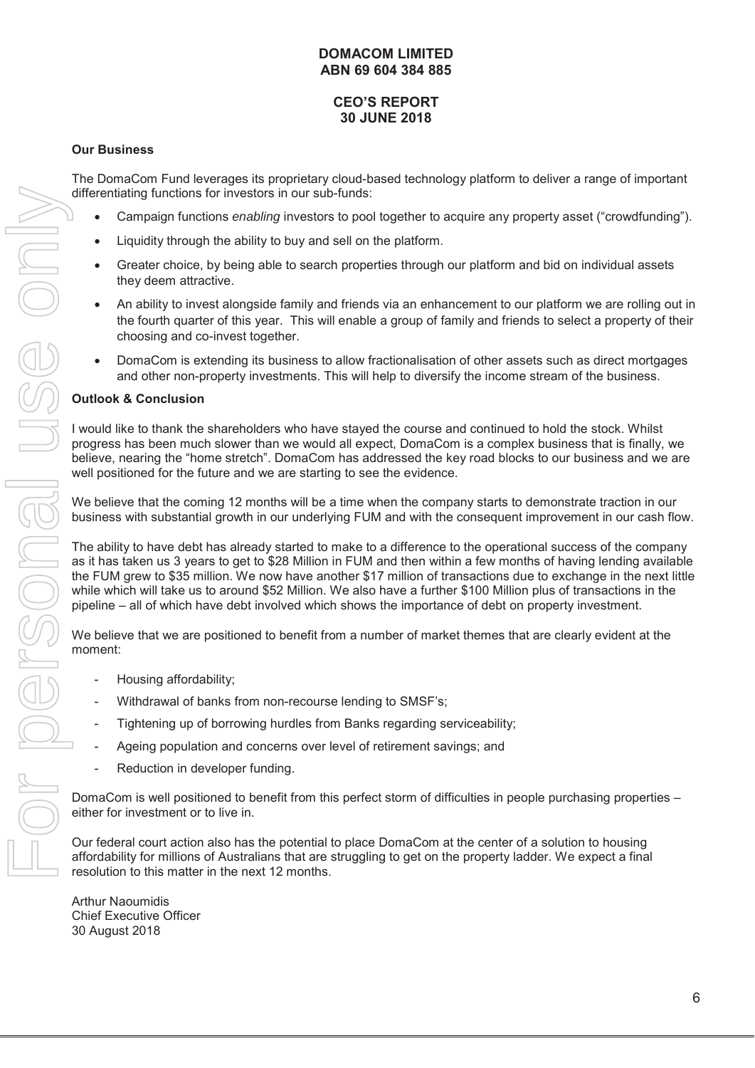**DOMACOM LIMITED**
**ABN 69 604 384 885**

**CEO'S REPORT**
**30 JUNE 2018**

**Our Business**

The DomaCom Fund leverages its proprietary cloud-based technology platform to deliver a range of important differentiating functions for investors in our sub-funds:

- Campaign functions *enabling* investors to pool together to acquire any property asset ("crowdfunding").
- Liquidity through the ability to buy and sell on the platform.
- Greater choice, by being able to search properties through our platform and bid on individual assets they deem attractive.
- An ability to invest alongside family and friends via an enhancement to our platform we are rolling out in the fourth quarter of this year. This will enable a group of family and friends to select a property of their choosing and co-invest together.
- DomaCom is extending its business to allow fractionalisation of other assets such as direct mortgages and other non-property investments. This will help to diversify the income stream of the business.

**Outlook & Conclusion**

I would like to thank the shareholders who have stayed the course and continued to hold the stock. Whilst progress has been much slower than we would all expect, DomaCom is a complex business that is finally, we believe, nearing the "home stretch". DomaCom has addressed the key road blocks to our business and we are well positioned for the future and we are starting to see the evidence.

We believe that the coming 12 months will be a time when the company starts to demonstrate traction in our business with substantial growth in our underlying FUM and with the consequent improvement in our cash flow.

The ability to have debt has already started to make to a difference to the operational success of the company as it has taken us 3 years to get to $28 Million in FUM and then within a few months of having lending available the FUM grew to $35 million. We now have another $17 million of transactions due to exchange in the next little while which will take us to around $52 Million. We also have a further $100 Million plus of transactions in the pipeline – all of which have debt involved which shows the importance of debt on property investment.

We believe that we are positioned to benefit from a number of market themes that are clearly evident at the moment:

- Housing affordability;
- Withdrawal of banks from non-recourse lending to SMSF's;
- Tightening up of borrowing hurdles from Banks regarding serviceability;
- Ageing population and concerns over level of retirement savings; and
- Reduction in developer funding.

DomaCom is well positioned to benefit from this perfect storm of difficulties in people purchasing properties – either for investment or to live in.

Our federal court action also has the potential to place DomaCom at the center of a solution to housing affordability for millions of Australians that are struggling to get on the property ladder. We expect a final resolution to this matter in the next 12 months.

Arthur Naoumidis
Chief Executive Officer
30 August 2018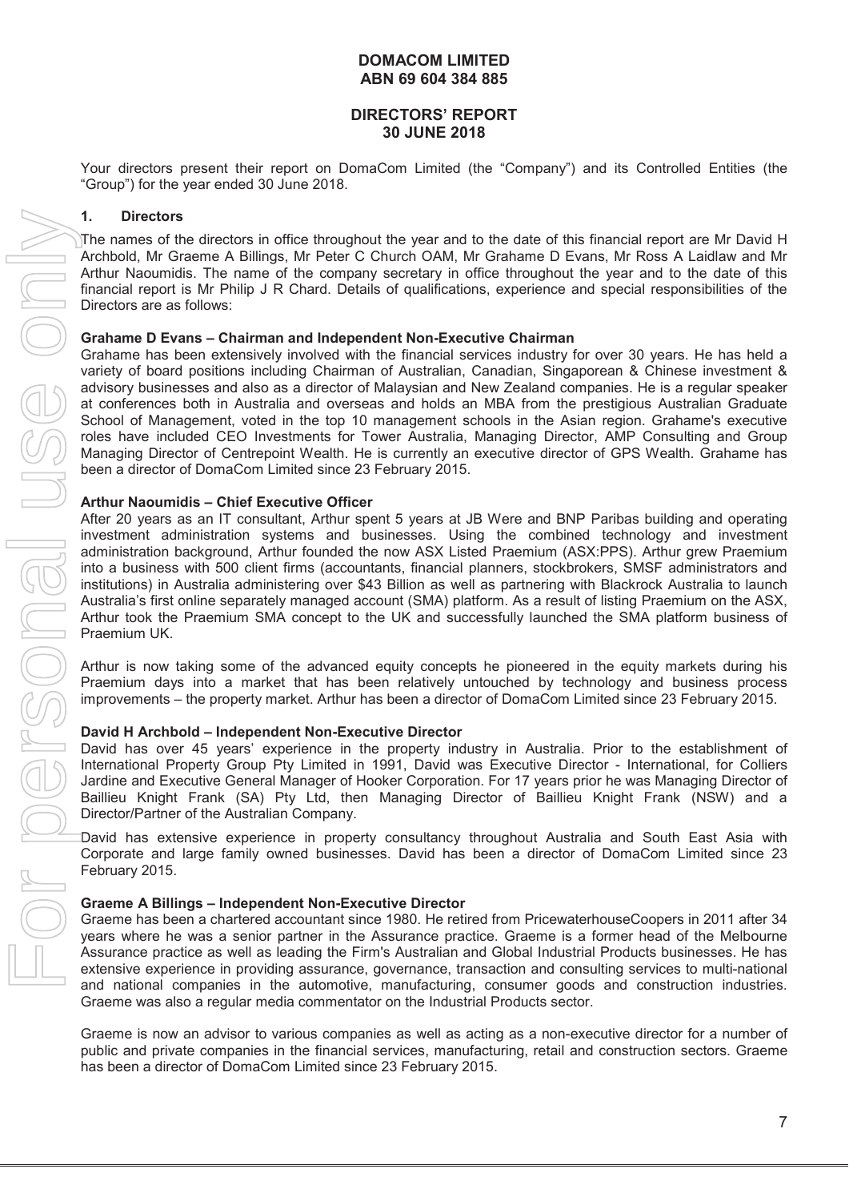**DOMACOM LIMITED**
**ABN 69 604 384 885**

**DIRECTORS' REPORT**
**30 JUNE 2018**

Your directors present their report on DomaCom Limited (the "Company") and its Controlled Entities (the "Group") for the year ended 30 June 2018.

## 1. Directors

The names of the directors in office throughout the year and to the date of this financial report are Mr David H Archbold, Mr Graeme A Billings, Mr Peter C Church OAM, Mr Grahame D Evans, Mr Ross A Laidlaw and Mr Arthur Naoumidis. The name of the company secretary in office throughout the year and to the date of this financial report is Mr Philip J R Chard. Details of qualifications, experience and special responsibilities of the Directors are as follows:

**Grahame D Evans – Chairman and Independent Non-Executive Chairman**
Grahame has been extensively involved with the financial services industry for over 30 years. He has held a variety of board positions including Chairman of Australian, Canadian, Singaporean & Chinese investment & advisory businesses and also as a director of Malaysian and New Zealand companies. He is a regular speaker at conferences both in Australia and overseas and holds an MBA from the prestigious Australian Graduate School of Management, voted in the top 10 management schools in the Asian region. Grahame's executive roles have included CEO Investments for Tower Australia, Managing Director, AMP Consulting and Group Managing Director of Centrepoint Wealth. He is currently an executive director of GPS Wealth. Grahame has been a director of DomaCom Limited since 23 February 2015.

**Arthur Naoumidis – Chief Executive Officer**
After 20 years as an IT consultant, Arthur spent 5 years at JB Were and BNP Paribas building and operating investment administration systems and businesses. Using the combined technology and investment administration background, Arthur founded the now ASX Listed Praemium (ASX:PPS). Arthur grew Praemium into a business with 500 client firms (accountants, financial planners, stockbrokers, SMSF administrators and institutions) in Australia administering over $43 Billion as well as partnering with Blackrock Australia to launch Australia's first online separately managed account (SMA) platform. As a result of listing Praemium on the ASX, Arthur took the Praemium SMA concept to the UK and successfully launched the SMA platform business of Praemium UK.

Arthur is now taking some of the advanced equity concepts he pioneered in the equity markets during his Praemium days into a market that has been relatively untouched by technology and business process improvements – the property market. Arthur has been a director of DomaCom Limited since 23 February 2015.

**David H Archbold – Independent Non-Executive Director**
David has over 45 years' experience in the property industry in Australia. Prior to the establishment of International Property Group Pty Limited in 1991, David was Executive Director - International, for Colliers Jardine and Executive General Manager of Hooker Corporation. For 17 years prior he was Managing Director of Baillieu Knight Frank (SA) Pty Ltd, then Managing Director of Baillieu Knight Frank (NSW) and a Director/Partner of the Australian Company.

David has extensive experience in property consultancy throughout Australia and South East Asia with Corporate and large family owned businesses. David has been a director of DomaCom Limited since 23 February 2015.

**Graeme A Billings – Independent Non-Executive Director**
Graeme has been a chartered accountant since 1980. He retired from PricewaterhouseCoopers in 2011 after 34 years where he was a senior partner in the Assurance practice. Graeme is a former head of the Melbourne Assurance practice as well as leading the Firm's Australian and Global Industrial Products businesses. He has extensive experience in providing assurance, governance, transaction and consulting services to multi-national and national companies in the automotive, manufacturing, consumer goods and construction industries. Graeme was also a regular media commentator on the Industrial Products sector.

Graeme is now an advisor to various companies as well as acting as a non-executive director for a number of public and private companies in the financial services, manufacturing, retail and construction sectors. Graeme has been a director of DomaCom Limited since 23 February 2015.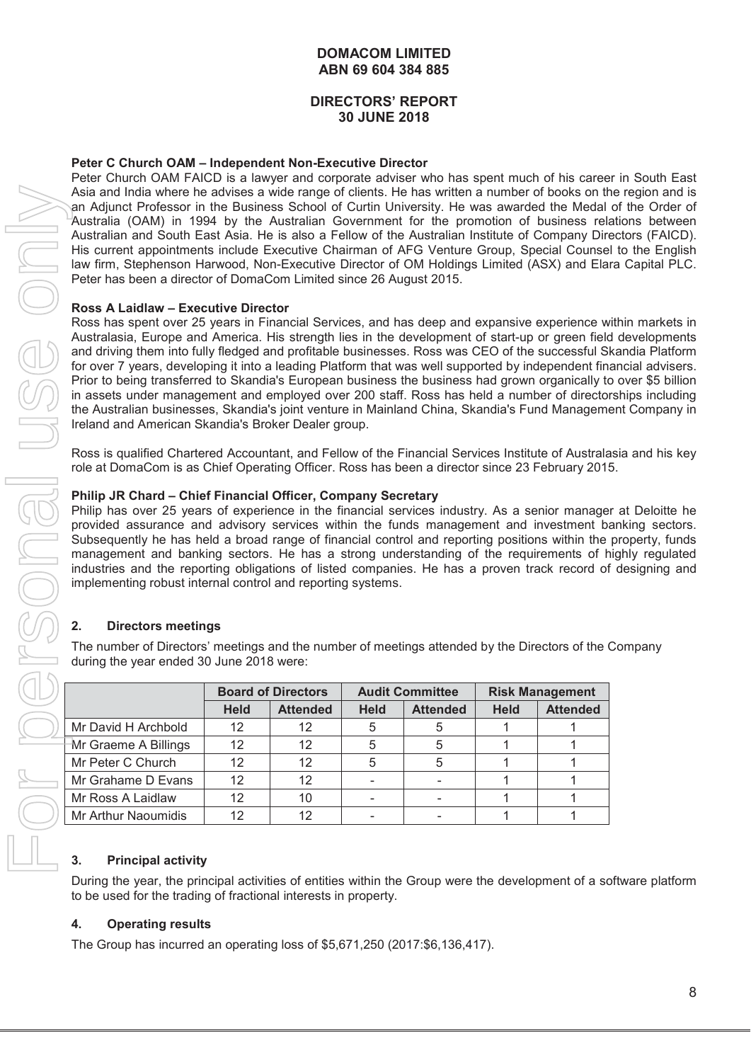**Peter C Church OAM – Independent Non-Executive Director**

Peter Church OAM FAICD is a lawyer and corporate adviser who has spent much of his career in South East Asia and India where he advises a wide range of clients. He has written a number of books on the region and is an Adjunct Professor in the Business School of Curtin University. He was awarded the Medal of the Order of Australia (OAM) in 1994 by the Australian Government for the promotion of business relations between Australian and South East Asia. He is also a Fellow of the Australian Institute of Company Directors (FAICD). His current appointments include Executive Chairman of AFG Venture Group, Special Counsel to the English law firm, Stephenson Harwood, Non-Executive Director of OM Holdings Limited (ASX) and Elara Capital PLC. Peter has been a director of DomaCom Limited since 26 August 2015.

**Ross A Laidlaw – Executive Director**

Ross has spent over 25 years in Financial Services, and has deep and expansive experience within markets in Australasia, Europe and America. His strength lies in the development of start-up or green field developments and driving them into fully fledged and profitable businesses. Ross was CEO of the successful Skandia Platform for over 7 years, developing it into a leading Platform that was well supported by independent financial advisers. Prior to being transferred to Skandia's European business the business had grown organically to over $5 billion in assets under management and employed over 200 staff. Ross has held a number of directorships including the Australian businesses, Skandia's joint venture in Mainland China, Skandia's Fund Management Company in Ireland and American Skandia's Broker Dealer group.

Ross is qualified Chartered Accountant, and Fellow of the Financial Services Institute of Australasia and his key role at DomaCom is as Chief Operating Officer. Ross has been a director since 23 February 2015.

**Philip JR Chard – Chief Financial Officer, Company Secretary**

Philip has over 25 years of experience in the financial services industry. As a senior manager at Deloitte he provided assurance and advisory services within the funds management and investment banking sectors. Subsequently he has held a broad range of financial control and reporting positions within the property, funds management and banking sectors. He has a strong understanding of the requirements of highly regulated industries and the reporting obligations of listed companies. He has a proven track record of designing and implementing robust internal control and reporting systems.

## 2. Directors meetings

The number of Directors' meetings and the number of meetings attended by the Directors of the Company during the year ended 30 June 2018 were:

| | Board of Directors | | Audit Committee | | Risk Management | |
|---|---|---|---|---|---|---|
| | Held | Attended | Held | Attended | Held | Attended |
| Mr David H Archbold | 12 | 12 | 5 | 5 | 1 | 1 |
| Mr Graeme A Billings | 12 | 12 | 5 | 5 | 1 | 1 |
| Mr Peter C Church | 12 | 12 | 5 | 5 | 1 | 1 |
| Mr Grahame D Evans | 12 | 12 | - | - | 1 | 1 |
| Mr Ross A Laidlaw | 12 | 10 | - | - | 1 | 1 |
| Mr Arthur Naoumidis | 12 | 12 | - | - | 1 | 1 |

## 3. Principal activity

During the year, the principal activities of entities within the Group were the development of a software platform to be used for the trading of fractional interests in property.

## 4. Operating results

The Group has incurred an operating loss of $5,671,250 (2017:$6,136,417).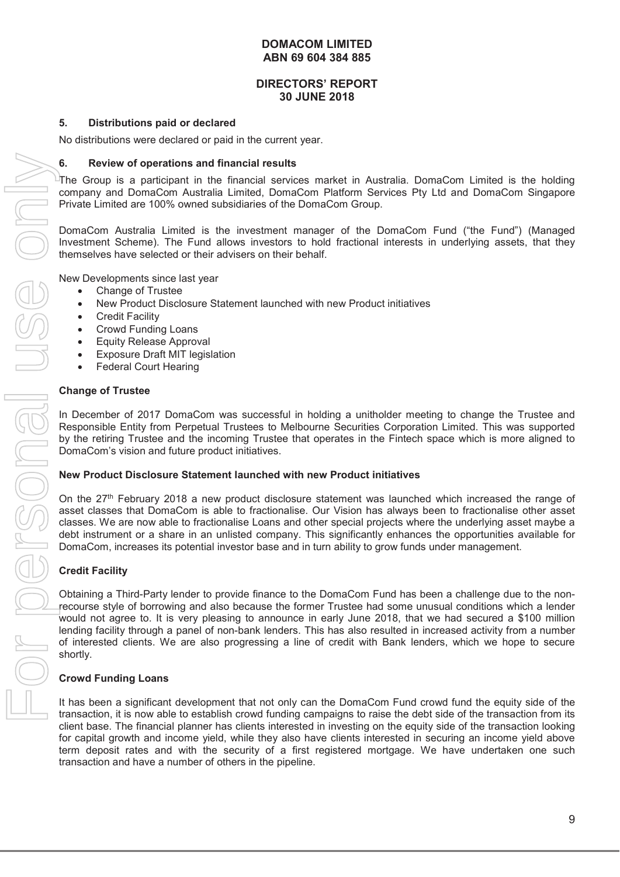# DOMACOM LIMITED
# ABN 69 604 384 885

## DIRECTORS' REPORT
## 30 JUNE 2018

### 5. Distributions paid or declared

No distributions were declared or paid in the current year.

### 6. Review of operations and financial results

The Group is a participant in the financial services market in Australia. DomaCom Limited is the holding company and DomaCom Australia Limited, DomaCom Platform Services Pty Ltd and DomaCom Singapore Private Limited are 100% owned subsidiaries of the DomaCom Group.

DomaCom Australia Limited is the investment manager of the DomaCom Fund ("the Fund") (Managed Investment Scheme). The Fund allows investors to hold fractional interests in underlying assets, that they themselves have selected or their advisers on their behalf.

New Developments since last year

- Change of Trustee
- New Product Disclosure Statement launched with new Product initiatives
- Credit Facility
- Crowd Funding Loans
- Equity Release Approval
- Exposure Draft MIT legislation
- Federal Court Hearing

**Change of Trustee**

In December of 2017 DomaCom was successful in holding a unitholder meeting to change the Trustee and Responsible Entity from Perpetual Trustees to Melbourne Securities Corporation Limited. This was supported by the retiring Trustee and the incoming Trustee that operates in the Fintech space which is more aligned to DomaCom's vision and future product initiatives.

**New Product Disclosure Statement launched with new Product initiatives**

On the 27th February 2018 a new product disclosure statement was launched which increased the range of asset classes that DomaCom is able to fractionalise. Our Vision has always been to fractionalise other asset classes. We are now able to fractionalise Loans and other special projects where the underlying asset maybe a debt instrument or a share in an unlisted company. This significantly enhances the opportunities available for DomaCom, increases its potential investor base and in turn ability to grow funds under management.

**Credit Facility**

Obtaining a Third-Party lender to provide finance to the DomaCom Fund has been a challenge due to the non-recourse style of borrowing and also because the former Trustee had some unusual conditions which a lender would not agree to. It is very pleasing to announce in early June 2018, that we had secured a $100 million lending facility through a panel of non-bank lenders. This has also resulted in increased activity from a number of interested clients. We are also progressing a line of credit with Bank lenders, which we hope to secure shortly.

**Crowd Funding Loans**

It has been a significant development that not only can the DomaCom Fund crowd fund the equity side of the transaction, it is now able to establish crowd funding campaigns to raise the debt side of the transaction from its client base. The financial planner has clients interested in investing on the equity side of the transaction looking for capital growth and income yield, while they also have clients interested in securing an income yield above term deposit rates and with the security of a first registered mortgage. We have undertaken one such transaction and have a number of others in the pipeline.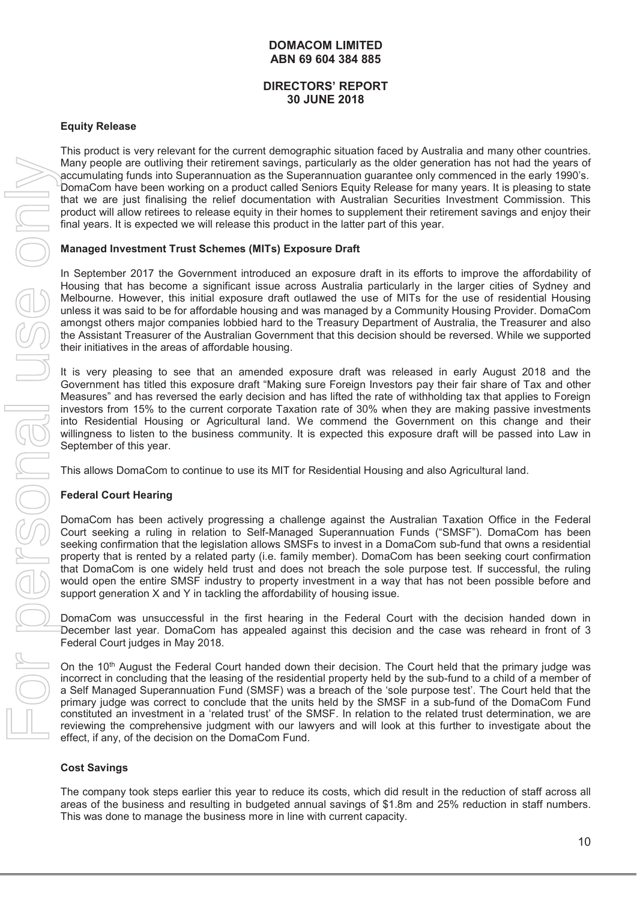**DOMACOM LIMITED**
**ABN 69 604 384 885**

**DIRECTORS' REPORT**
**30 JUNE 2018**

**Equity Release**

This product is very relevant for the current demographic situation faced by Australia and many other countries. Many people are outliving their retirement savings, particularly as the older generation has not had the years of accumulating funds into Superannuation as the Superannuation guarantee only commenced in the early 1990's. DomaCom have been working on a product called Seniors Equity Release for many years. It is pleasing to state that we are just finalising the relief documentation with Australian Securities Investment Commission. This product will allow retirees to release equity in their homes to supplement their retirement savings and enjoy their final years. It is expected we will release this product in the latter part of this year.

**Managed Investment Trust Schemes (MITs) Exposure Draft**

In September 2017 the Government introduced an exposure draft in its efforts to improve the affordability of Housing that has become a significant issue across Australia particularly in the larger cities of Sydney and Melbourne. However, this initial exposure draft outlawed the use of MITs for the use of residential Housing unless it was said to be for affordable housing and was managed by a Community Housing Provider. DomaCom amongst others major companies lobbied hard to the Treasury Department of Australia, the Treasurer and also the Assistant Treasurer of the Australian Government that this decision should be reversed. While we supported their initiatives in the areas of affordable housing.

It is very pleasing to see that an amended exposure draft was released in early August 2018 and the Government has titled this exposure draft "Making sure Foreign Investors pay their fair share of Tax and other Measures" and has reversed the early decision and has lifted the rate of withholding tax that applies to Foreign investors from 15% to the current corporate Taxation rate of 30% when they are making passive investments into Residential Housing or Agricultural land. We commend the Government on this change and their willingness to listen to the business community. It is expected this exposure draft will be passed into Law in September of this year.

This allows DomaCom to continue to use its MIT for Residential Housing and also Agricultural land.

**Federal Court Hearing**

DomaCom has been actively progressing a challenge against the Australian Taxation Office in the Federal Court seeking a ruling in relation to Self-Managed Superannuation Funds ("SMSF"). DomaCom has been seeking confirmation that the legislation allows SMSFs to invest in a DomaCom sub-fund that owns a residential property that is rented by a related party (i.e. family member). DomaCom has been seeking court confirmation that DomaCom is one widely held trust and does not breach the sole purpose test. If successful, the ruling would open the entire SMSF industry to property investment in a way that has not been possible before and support generation X and Y in tackling the affordability of housing issue.

DomaCom was unsuccessful in the first hearing in the Federal Court with the decision handed down in December last year. DomaCom has appealed against this decision and the case was reheard in front of 3 Federal Court judges in May 2018.

On the 10th August the Federal Court handed down their decision. The Court held that the primary judge was incorrect in concluding that the leasing of the residential property held by the sub-fund to a child of a member of a Self Managed Superannuation Fund (SMSF) was a breach of the 'sole purpose test'. The Court held that the primary judge was correct to conclude that the units held by the SMSF in a sub-fund of the DomaCom Fund constituted an investment in a 'related trust' of the SMSF. In relation to the related trust determination, we are reviewing the comprehensive judgment with our lawyers and will look at this further to investigate about the effect, if any, of the decision on the DomaCom Fund.

**Cost Savings**

The company took steps earlier this year to reduce its costs, which did result in the reduction of staff across all areas of the business and resulting in budgeted annual savings of $1.8m and 25% reduction in staff numbers. This was done to manage the business more in line with current capacity.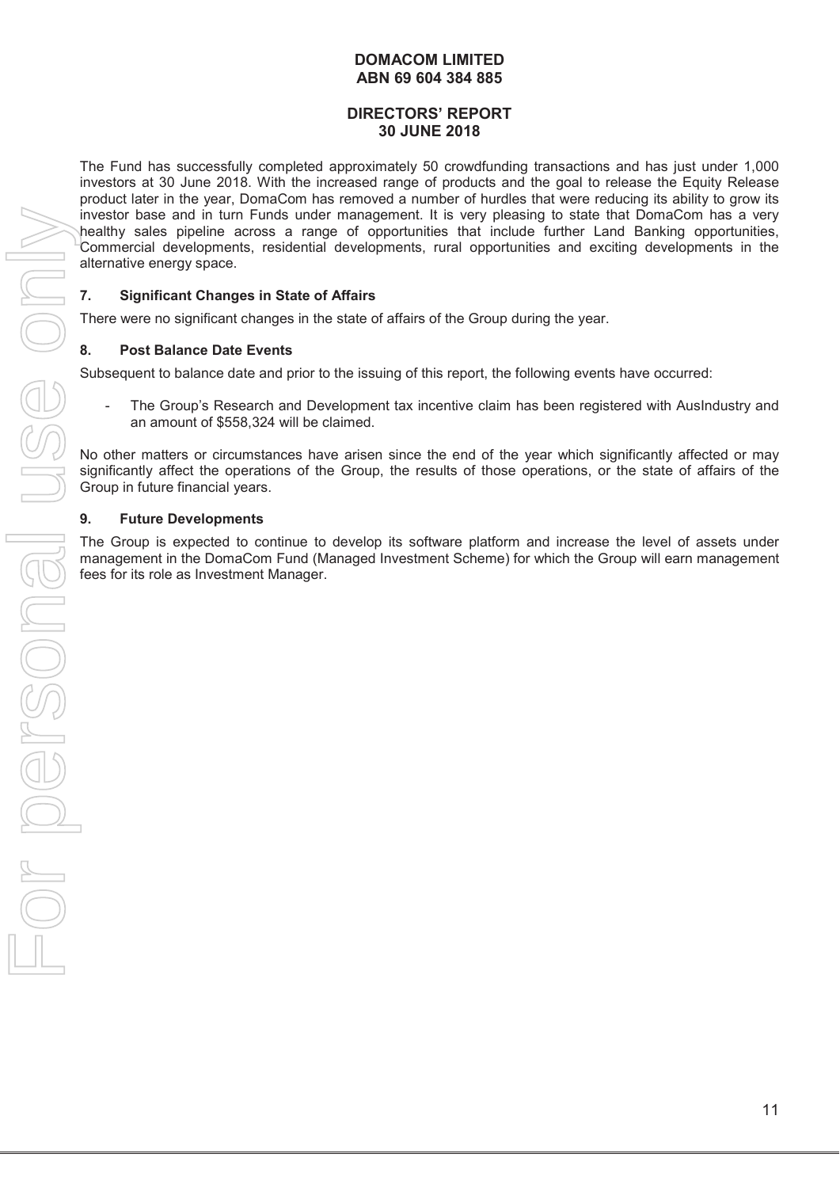**DOMACOM LIMITED**
**ABN 69 604 384 885**

**DIRECTORS' REPORT**
**30 JUNE 2018**

The Fund has successfully completed approximately 50 crowdfunding transactions and has just under 1,000 investors at 30 June 2018. With the increased range of products and the goal to release the Equity Release product later in the year, DomaCom has removed a number of hurdles that were reducing its ability to grow its investor base and in turn Funds under management. It is very pleasing to state that DomaCom has a very healthy sales pipeline across a range of opportunities that include further Land Banking opportunities, Commercial developments, residential developments, rural opportunities and exciting developments in the alternative energy space.

## 7. Significant Changes in State of Affairs

There were no significant changes in the state of affairs of the Group during the year.

## 8. Post Balance Date Events

Subsequent to balance date and prior to the issuing of this report, the following events have occurred:

- The Group's Research and Development tax incentive claim has been registered with AusIndustry and an amount of $558,324 will be claimed.

No other matters or circumstances have arisen since the end of the year which significantly affected or may significantly affect the operations of the Group, the results of those operations, or the state of affairs of the Group in future financial years.

## 9. Future Developments

The Group is expected to continue to develop its software platform and increase the level of assets under management in the DomaCom Fund (Managed Investment Scheme) for which the Group will earn management fees for its role as Investment Manager.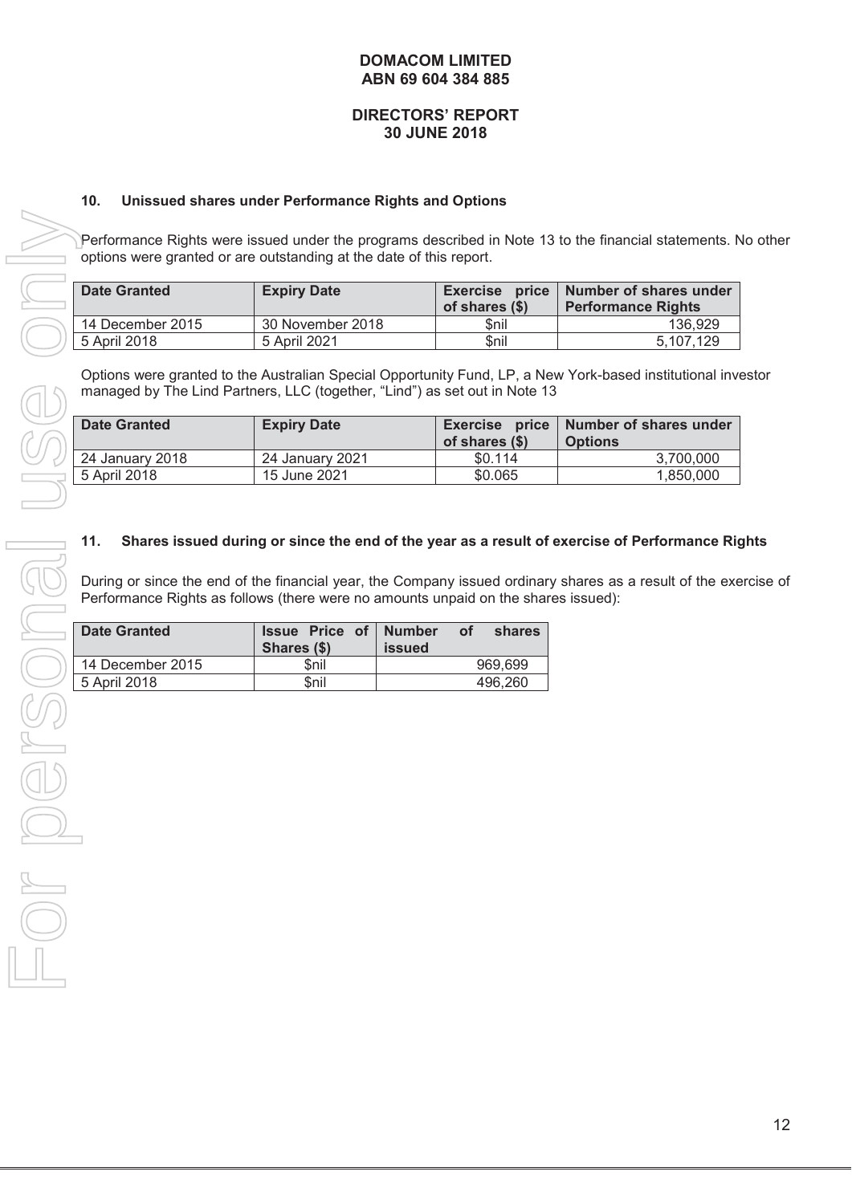## 10. Unissued shares under Performance Rights and Options

Performance Rights were issued under the programs described in Note 13 to the financial statements. No other options were granted or are outstanding at the date of this report.

| Date Granted | Expiry Date | Exercise price of shares ($) | Number of shares under Performance Rights |
|---|---|---|---|
| 14 December 2015 | 30 November 2018 | $nil | 136,929 |
| 5 April 2018 | 5 April 2021 | $nil | 5,107,129 |

Options were granted to the Australian Special Opportunity Fund, LP, a New York-based institutional investor managed by The Lind Partners, LLC (together, "Lind") as set out in Note 13

| Date Granted | Expiry Date | Exercise price of shares ($) | Number of shares under Options |
|---|---|---|---|
| 24 January 2018 | 24 January 2021 | $0.114 | 3,700,000 |
| 5 April 2018 | 15 June 2021 | $0.065 | 1,850,000 |

## 11. Shares issued during or since the end of the year as a result of exercise of Performance Rights

During or since the end of the financial year, the Company issued ordinary shares as a result of the exercise of Performance Rights as follows (there were no amounts unpaid on the shares issued):

| Date Granted | Issue Price of Shares ($) | Number of shares issued |
|---|---|---|
| 14 December 2015 | $nil | 969,699 |
| 5 April 2018 | $nil | 496,260 |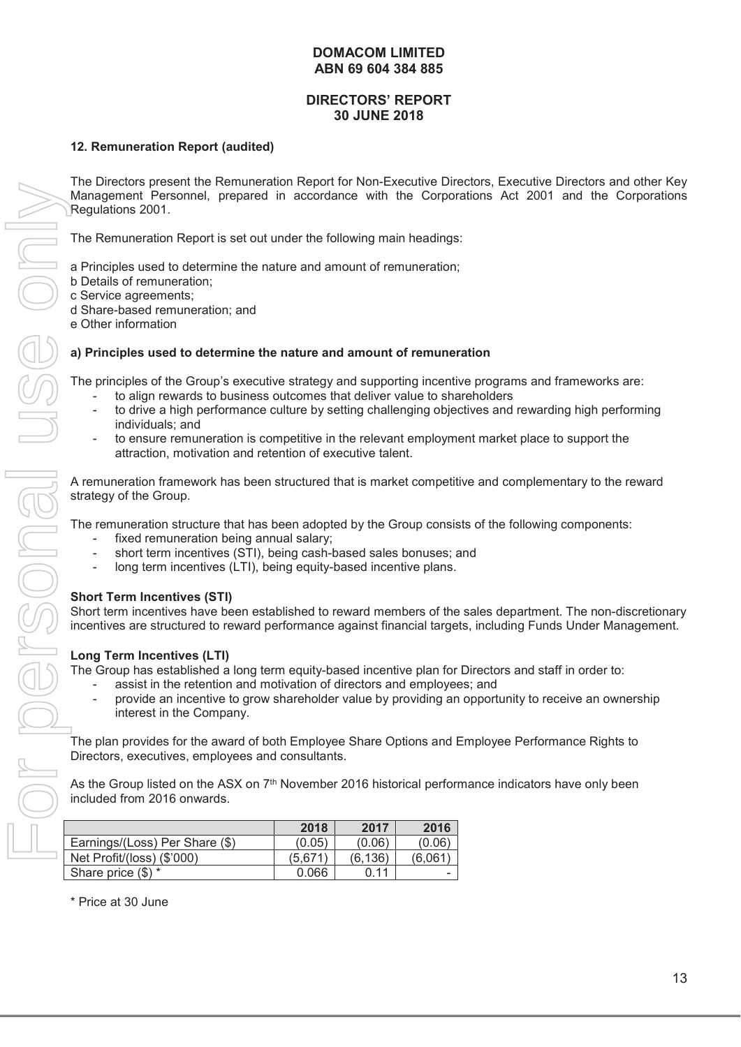**DOMACOM LIMITED**
**ABN 69 604 384 885**

**DIRECTORS' REPORT**
**30 JUNE 2018**

**12. Remuneration Report (audited)**

The Directors present the Remuneration Report for Non-Executive Directors, Executive Directors and other Key Management Personnel, prepared in accordance with the Corporations Act 2001 and the Corporations Regulations 2001.

The Remuneration Report is set out under the following main headings:

a Principles used to determine the nature and amount of remuneration;
b Details of remuneration;
c Service agreements;
d Share-based remuneration; and
e Other information

**a) Principles used to determine the nature and amount of remuneration**

The principles of the Group's executive strategy and supporting incentive programs and frameworks are:

- to align rewards to business outcomes that deliver value to shareholders
- to drive a high performance culture by setting challenging objectives and rewarding high performing individuals; and
- to ensure remuneration is competitive in the relevant employment market place to support the attraction, motivation and retention of executive talent.

A remuneration framework has been structured that is market competitive and complementary to the reward strategy of the Group.

The remuneration structure that has been adopted by the Group consists of the following components:

- fixed remuneration being annual salary;
- short term incentives (STI), being cash-based sales bonuses; and
- long term incentives (LTI), being equity-based incentive plans.

**Short Term Incentives (STI)**
Short term incentives have been established to reward members of the sales department. The non-discretionary incentives are structured to reward performance against financial targets, including Funds Under Management.

**Long Term Incentives (LTI)**
The Group has established a long term equity-based incentive plan for Directors and staff in order to:

- assist in the retention and motivation of directors and employees; and
- provide an incentive to grow shareholder value by providing an opportunity to receive an ownership interest in the Company.

The plan provides for the award of both Employee Share Options and Employee Performance Rights to Directors, executives, employees and consultants.

As the Group listed on the ASX on 7th November 2016 historical performance indicators have only been included from 2016 onwards.

| | 2018 | 2017 | 2016 |
|---|---|---|---|
| Earnings/(Loss) Per Share ($) | (0.05) | (0.06) | (0.06) |
| Net Profit/(loss) ($'000) | (5,671) | (6,136) | (6,061) |
| Share price ($) * | 0.066 | 0.11 | - |

* Price at 30 June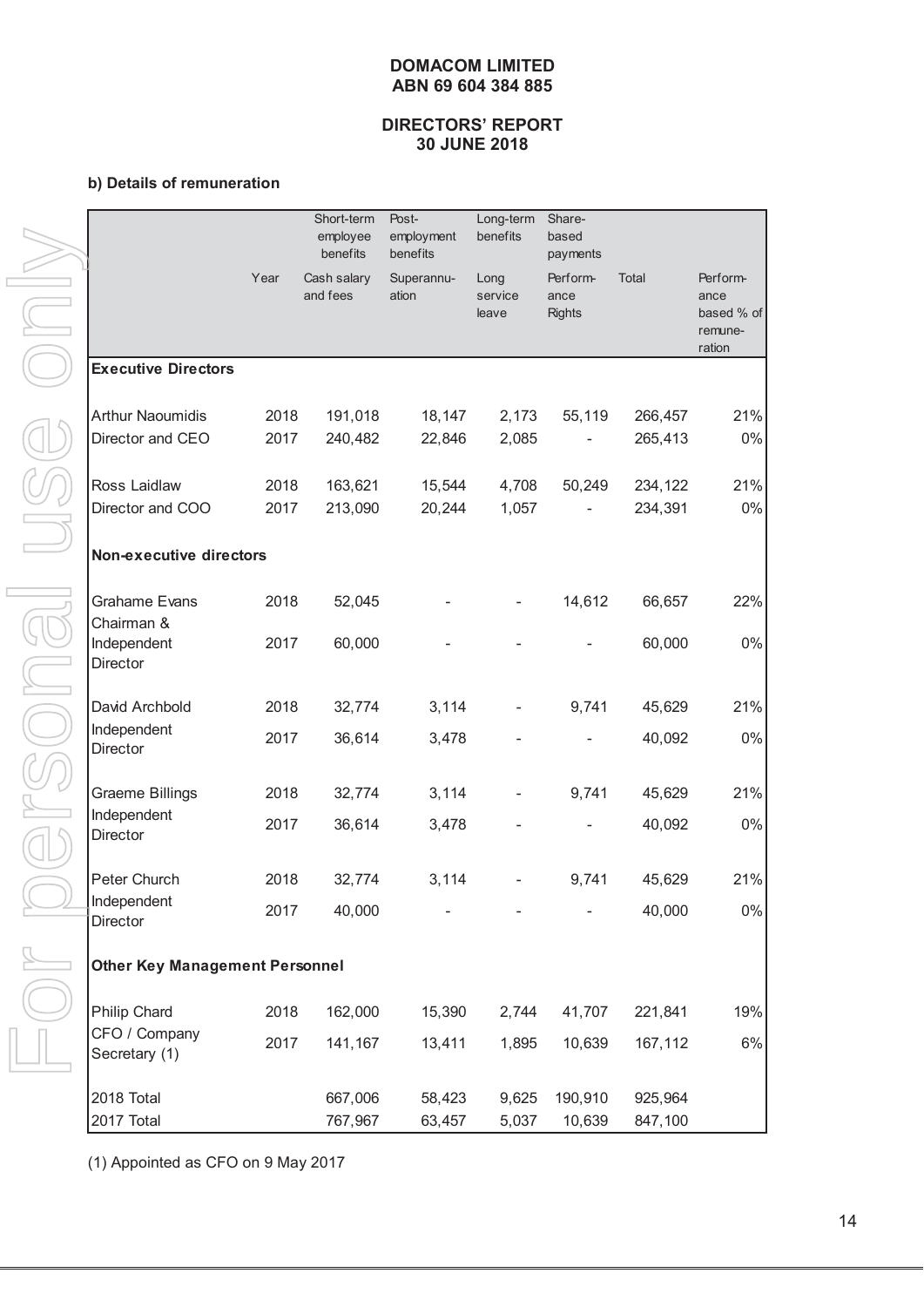**DOMACOM LIMITED**
**ABN 69 604 384 885**

**DIRECTORS' REPORT**
**30 JUNE 2018**

**b) Details of remuneration**

| | | Short-term employee benefits | Post-employment benefits | Long-term benefits | Share-based payments | | |
|---|---|---|---|---|---|---|---|
| | Year | Cash salary and fees | Superannuation | Long service leave | Performance Rights | Total | Performance based % of remuneration |
| **Executive Directors** | | | | | | | |
| Arthur Naoumidis | 2018 | 191,018 | 18,147 | 2,173 | 55,119 | 266,457 | 21% |
| Director and CEO | 2017 | 240,482 | 22,846 | 2,085 | - | 265,413 | 0% |
| Ross Laidlaw | 2018 | 163,621 | 15,544 | 4,708 | 50,249 | 234,122 | 21% |
| Director and COO | 2017 | 213,090 | 20,244 | 1,057 | - | 234,391 | 0% |
| **Non-executive directors** | | | | | | | |
| Grahame Evans | 2018 | 52,045 | - | - | 14,612 | 66,657 | 22% |
| Chairman & Independent Director | 2017 | 60,000 | - | - | - | 60,000 | 0% |
| David Archbold | 2018 | 32,774 | 3,114 | - | 9,741 | 45,629 | 21% |
| Independent Director | 2017 | 36,614 | 3,478 | - | - | 40,092 | 0% |
| Graeme Billings | 2018 | 32,774 | 3,114 | - | 9,741 | 45,629 | 21% |
| Independent Director | 2017 | 36,614 | 3,478 | - | - | 40,092 | 0% |
| Peter Church | 2018 | 32,774 | 3,114 | - | 9,741 | 45,629 | 21% |
| Independent Director | 2017 | 40,000 | - | - | - | 40,000 | 0% |
| **Other Key Management Personnel** | | | | | | | |
| Philip Chard | 2018 | 162,000 | 15,390 | 2,744 | 41,707 | 221,841 | 19% |
| CFO / Company Secretary (1) | 2017 | 141,167 | 13,411 | 1,895 | 10,639 | 167,112 | 6% |
| 2018 Total | | 667,006 | 58,423 | 9,625 | 190,910 | 925,964 | |
| 2017 Total | | 767,967 | 63,457 | 5,037 | 10,639 | 847,100 | |

(1) Appointed as CFO on 9 May 2017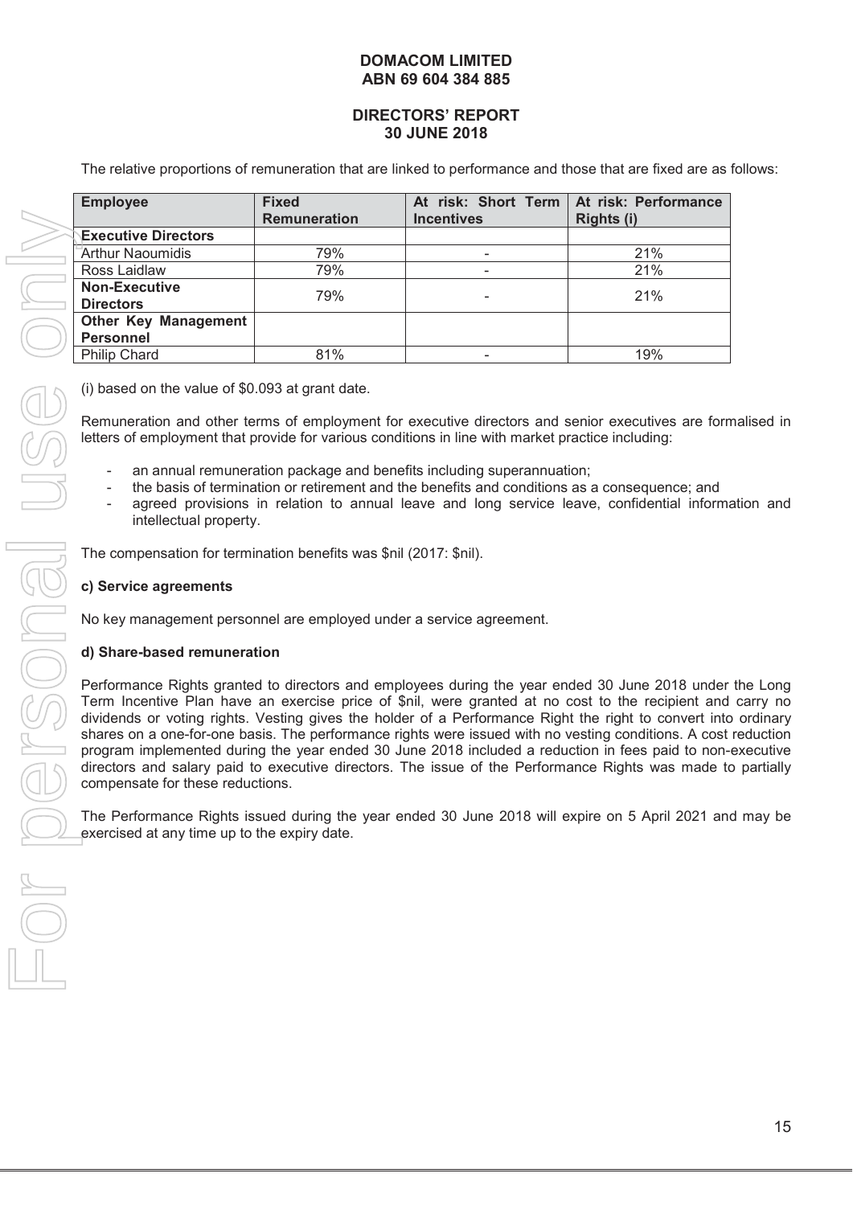The relative proportions of remuneration that are linked to performance and those that are fixed are as follows:

| Employee | Fixed Remuneration | At risk: Short Term Incentives | At risk: Performance Rights (i) |
|---|---|---|---|
| **Executive Directors** | | | |
| Arthur Naoumidis | 79% | - | 21% |
| Ross Laidlaw | 79% | - | 21% |
| **Non-Executive Directors** | 79% | - | 21% |
| **Other Key Management Personnel** | | | |
| Philip Chard | 81% | - | 19% |

(i) based on the value of $0.093 at grant date.

Remuneration and other terms of employment for executive directors and senior executives are formalised in letters of employment that provide for various conditions in line with market practice including:

- an annual remuneration package and benefits including superannuation;
- the basis of termination or retirement and the benefits and conditions as a consequence; and
- agreed provisions in relation to annual leave and long service leave, confidential information and intellectual property.

The compensation for termination benefits was $nil (2017: $nil).

**c) Service agreements**

No key management personnel are employed under a service agreement.

**d) Share-based remuneration**

Performance Rights granted to directors and employees during the year ended 30 June 2018 under the Long Term Incentive Plan have an exercise price of $nil, were granted at no cost to the recipient and carry no dividends or voting rights. Vesting gives the holder of a Performance Right the right to convert into ordinary shares on a one-for-one basis. The performance rights were issued with no vesting conditions. A cost reduction program implemented during the year ended 30 June 2018 included a reduction in fees paid to non-executive directors and salary paid to executive directors. The issue of the Performance Rights was made to partially compensate for these reductions.

The Performance Rights issued during the year ended 30 June 2018 will expire on 5 April 2021 and may be exercised at any time up to the expiry date.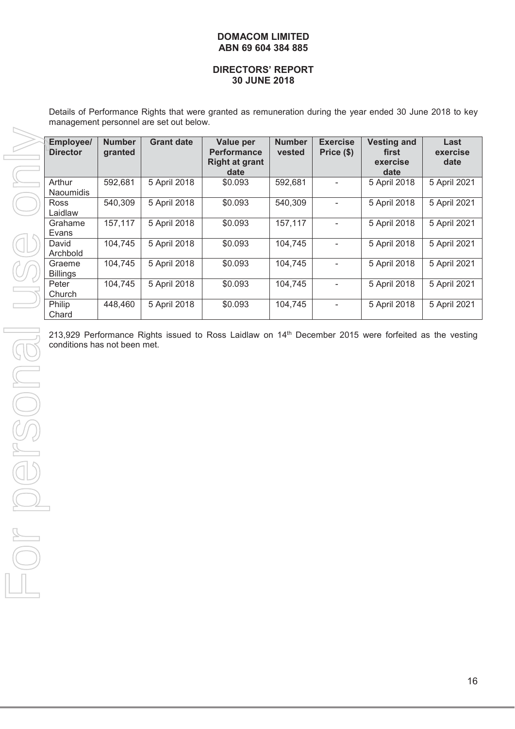**DOMACOM LIMITED**
**ABN 69 604 384 885**

**DIRECTORS' REPORT**
**30 JUNE 2018**

Details of Performance Rights that were granted as remuneration during the year ended 30 June 2018 to key management personnel are set out below.

| Employee/ Director | Number granted | Grant date | Value per Performance Right at grant date | Number vested | Exercise Price ($) | Vesting and first exercise date | Last exercise date |
|---|---|---|---|---|---|---|---|
| Arthur Naoumidis | 592,681 | 5 April 2018 | $0.093 | 592,681 | - | 5 April 2018 | 5 April 2021 |
| Ross Laidlaw | 540,309 | 5 April 2018 | $0.093 | 540,309 | - | 5 April 2018 | 5 April 2021 |
| Grahame Evans | 157,117 | 5 April 2018 | $0.093 | 157,117 | - | 5 April 2018 | 5 April 2021 |
| David Archbold | 104,745 | 5 April 2018 | $0.093 | 104,745 | - | 5 April 2018 | 5 April 2021 |
| Graeme Billings | 104,745 | 5 April 2018 | $0.093 | 104,745 | - | 5 April 2018 | 5 April 2021 |
| Peter Church | 104,745 | 5 April 2018 | $0.093 | 104,745 | - | 5 April 2018 | 5 April 2021 |
| Philip Chard | 448,460 | 5 April 2018 | $0.093 | 104,745 | - | 5 April 2018 | 5 April 2021 |

213,929 Performance Rights issued to Ross Laidlaw on 14th December 2015 were forfeited as the vesting conditions has not been met.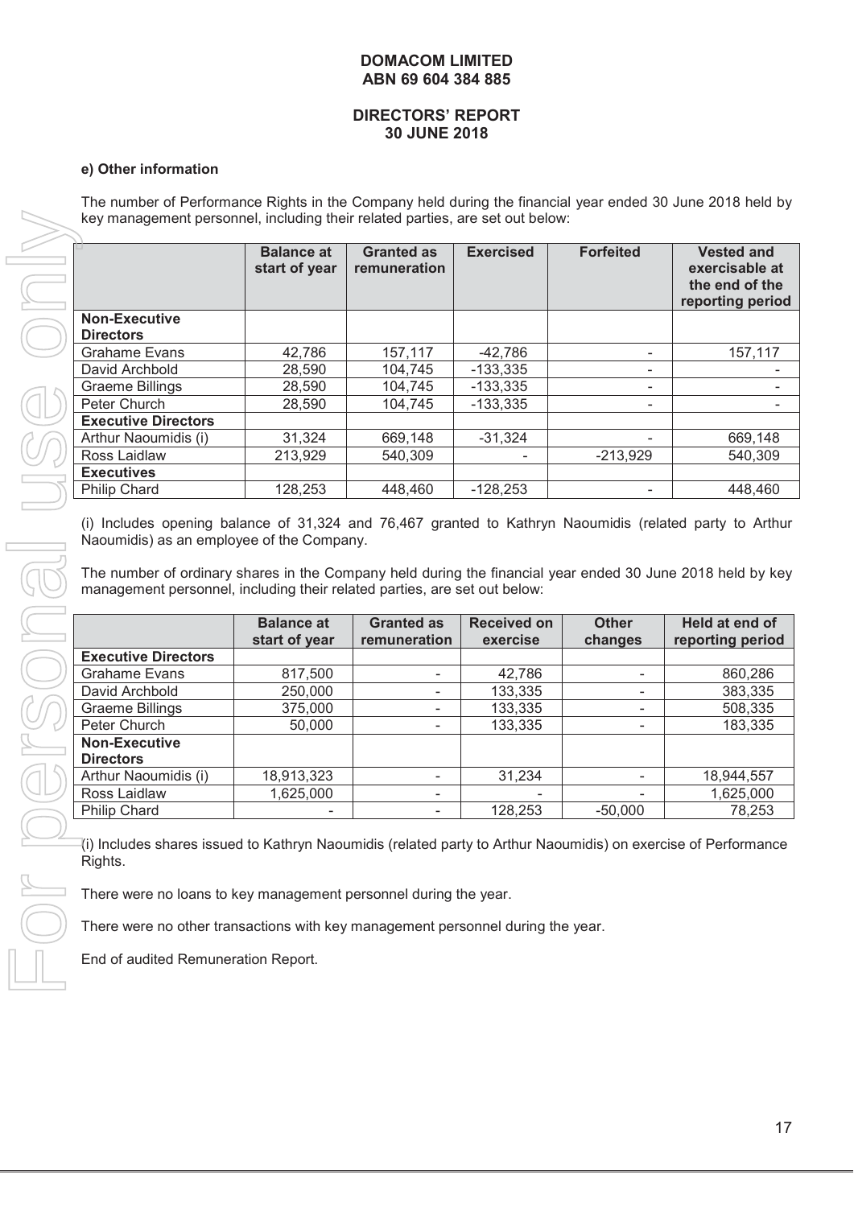**DOMACOM LIMITED**
**ABN 69 604 384 885**

**DIRECTORS' REPORT**
**30 JUNE 2018**

**e) Other information**

The number of Performance Rights in the Company held during the financial year ended 30 June 2018 held by key management personnel, including their related parties, are set out below:

| | Balance at start of year | Granted as remuneration | Exercised | Forfeited | Vested and exercisable at the end of the reporting period |
|---|---|---|---|---|---|
| **Non-Executive Directors** | | | | | |
| Grahame Evans | 42,786 | 157,117 | -42,786 | - | 157,117 |
| David Archbold | 28,590 | 104,745 | -133,335 | - | - |
| Graeme Billings | 28,590 | 104,745 | -133,335 | - | - |
| Peter Church | 28,590 | 104,745 | -133,335 | - | - |
| **Executive Directors** | | | | | |
| Arthur Naoumidis (i) | 31,324 | 669,148 | -31,324 | - | 669,148 |
| Ross Laidlaw | 213,929 | 540,309 | - | -213,929 | 540,309 |
| **Executives** | | | | | |
| Philip Chard | 128,253 | 448,460 | -128,253 | - | 448,460 |

(i) Includes opening balance of 31,324 and 76,467 granted to Kathryn Naoumidis (related party to Arthur Naoumidis) as an employee of the Company.

The number of ordinary shares in the Company held during the financial year ended 30 June 2018 held by key management personnel, including their related parties, are set out below:

| | Balance at start of year | Granted as remuneration | Received on exercise | Other changes | Held at end of reporting period |
|---|---|---|---|---|---|
| **Executive Directors** | | | | | |
| Grahame Evans | 817,500 | - | 42,786 | - | 860,286 |
| David Archbold | 250,000 | - | 133,335 | - | 383,335 |
| Graeme Billings | 375,000 | - | 133,335 | - | 508,335 |
| Peter Church | 50,000 | - | 133,335 | - | 183,335 |
| **Non-Executive Directors** | | | | | |
| Arthur Naoumidis (i) | 18,913,323 | - | 31,234 | - | 18,944,557 |
| Ross Laidlaw | 1,625,000 | - | - | - | 1,625,000 |
| Philip Chard | - | - | 128,253 | -50,000 | 78,253 |

(i) Includes shares issued to Kathryn Naoumidis (related party to Arthur Naoumidis) on exercise of Performance Rights.

There were no loans to key management personnel during the year.

There were no other transactions with key management personnel during the year.

End of audited Remuneration Report.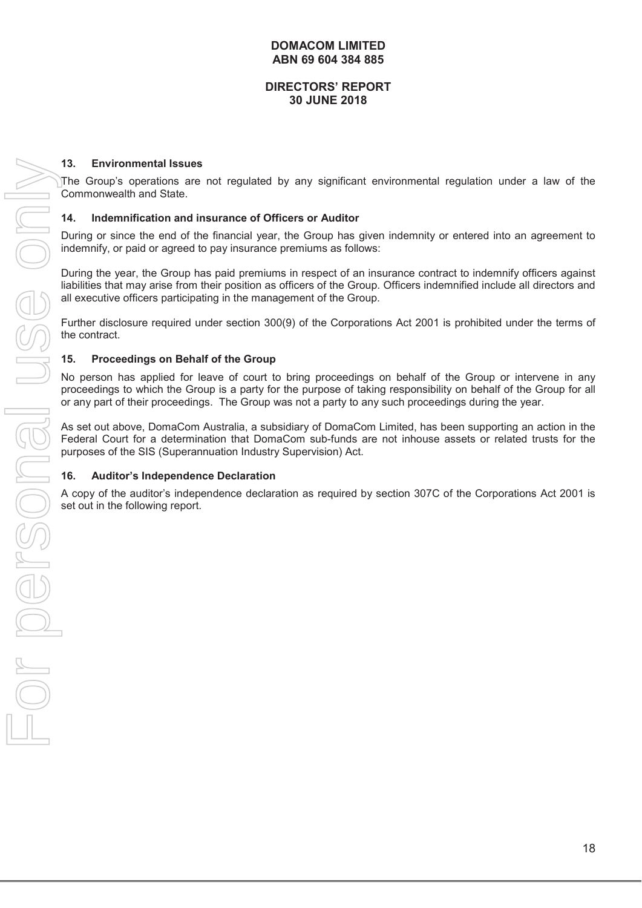## 13. Environmental Issues

The Group's operations are not regulated by any significant environmental regulation under a law of the Commonwealth and State.

## 14. Indemnification and insurance of Officers or Auditor

During or since the end of the financial year, the Group has given indemnity or entered into an agreement to indemnify, or paid or agreed to pay insurance premiums as follows:

During the year, the Group has paid premiums in respect of an insurance contract to indemnify officers against liabilities that may arise from their position as officers of the Group. Officers indemnified include all directors and all executive officers participating in the management of the Group.

Further disclosure required under section 300(9) of the Corporations Act 2001 is prohibited under the terms of the contract.

## 15. Proceedings on Behalf of the Group

No person has applied for leave of court to bring proceedings on behalf of the Group or intervene in any proceedings to which the Group is a party for the purpose of taking responsibility on behalf of the Group for all or any part of their proceedings. The Group was not a party to any such proceedings during the year.

As set out above, DomaCom Australia, a subsidiary of DomaCom Limited, has been supporting an action in the Federal Court for a determination that DomaCom sub-funds are not inhouse assets or related trusts for the purposes of the SIS (Superannuation Industry Supervision) Act.

## 16. Auditor's Independence Declaration

A copy of the auditor's independence declaration as required by section 307C of the Corporations Act 2001 is set out in the following report.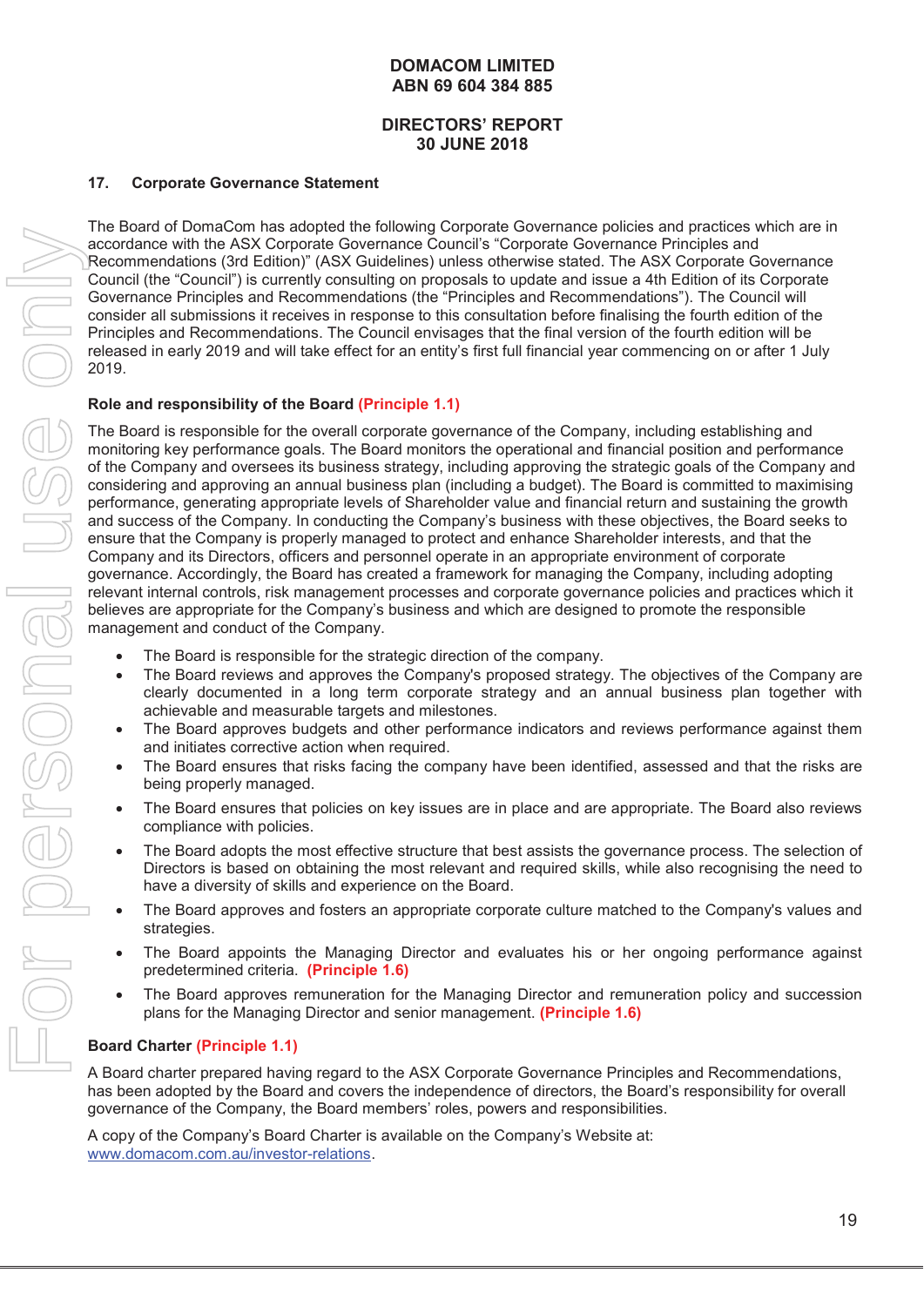**DOMACOM LIMITED**
**ABN 69 604 384 885**

**DIRECTORS' REPORT**
**30 JUNE 2018**

## 17. Corporate Governance Statement

The Board of DomaCom has adopted the following Corporate Governance policies and practices which are in accordance with the ASX Corporate Governance Council's "Corporate Governance Principles and Recommendations (3rd Edition)" (ASX Guidelines) unless otherwise stated. The ASX Corporate Governance Council (the "Council") is currently consulting on proposals to update and issue a 4th Edition of its Corporate Governance Principles and Recommendations (the "Principles and Recommendations"). The Council will consider all submissions it receives in response to this consultation before finalising the fourth edition of the Principles and Recommendations. The Council envisages that the final version of the fourth edition will be released in early 2019 and will take effect for an entity's first full financial year commencing on or after 1 July 2019.

### Role and responsibility of the Board (Principle 1.1)

The Board is responsible for the overall corporate governance of the Company, including establishing and monitoring key performance goals. The Board monitors the operational and financial position and performance of the Company and oversees its business strategy, including approving the strategic goals of the Company and considering and approving an annual business plan (including a budget). The Board is committed to maximising performance, generating appropriate levels of Shareholder value and financial return and sustaining the growth and success of the Company. In conducting the Company's business with these objectives, the Board seeks to ensure that the Company is properly managed to protect and enhance Shareholder interests, and that the Company and its Directors, officers and personnel operate in an appropriate environment of corporate governance. Accordingly, the Board has created a framework for managing the Company, including adopting relevant internal controls, risk management processes and corporate governance policies and practices which it believes are appropriate for the Company's business and which are designed to promote the responsible management and conduct of the Company.

- The Board is responsible for the strategic direction of the company.
- The Board reviews and approves the Company's proposed strategy. The objectives of the Company are clearly documented in a long term corporate strategy and an annual business plan together with achievable and measurable targets and milestones.
- The Board approves budgets and other performance indicators and reviews performance against them and initiates corrective action when required.
- The Board ensures that risks facing the company have been identified, assessed and that the risks are being properly managed.
- The Board ensures that policies on key issues are in place and are appropriate. The Board also reviews compliance with policies.
- The Board adopts the most effective structure that best assists the governance process. The selection of Directors is based on obtaining the most relevant and required skills, while also recognising the need to have a diversity of skills and experience on the Board.
- The Board approves and fosters an appropriate corporate culture matched to the Company's values and strategies.
- The Board appoints the Managing Director and evaluates his or her ongoing performance against predetermined criteria. **(Principle 1.6)**
- The Board approves remuneration for the Managing Director and remuneration policy and succession plans for the Managing Director and senior management. **(Principle 1.6)**

### Board Charter (Principle 1.1)

A Board charter prepared having regard to the ASX Corporate Governance Principles and Recommendations, has been adopted by the Board and covers the independence of directors, the Board's responsibility for overall governance of the Company, the Board members' roles, powers and responsibilities.

A copy of the Company's Board Charter is available on the Company's Website at: www.domacom.com.au/investor-relations.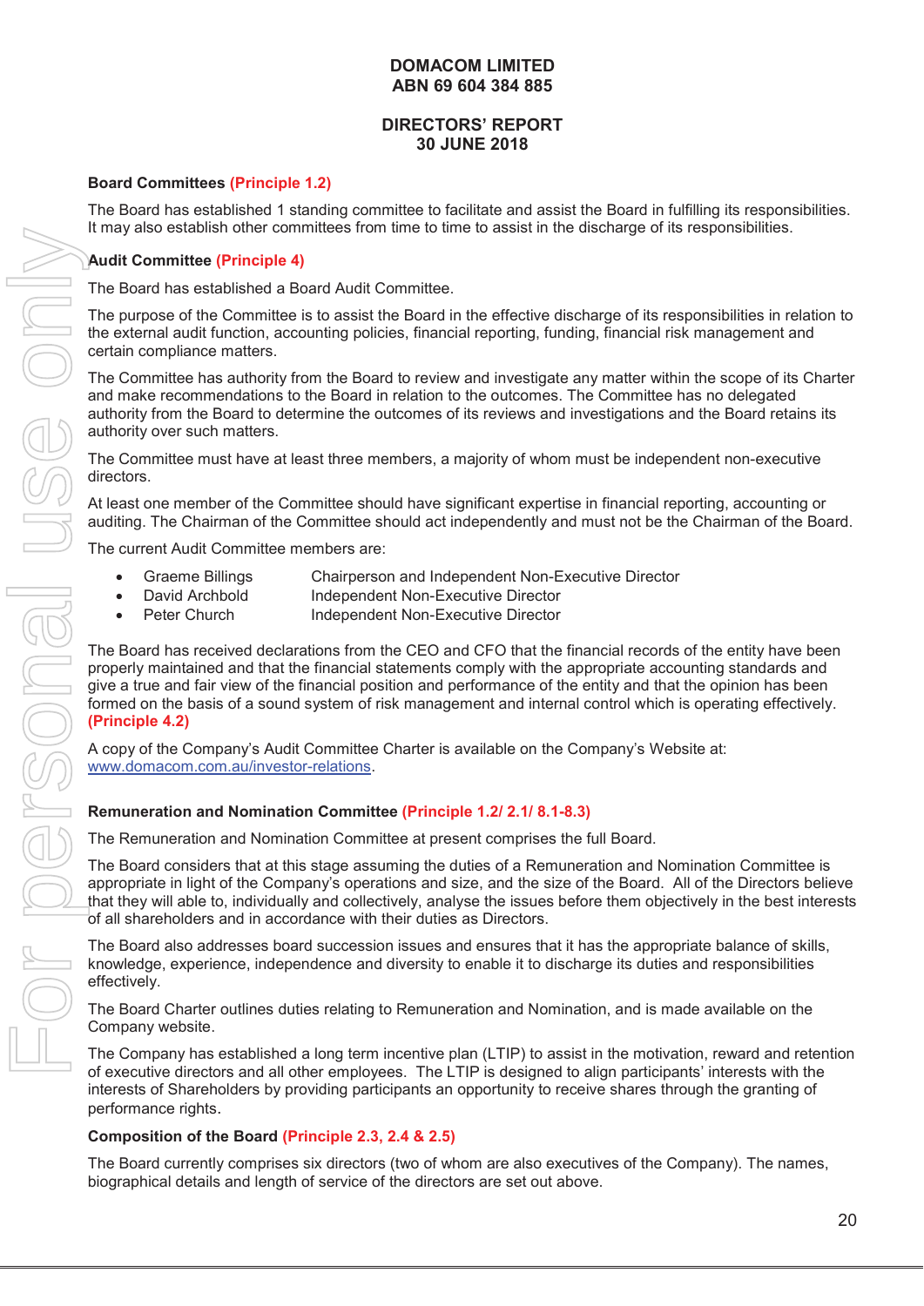# DOMACOM LIMITED
# ABN 69 604 384 885

## DIRECTORS' REPORT
## 30 JUNE 2018

**Board Committees (Principle 1.2)**

The Board has established 1 standing committee to facilitate and assist the Board in fulfilling its responsibilities. It may also establish other committees from time to time to assist in the discharge of its responsibilities.

**Audit Committee (Principle 4)**

The Board has established a Board Audit Committee.

The purpose of the Committee is to assist the Board in the effective discharge of its responsibilities in relation to the external audit function, accounting policies, financial reporting, funding, financial risk management and certain compliance matters.

The Committee has authority from the Board to review and investigate any matter within the scope of its Charter and make recommendations to the Board in relation to the outcomes. The Committee has no delegated authority from the Board to determine the outcomes of its reviews and investigations and the Board retains its authority over such matters.

The Committee must have at least three members, a majority of whom must be independent non-executive directors.

At least one member of the Committee should have significant expertise in financial reporting, accounting or auditing. The Chairman of the Committee should act independently and must not be the Chairman of the Board.

The current Audit Committee members are:

- Graeme Billings — Chairperson and Independent Non-Executive Director
- David Archbold — Independent Non-Executive Director
- Peter Church — Independent Non-Executive Director

The Board has received declarations from the CEO and CFO that the financial records of the entity have been properly maintained and that the financial statements comply with the appropriate accounting standards and give a true and fair view of the financial position and performance of the entity and that the opinion has been formed on the basis of a sound system of risk management and internal control which is operating effectively. **(Principle 4.2)**

A copy of the Company's Audit Committee Charter is available on the Company's Website at: www.domacom.com.au/investor-relations.

**Remuneration and Nomination Committee (Principle 1.2/ 2.1/ 8.1-8.3)**

The Remuneration and Nomination Committee at present comprises the full Board.

The Board considers that at this stage assuming the duties of a Remuneration and Nomination Committee is appropriate in light of the Company's operations and size, and the size of the Board. All of the Directors believe that they will able to, individually and collectively, analyse the issues before them objectively in the best interests of all shareholders and in accordance with their duties as Directors.

The Board also addresses board succession issues and ensures that it has the appropriate balance of skills, knowledge, experience, independence and diversity to enable it to discharge its duties and responsibilities effectively.

The Board Charter outlines duties relating to Remuneration and Nomination, and is made available on the Company website.

The Company has established a long term incentive plan (LTIP) to assist in the motivation, reward and retention of executive directors and all other employees. The LTIP is designed to align participants' interests with the interests of Shareholders by providing participants an opportunity to receive shares through the granting of performance rights.

**Composition of the Board (Principle 2.3, 2.4 & 2.5)**

The Board currently comprises six directors (two of whom are also executives of the Company). The names, biographical details and length of service of the directors are set out above.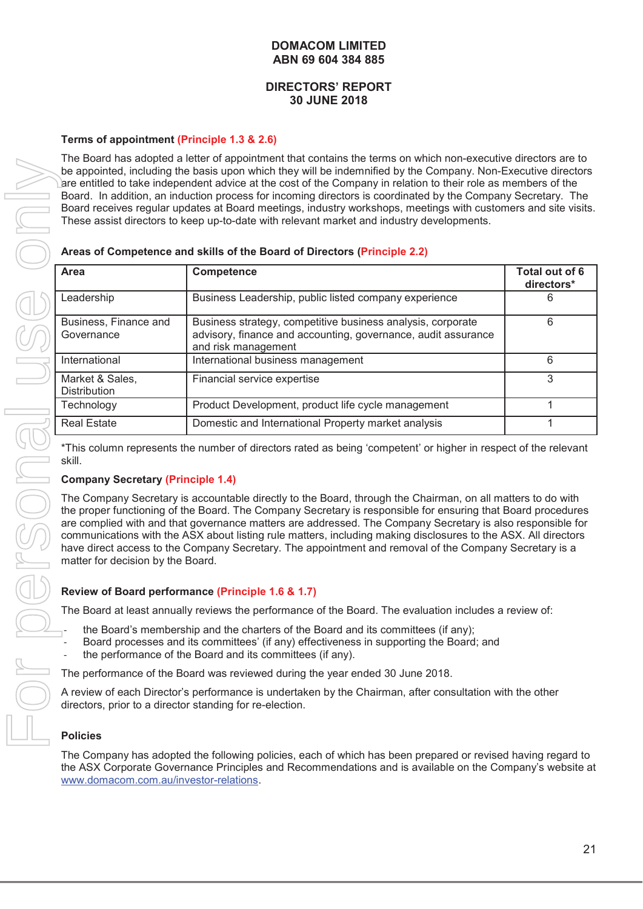**DOMACOM LIMITED**
**ABN 69 604 384 885**

**DIRECTORS' REPORT**
**30 JUNE 2018**

**Terms of appointment (Principle 1.3 & 2.6)**

The Board has adopted a letter of appointment that contains the terms on which non-executive directors are to be appointed, including the basis upon which they will be indemnified by the Company. Non-Executive directors are entitled to take independent advice at the cost of the Company in relation to their role as members of the Board. In addition, an induction process for incoming directors is coordinated by the Company Secretary. The Board receives regular updates at Board meetings, industry workshops, meetings with customers and site visits. These assist directors to keep up-to-date with relevant market and industry developments.

**Areas of Competence and skills of the Board of Directors (Principle 2.2)**

| Area | Competence | Total out of 6 directors* |
|---|---|---|
| Leadership | Business Leadership, public listed company experience | 6 |
| Business, Finance and Governance | Business strategy, competitive business analysis, corporate advisory, finance and accounting, governance, audit assurance and risk management | 6 |
| International | International business management | 6 |
| Market & Sales, Distribution | Financial service expertise | 3 |
| Technology | Product Development, product life cycle management | 1 |
| Real Estate | Domestic and International Property market analysis | 1 |

*This column represents the number of directors rated as being 'competent' or higher in respect of the relevant skill.

**Company Secretary (Principle 1.4)**

The Company Secretary is accountable directly to the Board, through the Chairman, on all matters to do with the proper functioning of the Board. The Company Secretary is responsible for ensuring that Board procedures are complied with and that governance matters are addressed. The Company Secretary is also responsible for communications with the ASX about listing rule matters, including making disclosures to the ASX. All directors have direct access to the Company Secretary. The appointment and removal of the Company Secretary is a matter for decision by the Board.

**Review of Board performance (Principle 1.6 & 1.7)**

The Board at least annually reviews the performance of the Board. The evaluation includes a review of:

- the Board's membership and the charters of the Board and its committees (if any);
- Board processes and its committees' (if any) effectiveness in supporting the Board; and
- the performance of the Board and its committees (if any).

The performance of the Board was reviewed during the year ended 30 June 2018.

A review of each Director's performance is undertaken by the Chairman, after consultation with the other directors, prior to a director standing for re-election.

**Policies**

The Company has adopted the following policies, each of which has been prepared or revised having regard to the ASX Corporate Governance Principles and Recommendations and is available on the Company's website at www.domacom.com.au/investor-relations.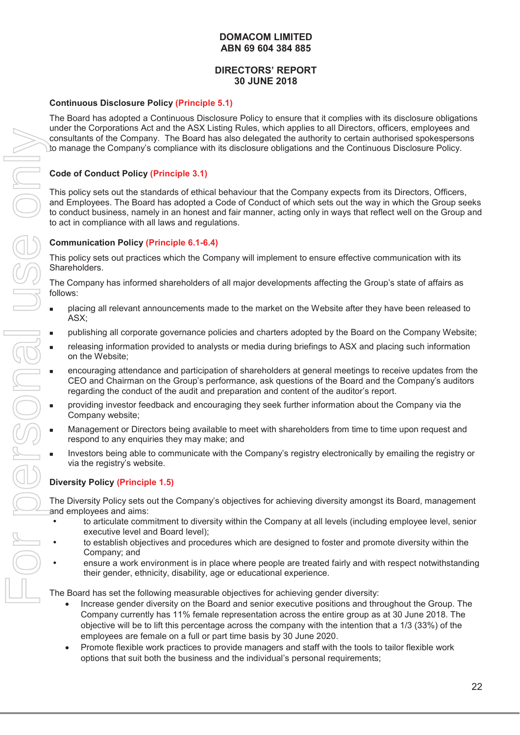**DOMACOM LIMITED**
**ABN 69 604 384 885**

**DIRECTORS' REPORT**
**30 JUNE 2018**

**Continuous Disclosure Policy (Principle 5.1)**

The Board has adopted a Continuous Disclosure Policy to ensure that it complies with its disclosure obligations under the Corporations Act and the ASX Listing Rules, which applies to all Directors, officers, employees and consultants of the Company. The Board has also delegated the authority to certain authorised spokespersons to manage the Company's compliance with its disclosure obligations and the Continuous Disclosure Policy.

**Code of Conduct Policy (Principle 3.1)**

This policy sets out the standards of ethical behaviour that the Company expects from its Directors, Officers, and Employees. The Board has adopted a Code of Conduct of which sets out the way in which the Group seeks to conduct business, namely in an honest and fair manner, acting only in ways that reflect well on the Group and to act in compliance with all laws and regulations.

**Communication Policy (Principle 6.1-6.4)**

This policy sets out practices which the Company will implement to ensure effective communication with its Shareholders.

The Company has informed shareholders of all major developments affecting the Group's state of affairs as follows:

- placing all relevant announcements made to the market on the Website after they have been released to ASX;
- publishing all corporate governance policies and charters adopted by the Board on the Company Website;
- releasing information provided to analysts or media during briefings to ASX and placing such information on the Website;
- encouraging attendance and participation of shareholders at general meetings to receive updates from the CEO and Chairman on the Group's performance, ask questions of the Board and the Company's auditors regarding the conduct of the audit and preparation and content of the auditor's report.
- providing investor feedback and encouraging they seek further information about the Company via the Company website;
- Management or Directors being available to meet with shareholders from time to time upon request and respond to any enquiries they may make; and
- Investors being able to communicate with the Company's registry electronically by emailing the registry or via the registry's website.

**Diversity Policy (Principle 1.5)**

The Diversity Policy sets out the Company's objectives for achieving diversity amongst its Board, management and employees and aims:

- to articulate commitment to diversity within the Company at all levels (including employee level, senior executive level and Board level);
- to establish objectives and procedures which are designed to foster and promote diversity within the Company; and
- ensure a work environment is in place where people are treated fairly and with respect notwithstanding their gender, ethnicity, disability, age or educational experience.

The Board has set the following measurable objectives for achieving gender diversity:

- Increase gender diversity on the Board and senior executive positions and throughout the Group. The Company currently has 11% female representation across the entire group as at 30 June 2018. The objective will be to lift this percentage across the company with the intention that a 1/3 (33%) of the employees are female on a full or part time basis by 30 June 2020.
- Promote flexible work practices to provide managers and staff with the tools to tailor flexible work options that suit both the business and the individual's personal requirements;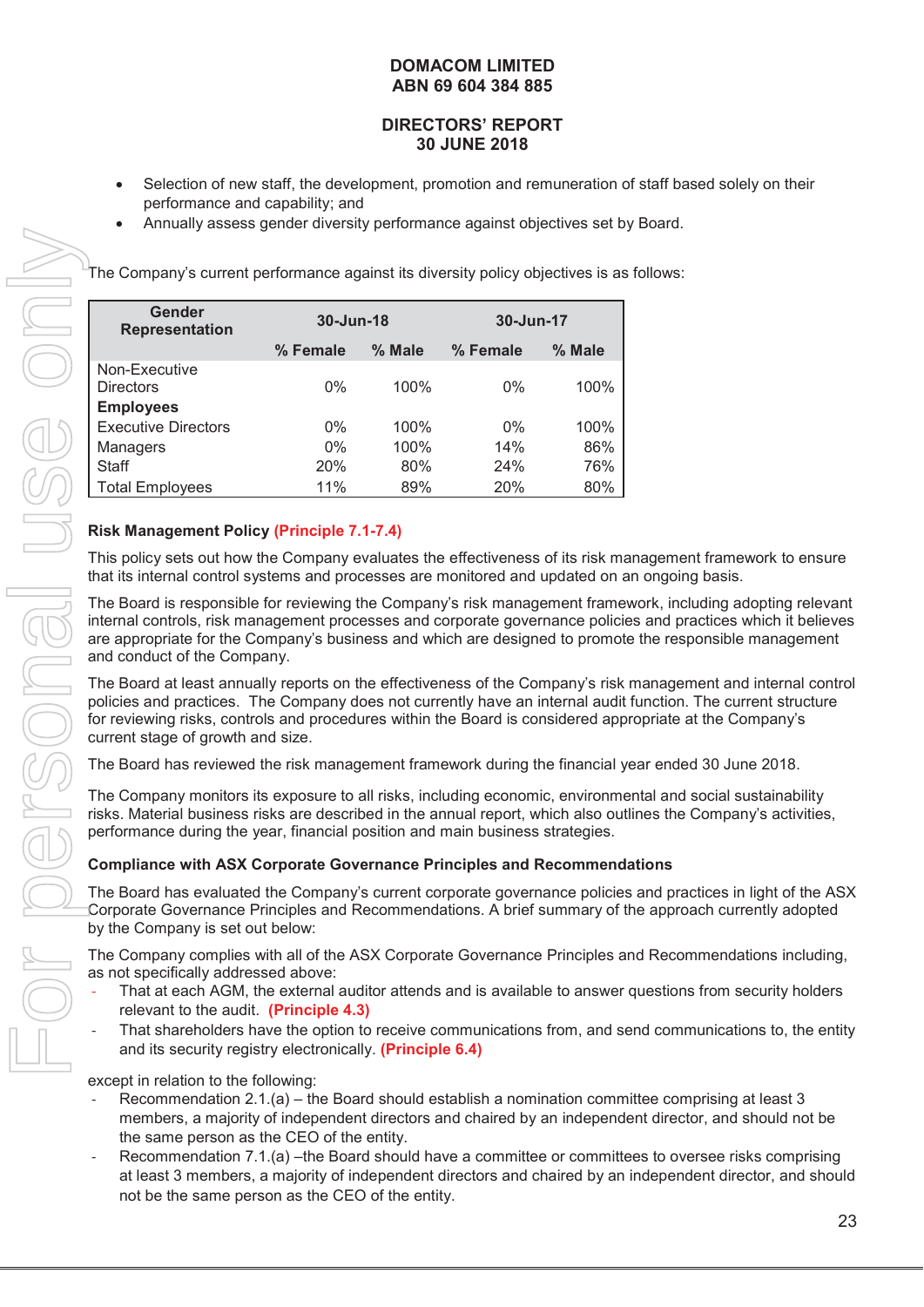- Selection of new staff, the development, promotion and remuneration of staff based solely on their performance and capability; and
- Annually assess gender diversity performance against objectives set by Board.

The Company's current performance against its diversity policy objectives is as follows:

| Gender Representation | 30-Jun-18 | | 30-Jun-17 | |
|---|---|---|---|---|
| | % Female | % Male | % Female | % Male |
| Non-Executive Directors | 0% | 100% | 0% | 100% |
| **Employees** | | | | |
| Executive Directors | 0% | 100% | 0% | 100% |
| Managers | 0% | 100% | 14% | 86% |
| Staff | 20% | 80% | 24% | 76% |
| Total Employees | 11% | 89% | 20% | 80% |

**Risk Management Policy (Principle 7.1-7.4)**

This policy sets out how the Company evaluates the effectiveness of its risk management framework to ensure that its internal control systems and processes are monitored and updated on an ongoing basis.

The Board is responsible for reviewing the Company's risk management framework, including adopting relevant internal controls, risk management processes and corporate governance policies and practices which it believes are appropriate for the Company's business and which are designed to promote the responsible management and conduct of the Company.

The Board at least annually reports on the effectiveness of the Company's risk management and internal control policies and practices. The Company does not currently have an internal audit function. The current structure for reviewing risks, controls and procedures within the Board is considered appropriate at the Company's current stage of growth and size.

The Board has reviewed the risk management framework during the financial year ended 30 June 2018.

The Company monitors its exposure to all risks, including economic, environmental and social sustainability risks. Material business risks are described in the annual report, which also outlines the Company's activities, performance during the year, financial position and main business strategies.

**Compliance with ASX Corporate Governance Principles and Recommendations**

The Board has evaluated the Company's current corporate governance policies and practices in light of the ASX Corporate Governance Principles and Recommendations. A brief summary of the approach currently adopted by the Company is set out below:

The Company complies with all of the ASX Corporate Governance Principles and Recommendations including, as not specifically addressed above:

- That at each AGM, the external auditor attends and is available to answer questions from security holders relevant to the audit. **(Principle 4.3)**
- That shareholders have the option to receive communications from, and send communications to, the entity and its security registry electronically. **(Principle 6.4)**

except in relation to the following:

- Recommendation 2.1.(a) – the Board should establish a nomination committee comprising at least 3 members, a majority of independent directors and chaired by an independent director, and should not be the same person as the CEO of the entity.
- Recommendation 7.1.(a) –the Board should have a committee or committees to oversee risks comprising at least 3 members, a majority of independent directors and chaired by an independent director, and should not be the same person as the CEO of the entity.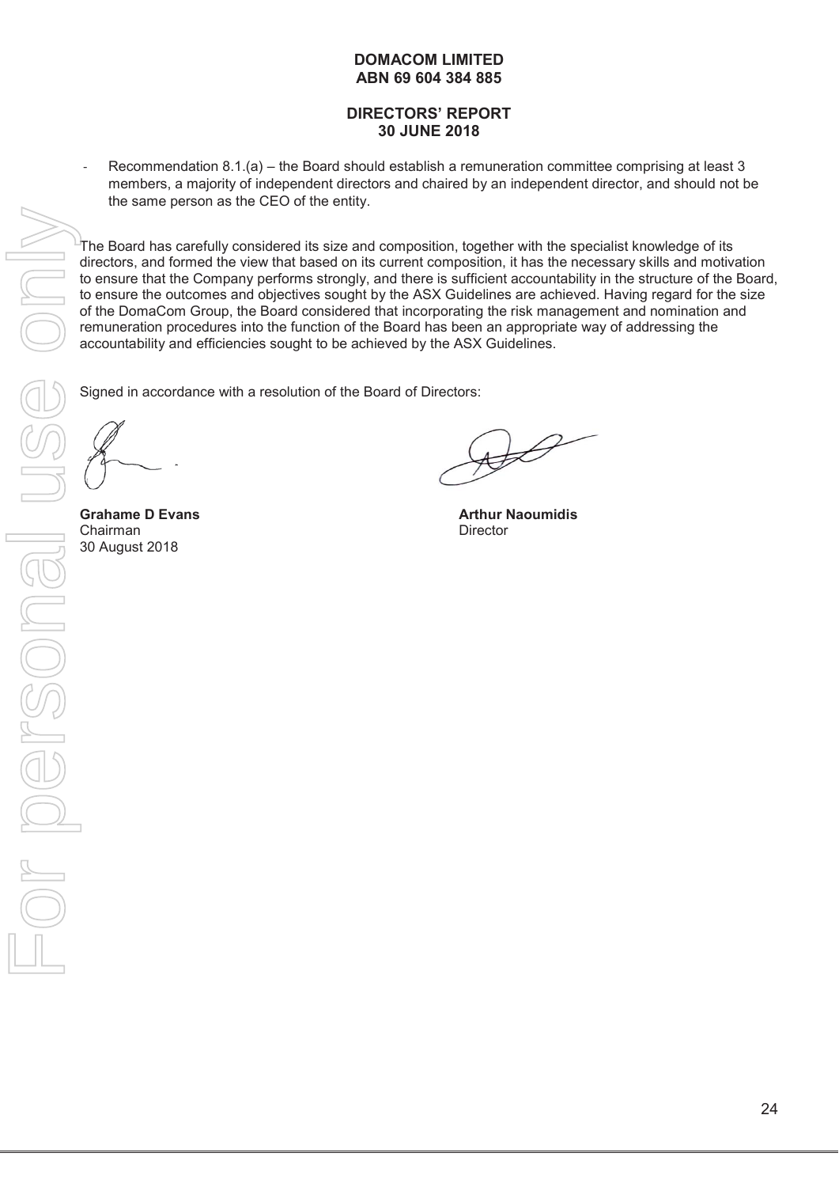- Recommendation 8.1.(a) – the Board should establish a remuneration committee comprising at least 3 members, a majority of independent directors and chaired by an independent director, and should not be the same person as the CEO of the entity.

The Board has carefully considered its size and composition, together with the specialist knowledge of its directors, and formed the view that based on its current composition, it has the necessary skills and motivation to ensure that the Company performs strongly, and there is sufficient accountability in the structure of the Board, to ensure the outcomes and objectives sought by the ASX Guidelines are achieved. Having regard for the size of the DomaCom Group, the Board considered that incorporating the risk management and nomination and remuneration procedures into the function of the Board has been an appropriate way of addressing the accountability and efficiencies sought to be achieved by the ASX Guidelines.

Signed in accordance with a resolution of the Board of Directors:

**Grahame D Evans**
Chairman
30 August 2018

**Arthur Naoumidis**
Director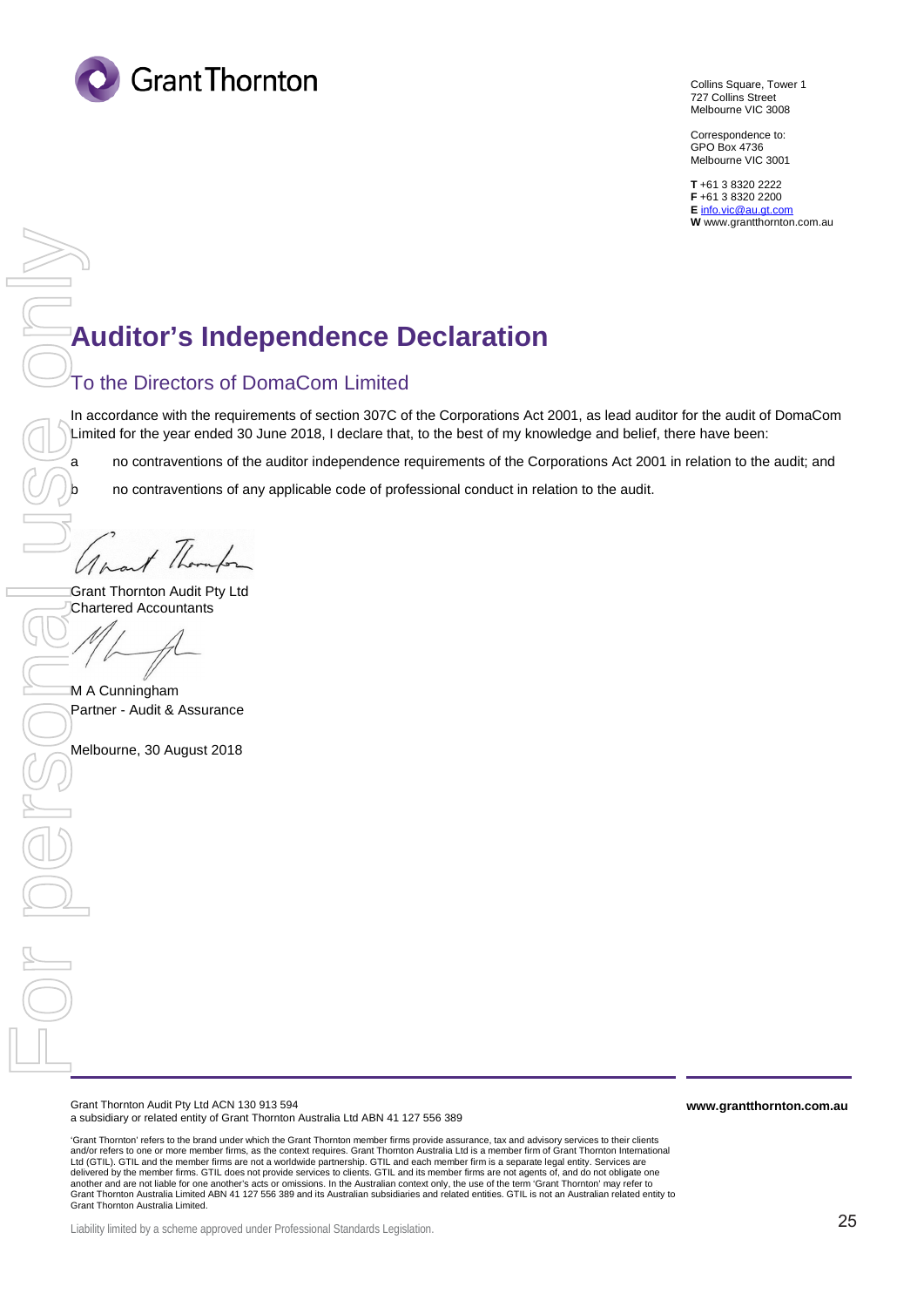Grant Thornton

Collins Square, Tower 1
727 Collins Street
Melbourne VIC 3008

Correspondence to:
GPO Box 4736
Melbourne VIC 3001

**T** +61 3 8320 2222
**F** +61 3 8320 2200
**E** info.vic@au.gt.com
**W** www.grantthornton.com.au

# Auditor's Independence Declaration

## To the Directors of DomaCom Limited

In accordance with the requirements of section 307C of the Corporations Act 2001, as lead auditor for the audit of DomaCom Limited for the year ended 30 June 2018, I declare that, to the best of my knowledge and belief, there have been:

a no contraventions of the auditor independence requirements of the Corporations Act 2001 in relation to the audit; and

b no contraventions of any applicable code of professional conduct in relation to the audit.

Grant Thornton Audit Pty Ltd
Chartered Accountants

M A Cunningham
Partner - Audit & Assurance

Melbourne, 30 August 2018

Grant Thornton Audit Pty Ltd ACN 130 913 594
a subsidiary or related entity of Grant Thornton Australia Ltd ABN 41 127 556 389

**www.grantthornton.com.au**

'Grant Thornton' refers to the brand under which the Grant Thornton member firms provide assurance, tax and advisory services to their clients and/or refers to one or more member firms, as the context requires. Grant Thornton Australia Ltd is a member firm of Grant Thornton International Ltd (GTIL). GTIL and the member firms are not a worldwide partnership. GTIL and each member firm is a separate legal entity. Services are delivered by the member firms. GTIL does not provide services to clients. GTIL and its member firms are not agents of, and do not obligate one another and are not liable for one another's acts or omissions. In the Australian context only, the use of the term 'Grant Thornton' may refer to Grant Thornton Australia Limited ABN 41 127 556 389 and its Australian subsidiaries and related entities. GTIL is not an Australian related entity to Grant Thornton Australia Limited.

Liability limited by a scheme approved under Professional Standards Legislation.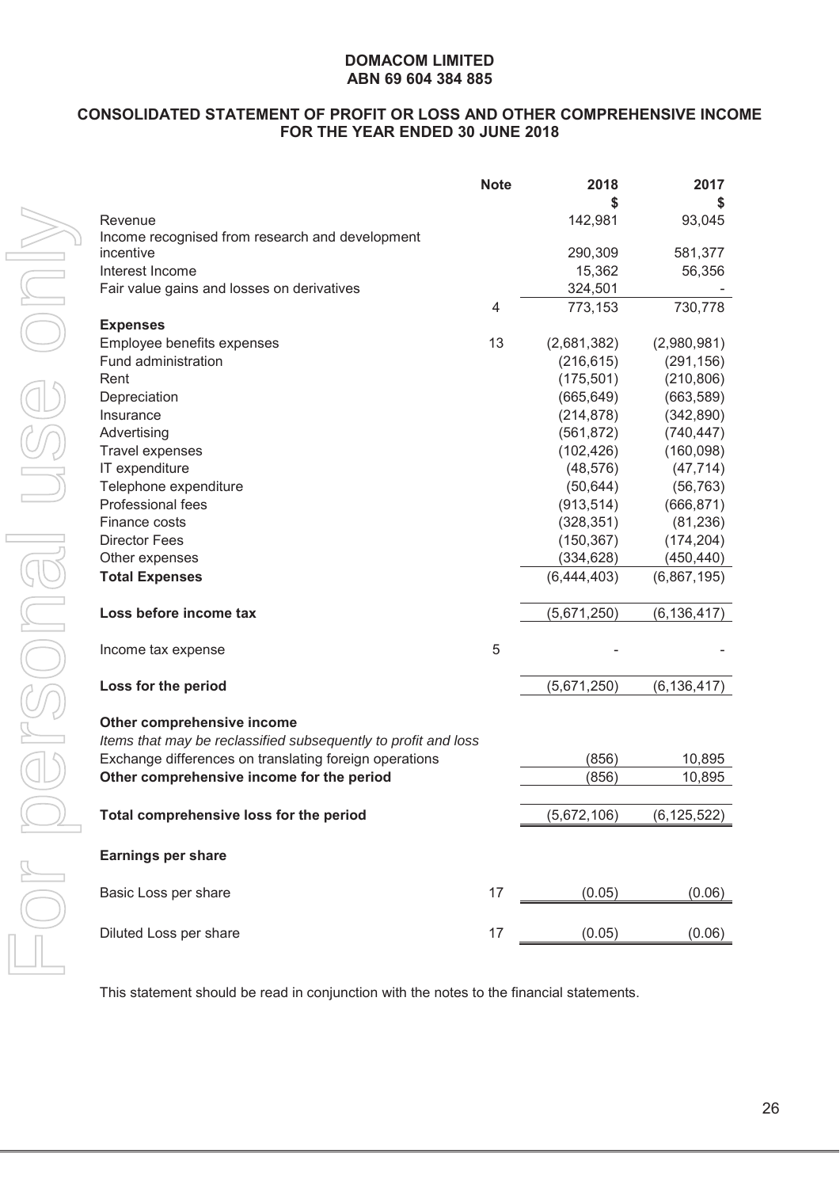**DOMACOM LIMITED**
**ABN 69 604 384 885**

## CONSOLIDATED STATEMENT OF PROFIT OR LOSS AND OTHER COMPREHENSIVE INCOME FOR THE YEAR ENDED 30 JUNE 2018

| | Note | 2018 $ | 2017 $ |
|---|---|---|---|
| Revenue | | 142,981 | 93,045 |
| Income recognised from research and development incentive | | 290,309 | 581,377 |
| Interest Income | | 15,362 | 56,356 |
| Fair value gains and losses on derivatives | | 324,501 | - |
| | 4 | 773,153 | 730,778 |
| **Expenses** | | | |
| Employee benefits expenses | 13 | (2,681,382) | (2,980,981) |
| Fund administration | | (216,615) | (291,156) |
| Rent | | (175,501) | (210,806) |
| Depreciation | | (665,649) | (663,589) |
| Insurance | | (214,878) | (342,890) |
| Advertising | | (561,872) | (740,447) |
| Travel expenses | | (102,426) | (160,098) |
| IT expenditure | | (48,576) | (47,714) |
| Telephone expenditure | | (50,644) | (56,763) |
| Professional fees | | (913,514) | (666,871) |
| Finance costs | | (328,351) | (81,236) |
| Director Fees | | (150,367) | (174,204) |
| Other expenses | | (334,628) | (450,440) |
| **Total Expenses** | | (6,444,403) | (6,867,195) |
| **Loss before income tax** | | (5,671,250) | (6,136,417) |
| Income tax expense | 5 | - | - |
| **Loss for the period** | | (5,671,250) | (6,136,417) |
| **Other comprehensive income** | | | |
| *Items that may be reclassified subsequently to profit and loss* | | | |
| Exchange differences on translating foreign operations | | (856) | 10,895 |
| **Other comprehensive income for the period** | | (856) | 10,895 |
| **Total comprehensive loss for the period** | | (5,672,106) | (6,125,522) |
| **Earnings per share** | | | |
| Basic Loss per share | 17 | (0.05) | (0.06) |
| Diluted Loss per share | 17 | (0.05) | (0.06) |

This statement should be read in conjunction with the notes to the financial statements.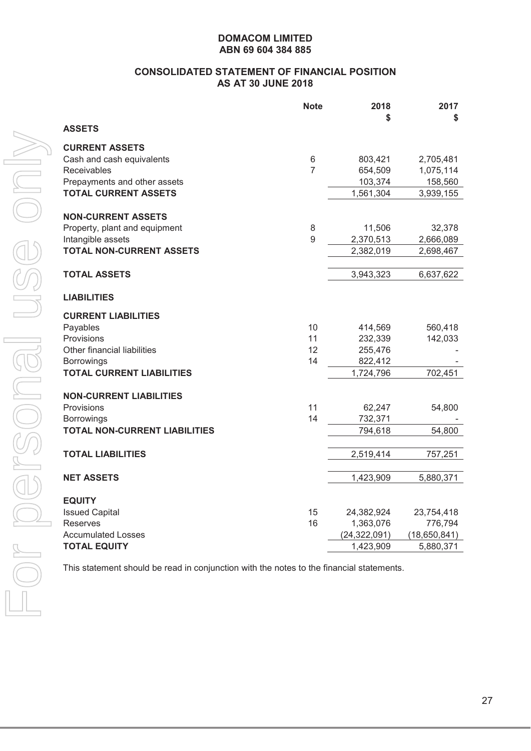# DOMACOM LIMITED
## ABN 69 604 384 885

## CONSOLIDATED STATEMENT OF FINANCIAL POSITION AS AT 30 JUNE 2018

| | Note | 2018 $ | 2017 $ |
|---|---|---|---|
| **ASSETS** | | | |
| **CURRENT ASSETS** | | | |
| Cash and cash equivalents | 6 | 803,421 | 2,705,481 |
| Receivables | 7 | 654,509 | 1,075,114 |
| Prepayments and other assets | | 103,374 | 158,560 |
| **TOTAL CURRENT ASSETS** | | 1,561,304 | 3,939,155 |
| **NON-CURRENT ASSETS** | | | |
| Property, plant and equipment | 8 | 11,506 | 32,378 |
| Intangible assets | 9 | 2,370,513 | 2,666,089 |
| **TOTAL NON-CURRENT ASSETS** | | 2,382,019 | 2,698,467 |
| **TOTAL ASSETS** | | 3,943,323 | 6,637,622 |
| **LIABILITIES** | | | |
| **CURRENT LIABILITIES** | | | |
| Payables | 10 | 414,569 | 560,418 |
| Provisions | 11 | 232,339 | 142,033 |
| Other financial liabilities | 12 | 255,476 | - |
| Borrowings | 14 | 822,412 | - |
| **TOTAL CURRENT LIABILITIES** | | 1,724,796 | 702,451 |
| **NON-CURRENT LIABILITIES** | | | |
| Provisions | 11 | 62,247 | 54,800 |
| Borrowings | 14 | 732,371 | - |
| **TOTAL NON-CURRENT LIABILITIES** | | 794,618 | 54,800 |
| **TOTAL LIABILITIES** | | 2,519,414 | 757,251 |
| **NET ASSETS** | | 1,423,909 | 5,880,371 |
| **EQUITY** | | | |
| Issued Capital | 15 | 24,382,924 | 23,754,418 |
| Reserves | 16 | 1,363,076 | 776,794 |
| Accumulated Losses | | (24,322,091) | (18,650,841) |
| **TOTAL EQUITY** | | 1,423,909 | 5,880,371 |

This statement should be read in conjunction with the notes to the financial statements.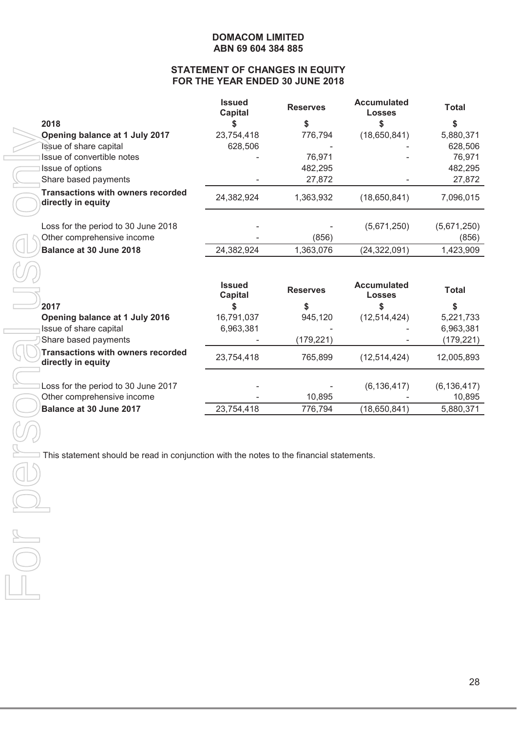**DOMACOM LIMITED**
**ABN 69 604 384 885**

## STATEMENT OF CHANGES IN EQUITY
## FOR THE YEAR ENDED 30 JUNE 2018

| 2018 | Issued Capital $ | Reserves $ | Accumulated Losses $ | Total $ |
|---|---|---|---|---|
| **Opening balance at 1 July 2017** | 23,754,418 | 776,794 | (18,650,841) | 5,880,371 |
| Issue of share capital | 628,506 | - | - | 628,506 |
| Issue of convertible notes | - | 76,971 | - | 76,971 |
| Issue of options | | 482,295 | | 482,295 |
| Share based payments | - | 27,872 | - | 27,872 |
| **Transactions with owners recorded directly in equity** | 24,382,924 | 1,363,932 | (18,650,841) | 7,096,015 |
| Loss for the period to 30 June 2018 | - | - | (5,671,250) | (5,671,250) |
| Other comprehensive income | - | (856) | | (856) |
| **Balance at 30 June 2018** | 24,382,924 | 1,363,076 | (24,322,091) | 1,423,909 |

| 2017 | Issued Capital $ | Reserves $ | Accumulated Losses $ | Total $ |
|---|---|---|---|---|
| **Opening balance at 1 July 2016** | 16,791,037 | 945,120 | (12,514,424) | 5,221,733 |
| Issue of share capital | 6,963,381 | - | - | 6,963,381 |
| Share based payments | - | (179,221) | - | (179,221) |
| **Transactions with owners recorded directly in equity** | 23,754,418 | 765,899 | (12,514,424) | 12,005,893 |
| Loss for the period to 30 June 2017 | - | - | (6,136,417) | (6,136,417) |
| Other comprehensive income | - | 10,895 | - | 10,895 |
| **Balance at 30 June 2017** | 23,754,418 | 776,794 | (18,650,841) | 5,880,371 |

This statement should be read in conjunction with the notes to the financial statements.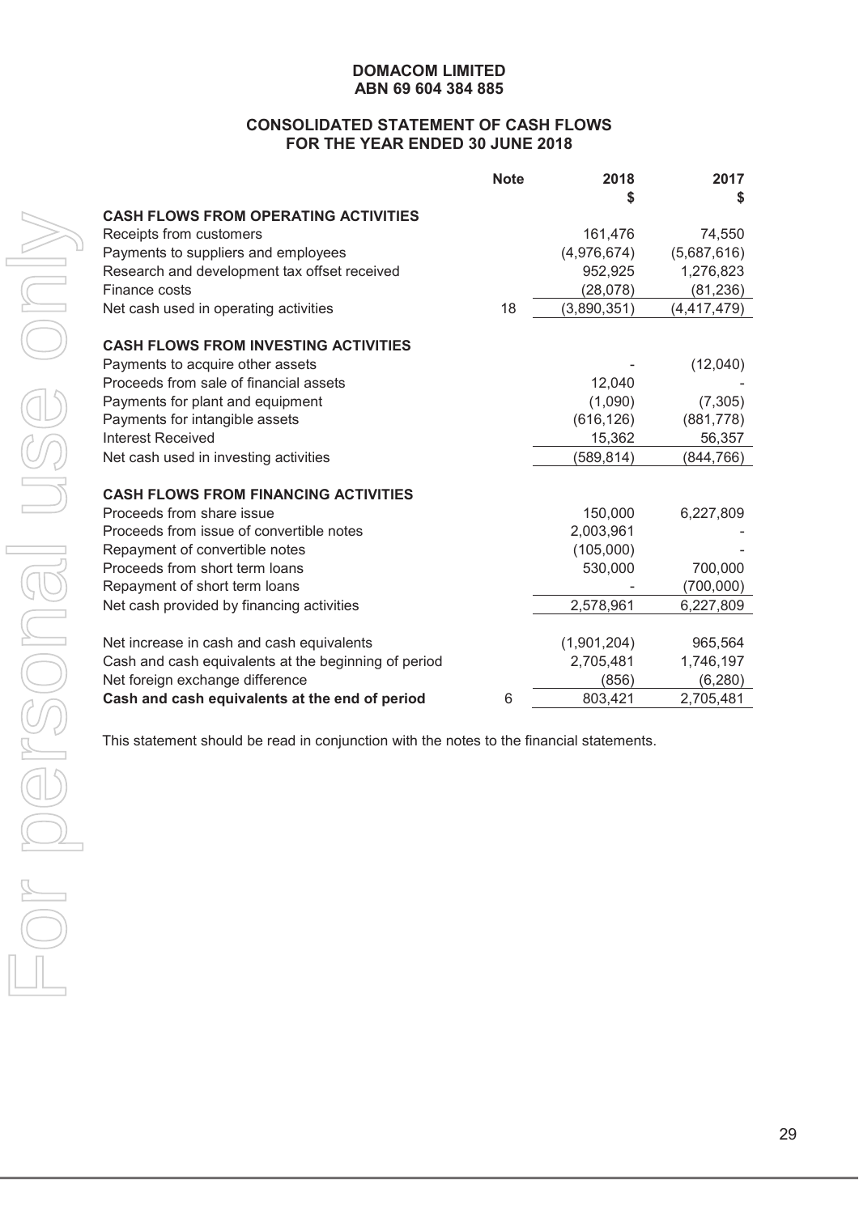**DOMACOM LIMITED**
**ABN 69 604 384 885**

## CONSOLIDATED STATEMENT OF CASH FLOWS FOR THE YEAR ENDED 30 JUNE 2018

| | Note | 2018 $ | 2017 $ |
|---|---|---|---|
| **CASH FLOWS FROM OPERATING ACTIVITIES** | | | |
| Receipts from customers | | 161,476 | 74,550 |
| Payments to suppliers and employees | | (4,976,674) | (5,687,616) |
| Research and development tax offset received | | 952,925 | 1,276,823 |
| Finance costs | | (28,078) | (81,236) |
| Net cash used in operating activities | 18 | (3,890,351) | (4,417,479) |
| | | | |
| **CASH FLOWS FROM INVESTING ACTIVITIES** | | | |
| Payments to acquire other assets | | - | (12,040) |
| Proceeds from sale of financial assets | | 12,040 | - |
| Payments for plant and equipment | | (1,090) | (7,305) |
| Payments for intangible assets | | (616,126) | (881,778) |
| Interest Received | | 15,362 | 56,357 |
| Net cash used in investing activities | | (589,814) | (844,766) |
| | | | |
| **CASH FLOWS FROM FINANCING ACTIVITIES** | | | |
| Proceeds from share issue | | 150,000 | 6,227,809 |
| Proceeds from issue of convertible notes | | 2,003,961 | - |
| Repayment of convertible notes | | (105,000) | - |
| Proceeds from short term loans | | 530,000 | 700,000 |
| Repayment of short term loans | | - | (700,000) |
| Net cash provided by financing activities | | 2,578,961 | 6,227,809 |
| | | | |
| Net increase in cash and cash equivalents | | (1,901,204) | 965,564 |
| Cash and cash equivalents at the beginning of period | | 2,705,481 | 1,746,197 |
| Net foreign exchange difference | | (856) | (6,280) |
| **Cash and cash equivalents at the end of period** | 6 | 803,421 | 2,705,481 |

This statement should be read in conjunction with the notes to the financial statements.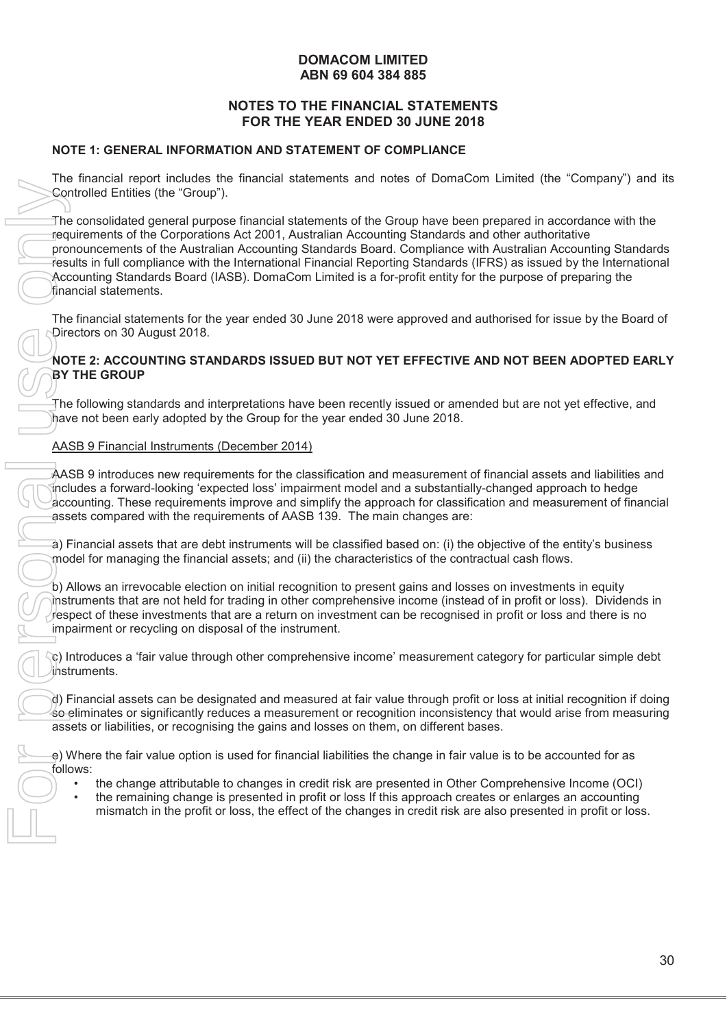**DOMACOM LIMITED**
**ABN 69 604 384 885**

**NOTES TO THE FINANCIAL STATEMENTS**
**FOR THE YEAR ENDED 30 JUNE 2018**

**NOTE 1: GENERAL INFORMATION AND STATEMENT OF COMPLIANCE**

The financial report includes the financial statements and notes of DomaCom Limited (the "Company") and its Controlled Entities (the "Group").

The consolidated general purpose financial statements of the Group have been prepared in accordance with the requirements of the Corporations Act 2001, Australian Accounting Standards and other authoritative pronouncements of the Australian Accounting Standards Board. Compliance with Australian Accounting Standards results in full compliance with the International Financial Reporting Standards (IFRS) as issued by the International Accounting Standards Board (IASB). DomaCom Limited is a for-profit entity for the purpose of preparing the financial statements.

The financial statements for the year ended 30 June 2018 were approved and authorised for issue by the Board of Directors on 30 August 2018.

**NOTE 2: ACCOUNTING STANDARDS ISSUED BUT NOT YET EFFECTIVE AND NOT BEEN ADOPTED EARLY BY THE GROUP**

The following standards and interpretations have been recently issued or amended but are not yet effective, and have not been early adopted by the Group for the year ended 30 June 2018.

AASB 9 Financial Instruments (December 2014)

AASB 9 introduces new requirements for the classification and measurement of financial assets and liabilities and includes a forward-looking 'expected loss' impairment model and a substantially-changed approach to hedge accounting. These requirements improve and simplify the approach for classification and measurement of financial assets compared with the requirements of AASB 139. The main changes are:

a) Financial assets that are debt instruments will be classified based on: (i) the objective of the entity's business model for managing the financial assets; and (ii) the characteristics of the contractual cash flows.

b) Allows an irrevocable election on initial recognition to present gains and losses on investments in equity instruments that are not held for trading in other comprehensive income (instead of in profit or loss). Dividends in respect of these investments that are a return on investment can be recognised in profit or loss and there is no impairment or recycling on disposal of the instrument.

c) Introduces a 'fair value through other comprehensive income' measurement category for particular simple debt instruments.

d) Financial assets can be designated and measured at fair value through profit or loss at initial recognition if doing so eliminates or significantly reduces a measurement or recognition inconsistency that would arise from measuring assets or liabilities, or recognising the gains and losses on them, on different bases.

e) Where the fair value option is used for financial liabilities the change in fair value is to be accounted for as follows:

- the change attributable to changes in credit risk are presented in Other Comprehensive Income (OCI)
- the remaining change is presented in profit or loss If this approach creates or enlarges an accounting mismatch in the profit or loss, the effect of the changes in credit risk are also presented in profit or loss.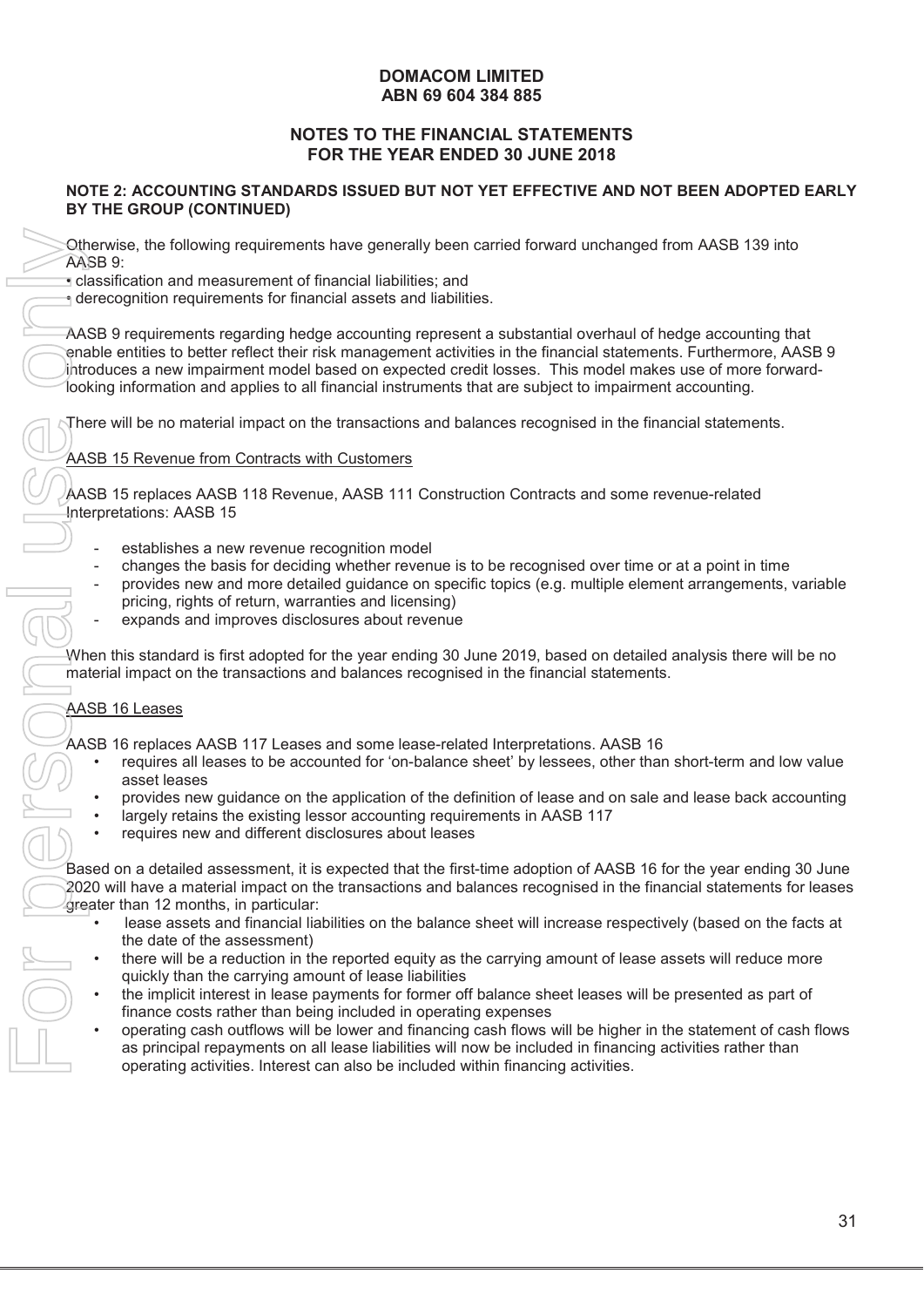**DOMACOM LIMITED**
**ABN 69 604 384 885**

**NOTES TO THE FINANCIAL STATEMENTS**
**FOR THE YEAR ENDED 30 JUNE 2018**

**NOTE 2: ACCOUNTING STANDARDS ISSUED BUT NOT YET EFFECTIVE AND NOT BEEN ADOPTED EARLY BY THE GROUP (CONTINUED)**

Otherwise, the following requirements have generally been carried forward unchanged from AASB 139 into AASB 9:

- classification and measurement of financial liabilities; and
- derecognition requirements for financial assets and liabilities.

AASB 9 requirements regarding hedge accounting represent a substantial overhaul of hedge accounting that enable entities to better reflect their risk management activities in the financial statements. Furthermore, AASB 9 introduces a new impairment model based on expected credit losses. This model makes use of more forward-looking information and applies to all financial instruments that are subject to impairment accounting.

There will be no material impact on the transactions and balances recognised in the financial statements.

<u>AASB 15 Revenue from Contracts with Customers</u>

AASB 15 replaces AASB 118 Revenue, AASB 111 Construction Contracts and some revenue-related Interpretations: AASB 15

- establishes a new revenue recognition model
- changes the basis for deciding whether revenue is to be recognised over time or at a point in time
- provides new and more detailed guidance on specific topics (e.g. multiple element arrangements, variable pricing, rights of return, warranties and licensing)
- expands and improves disclosures about revenue

When this standard is first adopted for the year ending 30 June 2019, based on detailed analysis there will be no material impact on the transactions and balances recognised in the financial statements.

<u>AASB 16 Leases</u>

AASB 16 replaces AASB 117 Leases and some lease-related Interpretations. AASB 16

- requires all leases to be accounted for 'on-balance sheet' by lessees, other than short-term and low value asset leases
- provides new guidance on the application of the definition of lease and on sale and lease back accounting
- largely retains the existing lessor accounting requirements in AASB 117
- requires new and different disclosures about leases

Based on a detailed assessment, it is expected that the first-time adoption of AASB 16 for the year ending 30 June 2020 will have a material impact on the transactions and balances recognised in the financial statements for leases greater than 12 months, in particular:

- lease assets and financial liabilities on the balance sheet will increase respectively (based on the facts at the date of the assessment)
- there will be a reduction in the reported equity as the carrying amount of lease assets will reduce more quickly than the carrying amount of lease liabilities
- the implicit interest in lease payments for former off balance sheet leases will be presented as part of finance costs rather than being included in operating expenses
- operating cash outflows will be lower and financing cash flows will be higher in the statement of cash flows as principal repayments on all lease liabilities will now be included in financing activities rather than operating activities. Interest can also be included within financing activities.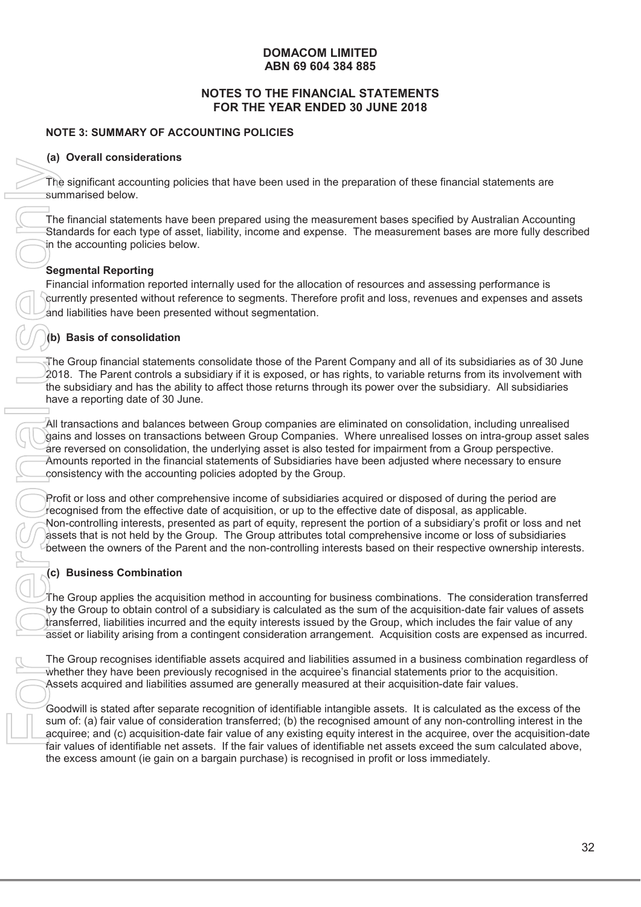**DOMACOM LIMITED**
**ABN 69 604 384 885**

**NOTES TO THE FINANCIAL STATEMENTS**
**FOR THE YEAR ENDED 30 JUNE 2018**

**NOTE 3: SUMMARY OF ACCOUNTING POLICIES**

**(a) Overall considerations**

The significant accounting policies that have been used in the preparation of these financial statements are summarised below.

The financial statements have been prepared using the measurement bases specified by Australian Accounting Standards for each type of asset, liability, income and expense. The measurement bases are more fully described in the accounting policies below.

**Segmental Reporting**

Financial information reported internally used for the allocation of resources and assessing performance is currently presented without reference to segments. Therefore profit and loss, revenues and expenses and assets and liabilities have been presented without segmentation.

**(b) Basis of consolidation**

The Group financial statements consolidate those of the Parent Company and all of its subsidiaries as of 30 June 2018. The Parent controls a subsidiary if it is exposed, or has rights, to variable returns from its involvement with the subsidiary and has the ability to affect those returns through its power over the subsidiary. All subsidiaries have a reporting date of 30 June.

All transactions and balances between Group companies are eliminated on consolidation, including unrealised gains and losses on transactions between Group Companies. Where unrealised losses on intra-group asset sales are reversed on consolidation, the underlying asset is also tested for impairment from a Group perspective. Amounts reported in the financial statements of Subsidiaries have been adjusted where necessary to ensure consistency with the accounting policies adopted by the Group.

Profit or loss and other comprehensive income of subsidiaries acquired or disposed of during the period are recognised from the effective date of acquisition, or up to the effective date of disposal, as applicable. Non-controlling interests, presented as part of equity, represent the portion of a subsidiary's profit or loss and net assets that is not held by the Group. The Group attributes total comprehensive income or loss of subsidiaries between the owners of the Parent and the non-controlling interests based on their respective ownership interests.

**(c) Business Combination**

The Group applies the acquisition method in accounting for business combinations. The consideration transferred by the Group to obtain control of a subsidiary is calculated as the sum of the acquisition-date fair values of assets transferred, liabilities incurred and the equity interests issued by the Group, which includes the fair value of any asset or liability arising from a contingent consideration arrangement. Acquisition costs are expensed as incurred.

The Group recognises identifiable assets acquired and liabilities assumed in a business combination regardless of whether they have been previously recognised in the acquiree's financial statements prior to the acquisition. Assets acquired and liabilities assumed are generally measured at their acquisition-date fair values.

Goodwill is stated after separate recognition of identifiable intangible assets. It is calculated as the excess of the sum of: (a) fair value of consideration transferred; (b) the recognised amount of any non-controlling interest in the acquiree; and (c) acquisition-date fair value of any existing equity interest in the acquiree, over the acquisition-date fair values of identifiable net assets. If the fair values of identifiable net assets exceed the sum calculated above, the excess amount (ie gain on a bargain purchase) is recognised in profit or loss immediately.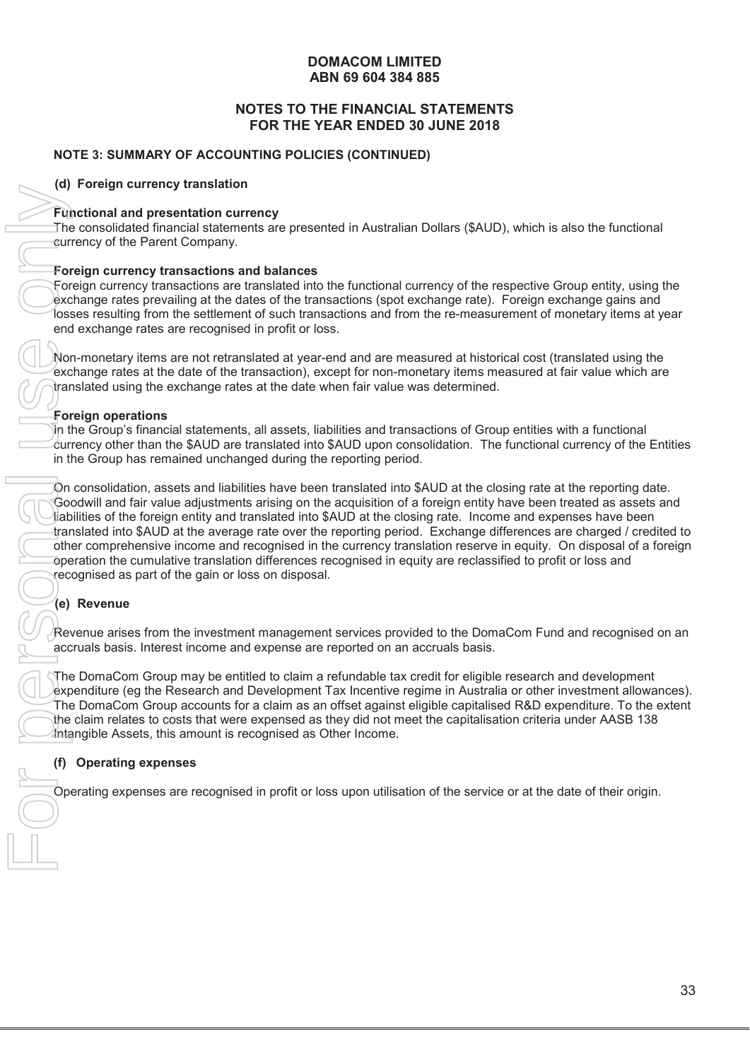**DOMACOM LIMITED**
**ABN 69 604 384 885**

**NOTES TO THE FINANCIAL STATEMENTS**
**FOR THE YEAR ENDED 30 JUNE 2018**

**NOTE 3: SUMMARY OF ACCOUNTING POLICIES (CONTINUED)**

**(d) Foreign currency translation**

**Functional and presentation currency**

The consolidated financial statements are presented in Australian Dollars ($AUD), which is also the functional currency of the Parent Company.

**Foreign currency transactions and balances**

Foreign currency transactions are translated into the functional currency of the respective Group entity, using the exchange rates prevailing at the dates of the transactions (spot exchange rate). Foreign exchange gains and losses resulting from the settlement of such transactions and from the re-measurement of monetary items at year end exchange rates are recognised in profit or loss.

Non-monetary items are not retranslated at year-end and are measured at historical cost (translated using the exchange rates at the date of the transaction), except for non-monetary items measured at fair value which are translated using the exchange rates at the date when fair value was determined.

**Foreign operations**

In the Group's financial statements, all assets, liabilities and transactions of Group entities with a functional currency other than the $AUD are translated into $AUD upon consolidation. The functional currency of the Entities in the Group has remained unchanged during the reporting period.

On consolidation, assets and liabilities have been translated into $AUD at the closing rate at the reporting date. Goodwill and fair value adjustments arising on the acquisition of a foreign entity have been treated as assets and liabilities of the foreign entity and translated into $AUD at the closing rate. Income and expenses have been translated into $AUD at the average rate over the reporting period. Exchange differences are charged / credited to other comprehensive income and recognised in the currency translation reserve in equity. On disposal of a foreign operation the cumulative translation differences recognised in equity are reclassified to profit or loss and recognised as part of the gain or loss on disposal.

**(e) Revenue**

Revenue arises from the investment management services provided to the DomaCom Fund and recognised on an accruals basis. Interest income and expense are reported on an accruals basis.

The DomaCom Group may be entitled to claim a refundable tax credit for eligible research and development expenditure (eg the Research and Development Tax Incentive regime in Australia or other investment allowances). The DomaCom Group accounts for a claim as an offset against eligible capitalised R&D expenditure. To the extent the claim relates to costs that were expensed as they did not meet the capitalisation criteria under AASB 138 Intangible Assets, this amount is recognised as Other Income.

**(f) Operating expenses**

Operating expenses are recognised in profit or loss upon utilisation of the service or at the date of their origin.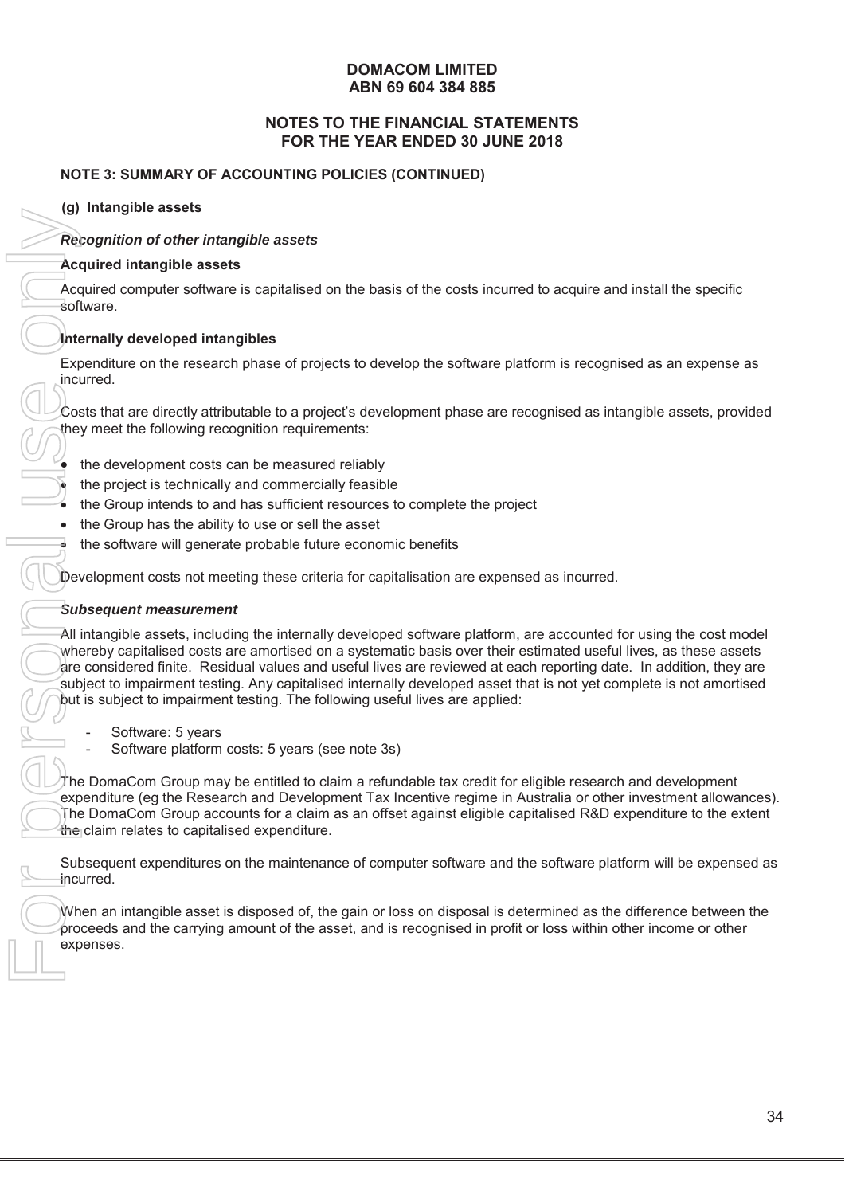**DOMACOM LIMITED**
**ABN 69 604 384 885**

**NOTES TO THE FINANCIAL STATEMENTS**
**FOR THE YEAR ENDED 30 JUNE 2018**

**NOTE 3: SUMMARY OF ACCOUNTING POLICIES (CONTINUED)**

**(g) Intangible assets**

***Recognition of other intangible assets***

**Acquired intangible assets**

Acquired computer software is capitalised on the basis of the costs incurred to acquire and install the specific software.

**Internally developed intangibles**

Expenditure on the research phase of projects to develop the software platform is recognised as an expense as incurred.

Costs that are directly attributable to a project's development phase are recognised as intangible assets, provided they meet the following recognition requirements:

- the development costs can be measured reliably
- the project is technically and commercially feasible
- the Group intends to and has sufficient resources to complete the project
- the Group has the ability to use or sell the asset
- the software will generate probable future economic benefits

Development costs not meeting these criteria for capitalisation are expensed as incurred.

***Subsequent measurement***

All intangible assets, including the internally developed software platform, are accounted for using the cost model whereby capitalised costs are amortised on a systematic basis over their estimated useful lives, as these assets are considered finite. Residual values and useful lives are reviewed at each reporting date. In addition, they are subject to impairment testing. Any capitalised internally developed asset that is not yet complete is not amortised but is subject to impairment testing. The following useful lives are applied:

- Software: 5 years
- Software platform costs: 5 years (see note 3s)

The DomaCom Group may be entitled to claim a refundable tax credit for eligible research and development expenditure (eg the Research and Development Tax Incentive regime in Australia or other investment allowances). The DomaCom Group accounts for a claim as an offset against eligible capitalised R&D expenditure to the extent the claim relates to capitalised expenditure.

Subsequent expenditures on the maintenance of computer software and the software platform will be expensed as incurred.

When an intangible asset is disposed of, the gain or loss on disposal is determined as the difference between the proceeds and the carrying amount of the asset, and is recognised in profit or loss within other income or other expenses.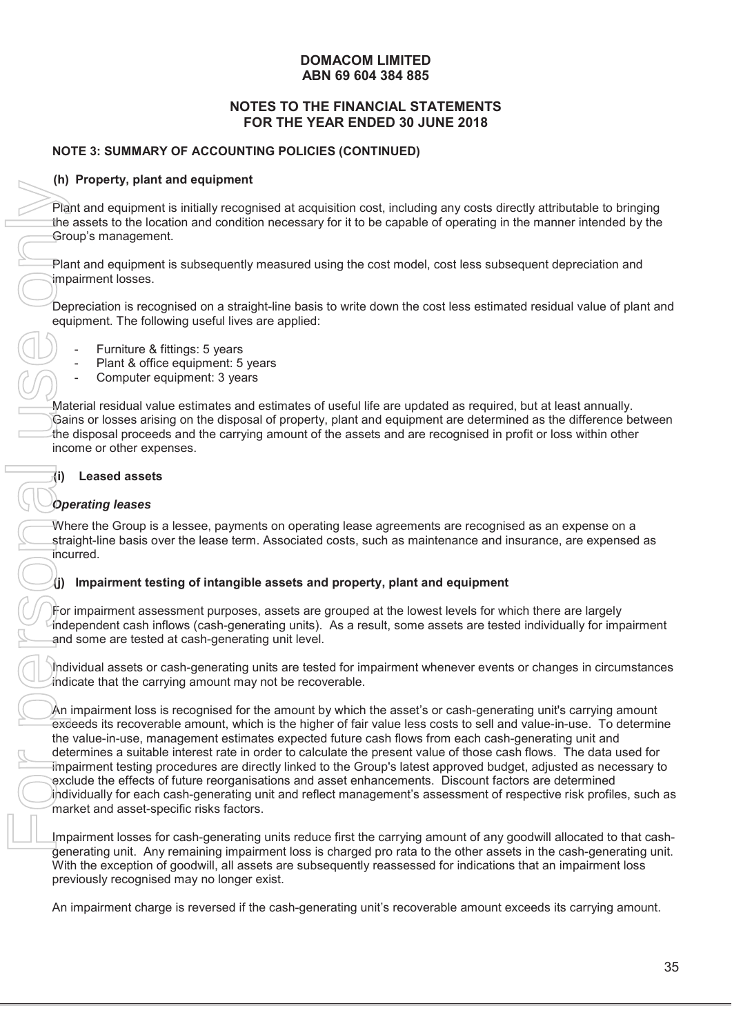## NOTE 3: SUMMARY OF ACCOUNTING POLICIES (CONTINUED)

### (h) Property, plant and equipment

Plant and equipment is initially recognised at acquisition cost, including any costs directly attributable to bringing the assets to the location and condition necessary for it to be capable of operating in the manner intended by the Group's management.

Plant and equipment is subsequently measured using the cost model, cost less subsequent depreciation and impairment losses.

Depreciation is recognised on a straight-line basis to write down the cost less estimated residual value of plant and equipment. The following useful lives are applied:

- Furniture & fittings: 5 years
- Plant & office equipment: 5 years
- Computer equipment: 3 years

Material residual value estimates and estimates of useful life are updated as required, but at least annually. Gains or losses arising on the disposal of property, plant and equipment are determined as the difference between the disposal proceeds and the carrying amount of the assets and are recognised in profit or loss within other income or other expenses.

### (i) Leased assets

***Operating leases***

Where the Group is a lessee, payments on operating lease agreements are recognised as an expense on a straight-line basis over the lease term. Associated costs, such as maintenance and insurance, are expensed as incurred.

### (j) Impairment testing of intangible assets and property, plant and equipment

For impairment assessment purposes, assets are grouped at the lowest levels for which there are largely independent cash inflows (cash-generating units). As a result, some assets are tested individually for impairment and some are tested at cash-generating unit level.

Individual assets or cash-generating units are tested for impairment whenever events or changes in circumstances indicate that the carrying amount may not be recoverable.

An impairment loss is recognised for the amount by which the asset's or cash-generating unit's carrying amount exceeds its recoverable amount, which is the higher of fair value less costs to sell and value-in-use. To determine the value-in-use, management estimates expected future cash flows from each cash-generating unit and determines a suitable interest rate in order to calculate the present value of those cash flows. The data used for impairment testing procedures are directly linked to the Group's latest approved budget, adjusted as necessary to exclude the effects of future reorganisations and asset enhancements. Discount factors are determined individually for each cash-generating unit and reflect management's assessment of respective risk profiles, such as market and asset-specific risks factors.

Impairment losses for cash-generating units reduce first the carrying amount of any goodwill allocated to that cash-generating unit. Any remaining impairment loss is charged pro rata to the other assets in the cash-generating unit. With the exception of goodwill, all assets are subsequently reassessed for indications that an impairment loss previously recognised may no longer exist.

An impairment charge is reversed if the cash-generating unit's recoverable amount exceeds its carrying amount.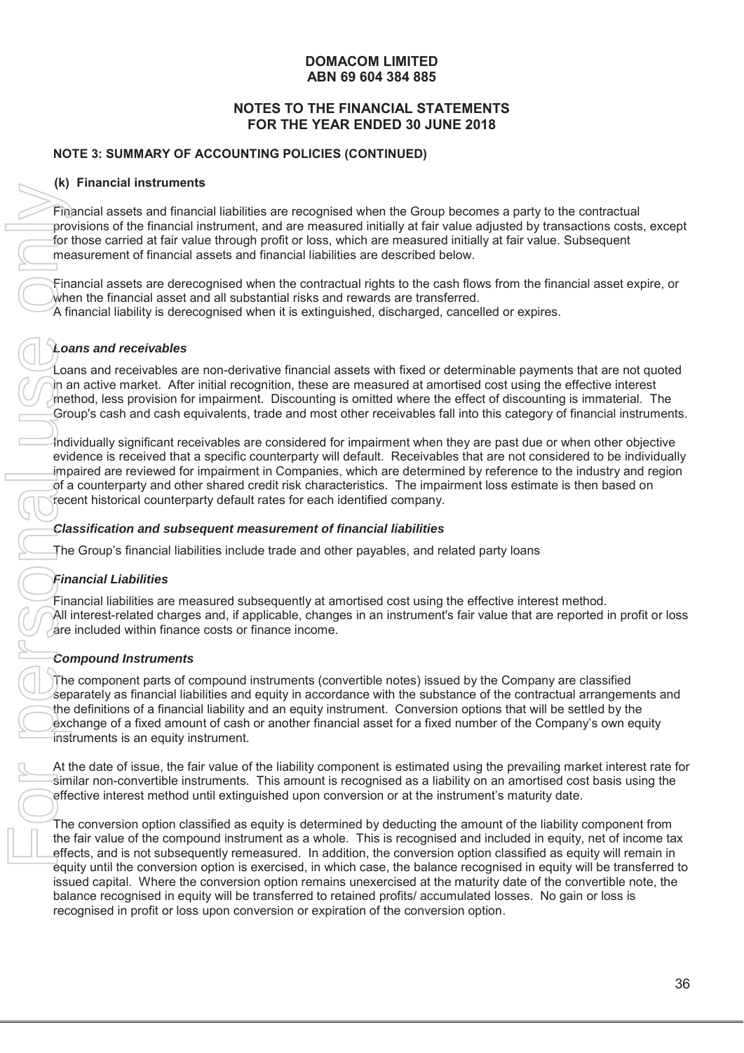**DOMACOM LIMITED**
**ABN 69 604 384 885**

**NOTES TO THE FINANCIAL STATEMENTS**
**FOR THE YEAR ENDED 30 JUNE 2018**

**NOTE 3: SUMMARY OF ACCOUNTING POLICIES (CONTINUED)**

**(k) Financial instruments**

Financial assets and financial liabilities are recognised when the Group becomes a party to the contractual provisions of the financial instrument, and are measured initially at fair value adjusted by transactions costs, except for those carried at fair value through profit or loss, which are measured initially at fair value. Subsequent measurement of financial assets and financial liabilities are described below.

Financial assets are derecognised when the contractual rights to the cash flows from the financial asset expire, or when the financial asset and all substantial risks and rewards are transferred.
A financial liability is derecognised when it is extinguished, discharged, cancelled or expires.

***Loans and receivables***

Loans and receivables are non-derivative financial assets with fixed or determinable payments that are not quoted in an active market. After initial recognition, these are measured at amortised cost using the effective interest method, less provision for impairment. Discounting is omitted where the effect of discounting is immaterial. The Group's cash and cash equivalents, trade and most other receivables fall into this category of financial instruments.

Individually significant receivables are considered for impairment when they are past due or when other objective evidence is received that a specific counterparty will default. Receivables that are not considered to be individually impaired are reviewed for impairment in Companies, which are determined by reference to the industry and region of a counterparty and other shared credit risk characteristics. The impairment loss estimate is then based on recent historical counterparty default rates for each identified company.

***Classification and subsequent measurement of financial liabilities***

The Group's financial liabilities include trade and other payables, and related party loans

***Financial Liabilities***

Financial liabilities are measured subsequently at amortised cost using the effective interest method.
All interest-related charges and, if applicable, changes in an instrument's fair value that are reported in profit or loss are included within finance costs or finance income.

***Compound Instruments***

The component parts of compound instruments (convertible notes) issued by the Company are classified separately as financial liabilities and equity in accordance with the substance of the contractual arrangements and the definitions of a financial liability and an equity instrument. Conversion options that will be settled by the exchange of a fixed amount of cash or another financial asset for a fixed number of the Company's own equity instruments is an equity instrument.

At the date of issue, the fair value of the liability component is estimated using the prevailing market interest rate for similar non-convertible instruments. This amount is recognised as a liability on an amortised cost basis using the effective interest method until extinguished upon conversion or at the instrument's maturity date.

The conversion option classified as equity is determined by deducting the amount of the liability component from the fair value of the compound instrument as a whole. This is recognised and included in equity, net of income tax effects, and is not subsequently remeasured. In addition, the conversion option classified as equity will remain in equity until the conversion option is exercised, in which case, the balance recognised in equity will be transferred to issued capital. Where the conversion option remains unexercised at the maturity date of the convertible note, the balance recognised in equity will be transferred to retained profits/ accumulated losses. No gain or loss is recognised in profit or loss upon conversion or expiration of the conversion option.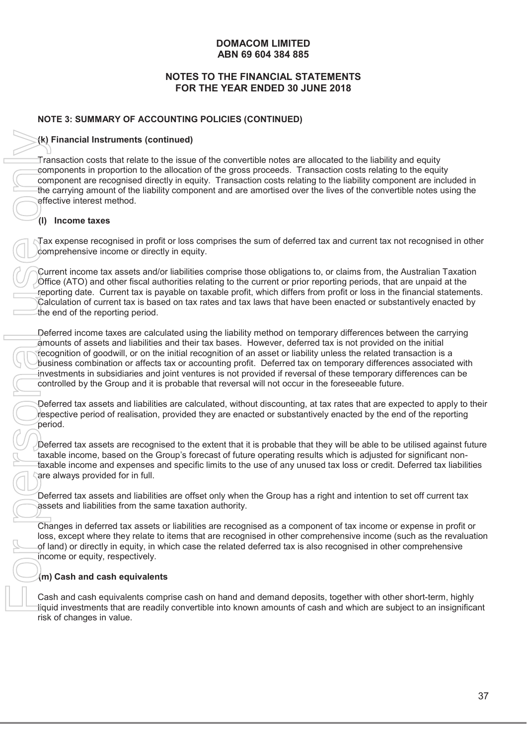**DOMACOM LIMITED**
**ABN 69 604 384 885**

**NOTES TO THE FINANCIAL STATEMENTS**
**FOR THE YEAR ENDED 30 JUNE 2018**

**NOTE 3: SUMMARY OF ACCOUNTING POLICIES (CONTINUED)**

**(k) Financial Instruments (continued)**

Transaction costs that relate to the issue of the convertible notes are allocated to the liability and equity components in proportion to the allocation of the gross proceeds. Transaction costs relating to the equity component are recognised directly in equity. Transaction costs relating to the liability component are included in the carrying amount of the liability component and are amortised over the lives of the convertible notes using the effective interest method.

**(l) Income taxes**

Tax expense recognised in profit or loss comprises the sum of deferred tax and current tax not recognised in other comprehensive income or directly in equity.

Current income tax assets and/or liabilities comprise those obligations to, or claims from, the Australian Taxation Office (ATO) and other fiscal authorities relating to the current or prior reporting periods, that are unpaid at the reporting date. Current tax is payable on taxable profit, which differs from profit or loss in the financial statements. Calculation of current tax is based on tax rates and tax laws that have been enacted or substantively enacted by the end of the reporting period.

Deferred income taxes are calculated using the liability method on temporary differences between the carrying amounts of assets and liabilities and their tax bases. However, deferred tax is not provided on the initial recognition of goodwill, or on the initial recognition of an asset or liability unless the related transaction is a business combination or affects tax or accounting profit. Deferred tax on temporary differences associated with investments in subsidiaries and joint ventures is not provided if reversal of these temporary differences can be controlled by the Group and it is probable that reversal will not occur in the foreseeable future.

Deferred tax assets and liabilities are calculated, without discounting, at tax rates that are expected to apply to their respective period of realisation, provided they are enacted or substantively enacted by the end of the reporting period.

Deferred tax assets are recognised to the extent that it is probable that they will be able to be utilised against future taxable income, based on the Group's forecast of future operating results which is adjusted for significant non-taxable income and expenses and specific limits to the use of any unused tax loss or credit. Deferred tax liabilities are always provided for in full.

Deferred tax assets and liabilities are offset only when the Group has a right and intention to set off current tax assets and liabilities from the same taxation authority.

Changes in deferred tax assets or liabilities are recognised as a component of tax income or expense in profit or loss, except where they relate to items that are recognised in other comprehensive income (such as the revaluation of land) or directly in equity, in which case the related deferred tax is also recognised in other comprehensive income or equity, respectively.

**(m) Cash and cash equivalents**

Cash and cash equivalents comprise cash on hand and demand deposits, together with other short-term, highly liquid investments that are readily convertible into known amounts of cash and which are subject to an insignificant risk of changes in value.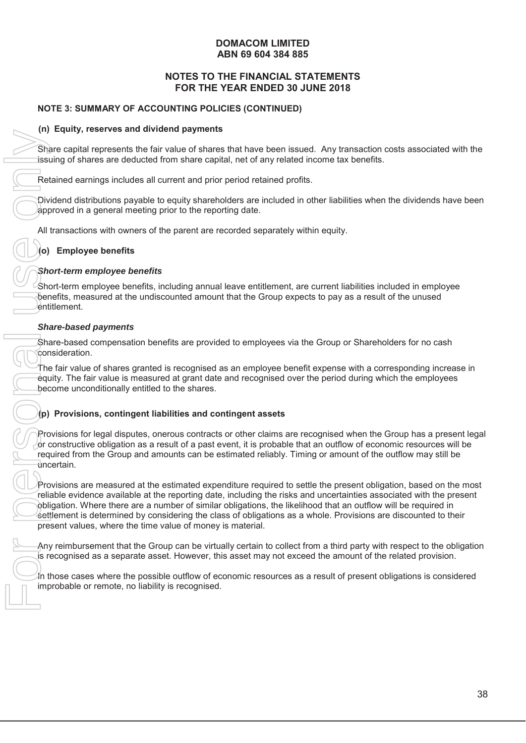**DOMACOM LIMITED**
**ABN 69 604 384 885**

**NOTES TO THE FINANCIAL STATEMENTS**
**FOR THE YEAR ENDED 30 JUNE 2018**

**NOTE 3: SUMMARY OF ACCOUNTING POLICIES (CONTINUED)**

**(n) Equity, reserves and dividend payments**

Share capital represents the fair value of shares that have been issued. Any transaction costs associated with the issuing of shares are deducted from share capital, net of any related income tax benefits.

Retained earnings includes all current and prior period retained profits.

Dividend distributions payable to equity shareholders are included in other liabilities when the dividends have been approved in a general meeting prior to the reporting date.

All transactions with owners of the parent are recorded separately within equity.

**(o) Employee benefits**

***Short-term employee benefits***

Short-term employee benefits, including annual leave entitlement, are current liabilities included in employee benefits, measured at the undiscounted amount that the Group expects to pay as a result of the unused entitlement.

***Share-based payments***

Share-based compensation benefits are provided to employees via the Group or Shareholders for no cash consideration.

The fair value of shares granted is recognised as an employee benefit expense with a corresponding increase in equity. The fair value is measured at grant date and recognised over the period during which the employees become unconditionally entitled to the shares.

**(p) Provisions, contingent liabilities and contingent assets**

Provisions for legal disputes, onerous contracts or other claims are recognised when the Group has a present legal or constructive obligation as a result of a past event, it is probable that an outflow of economic resources will be required from the Group and amounts can be estimated reliably. Timing or amount of the outflow may still be uncertain.

Provisions are measured at the estimated expenditure required to settle the present obligation, based on the most reliable evidence available at the reporting date, including the risks and uncertainties associated with the present obligation. Where there are a number of similar obligations, the likelihood that an outflow will be required in settlement is determined by considering the class of obligations as a whole. Provisions are discounted to their present values, where the time value of money is material.

Any reimbursement that the Group can be virtually certain to collect from a third party with respect to the obligation is recognised as a separate asset. However, this asset may not exceed the amount of the related provision.

In those cases where the possible outflow of economic resources as a result of present obligations is considered improbable or remote, no liability is recognised.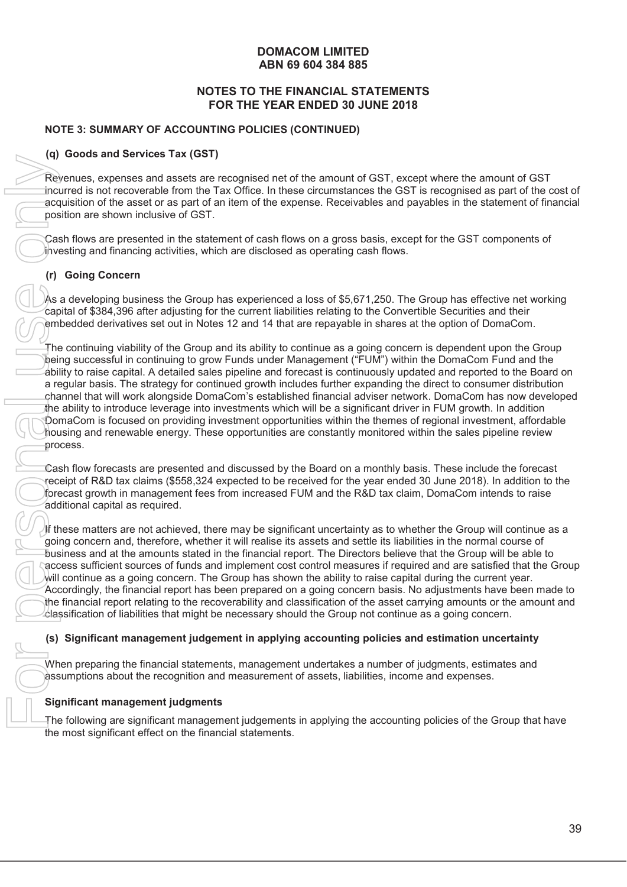**DOMACOM LIMITED**
**ABN 69 604 384 885**

**NOTES TO THE FINANCIAL STATEMENTS**
**FOR THE YEAR ENDED 30 JUNE 2018**

**NOTE 3: SUMMARY OF ACCOUNTING POLICIES (CONTINUED)**

**(q) Goods and Services Tax (GST)**

Revenues, expenses and assets are recognised net of the amount of GST, except where the amount of GST incurred is not recoverable from the Tax Office. In these circumstances the GST is recognised as part of the cost of acquisition of the asset or as part of an item of the expense. Receivables and payables in the statement of financial position are shown inclusive of GST.

Cash flows are presented in the statement of cash flows on a gross basis, except for the GST components of investing and financing activities, which are disclosed as operating cash flows.

**(r) Going Concern**

As a developing business the Group has experienced a loss of $5,671,250. The Group has effective net working capital of $384,396 after adjusting for the current liabilities relating to the Convertible Securities and their embedded derivatives set out in Notes 12 and 14 that are repayable in shares at the option of DomaCom.

The continuing viability of the Group and its ability to continue as a going concern is dependent upon the Group being successful in continuing to grow Funds under Management ("FUM") within the DomaCom Fund and the ability to raise capital. A detailed sales pipeline and forecast is continuously updated and reported to the Board on a regular basis. The strategy for continued growth includes further expanding the direct to consumer distribution channel that will work alongside DomaCom's established financial adviser network. DomaCom has now developed the ability to introduce leverage into investments which will be a significant driver in FUM growth. In addition DomaCom is focused on providing investment opportunities within the themes of regional investment, affordable housing and renewable energy. These opportunities are constantly monitored within the sales pipeline review process.

Cash flow forecasts are presented and discussed by the Board on a monthly basis. These include the forecast receipt of R&D tax claims ($558,324 expected to be received for the year ended 30 June 2018). In addition to the forecast growth in management fees from increased FUM and the R&D tax claim, DomaCom intends to raise additional capital as required.

If these matters are not achieved, there may be significant uncertainty as to whether the Group will continue as a going concern and, therefore, whether it will realise its assets and settle its liabilities in the normal course of business and at the amounts stated in the financial report. The Directors believe that the Group will be able to access sufficient sources of funds and implement cost control measures if required and are satisfied that the Group will continue as a going concern. The Group has shown the ability to raise capital during the current year. Accordingly, the financial report has been prepared on a going concern basis. No adjustments have been made to the financial report relating to the recoverability and classification of the asset carrying amounts or the amount and classification of liabilities that might be necessary should the Group not continue as a going concern.

**(s) Significant management judgement in applying accounting policies and estimation uncertainty**

When preparing the financial statements, management undertakes a number of judgments, estimates and assumptions about the recognition and measurement of assets, liabilities, income and expenses.

**Significant management judgments**

The following are significant management judgements in applying the accounting policies of the Group that have the most significant effect on the financial statements.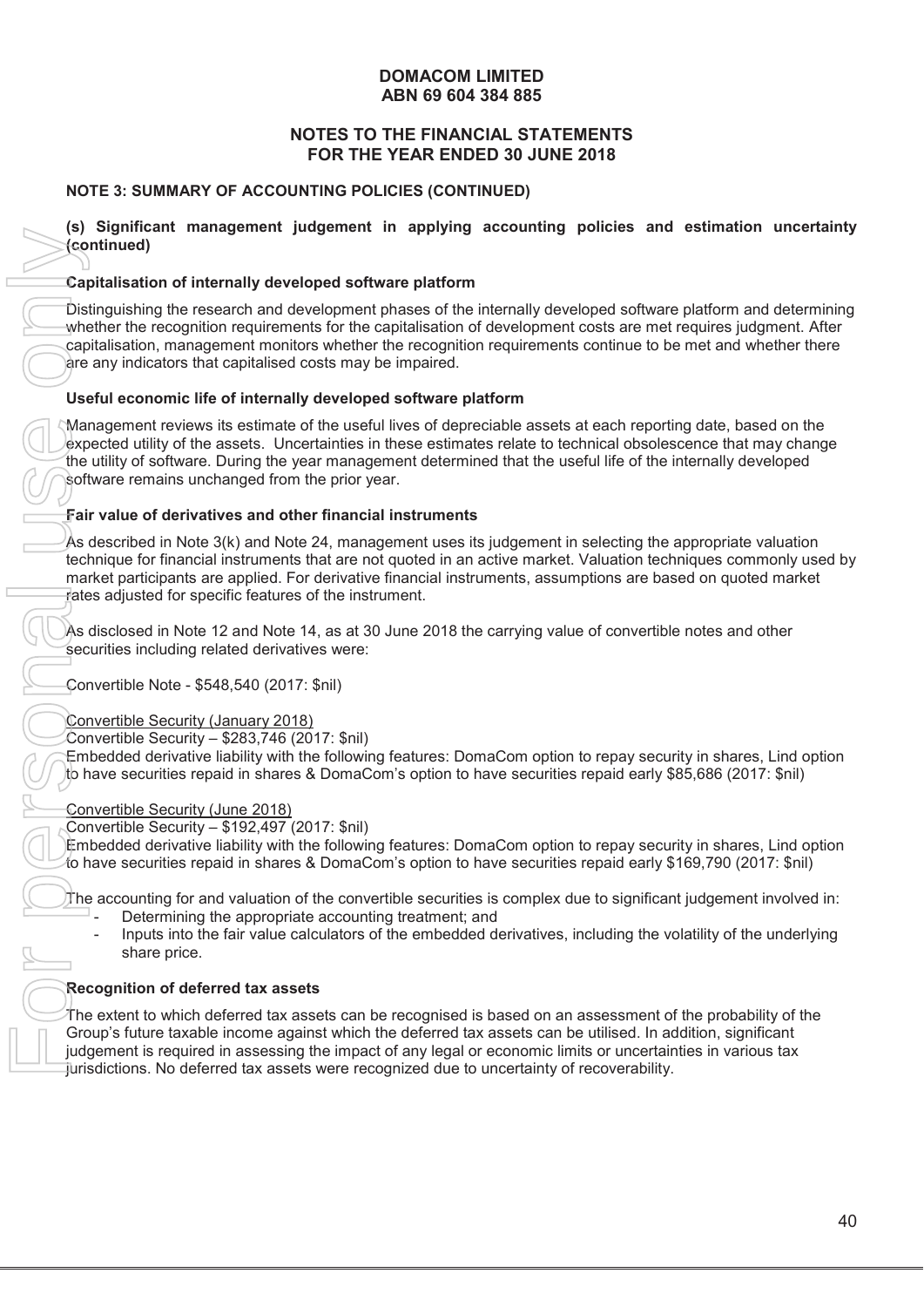**DOMACOM LIMITED**
**ABN 69 604 384 885**

**NOTES TO THE FINANCIAL STATEMENTS**
**FOR THE YEAR ENDED 30 JUNE 2018**

**NOTE 3: SUMMARY OF ACCOUNTING POLICIES (CONTINUED)**

**(s) Significant management judgement in applying accounting policies and estimation uncertainty (continued)**

**Capitalisation of internally developed software platform**

Distinguishing the research and development phases of the internally developed software platform and determining whether the recognition requirements for the capitalisation of development costs are met requires judgment. After capitalisation, management monitors whether the recognition requirements continue to be met and whether there are any indicators that capitalised costs may be impaired.

**Useful economic life of internally developed software platform**

Management reviews its estimate of the useful lives of depreciable assets at each reporting date, based on the expected utility of the assets. Uncertainties in these estimates relate to technical obsolescence that may change the utility of software. During the year management determined that the useful life of the internally developed software remains unchanged from the prior year.

**Fair value of derivatives and other financial instruments**

As described in Note 3(k) and Note 24, management uses its judgement in selecting the appropriate valuation technique for financial instruments that are not quoted in an active market. Valuation techniques commonly used by market participants are applied. For derivative financial instruments, assumptions are based on quoted market rates adjusted for specific features of the instrument.

As disclosed in Note 12 and Note 14, as at 30 June 2018 the carrying value of convertible notes and other securities including related derivatives were:

Convertible Note - $548,540 (2017: $nil)

Convertible Security (January 2018)
Convertible Security – $283,746 (2017: $nil)
Embedded derivative liability with the following features: DomaCom option to repay security in shares, Lind option to have securities repaid in shares & DomaCom's option to have securities repaid early $85,686 (2017: $nil)

Convertible Security (June 2018)
Convertible Security – $192,497 (2017: $nil)
Embedded derivative liability with the following features: DomaCom option to repay security in shares, Lind option to have securities repaid in shares & DomaCom's option to have securities repaid early $169,790 (2017: $nil)

The accounting for and valuation of the convertible securities is complex due to significant judgement involved in:

- Determining the appropriate accounting treatment; and
- Inputs into the fair value calculators of the embedded derivatives, including the volatility of the underlying share price.

**Recognition of deferred tax assets**

The extent to which deferred tax assets can be recognised is based on an assessment of the probability of the Group's future taxable income against which the deferred tax assets can be utilised. In addition, significant judgement is required in assessing the impact of any legal or economic limits or uncertainties in various tax jurisdictions. No deferred tax assets were recognized due to uncertainty of recoverability.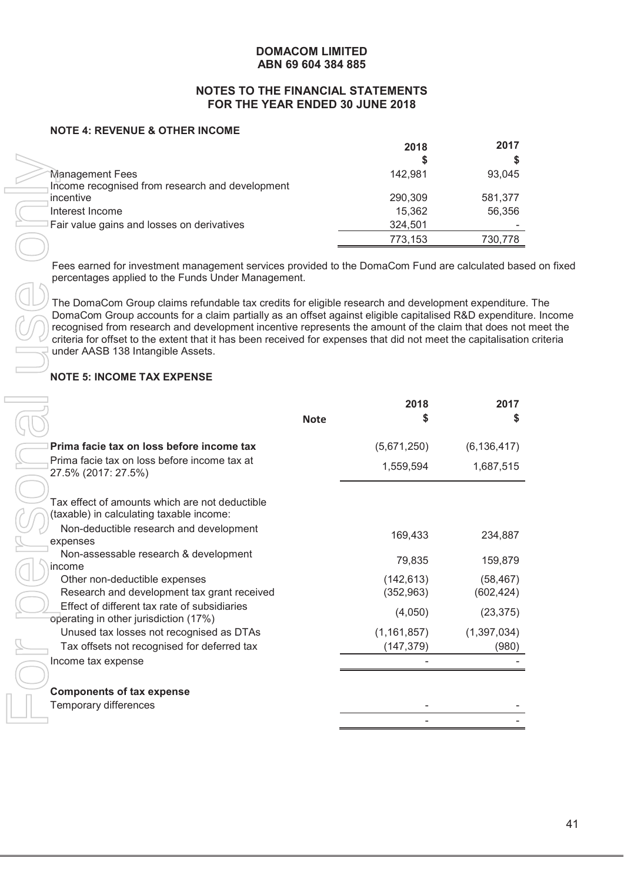**DOMACOM LIMITED**
**ABN 69 604 384 885**

**NOTES TO THE FINANCIAL STATEMENTS**
**FOR THE YEAR ENDED 30 JUNE 2018**

### NOTE 4: REVENUE & OTHER INCOME

| | 2018 | 2017 |
|---|---|---|
| | $ | $ |
| Management Fees | 142,981 | 93,045 |
| Income recognised from research and development incentive | 290,309 | 581,377 |
| Interest Income | 15,362 | 56,356 |
| Fair value gains and losses on derivatives | 324,501 | - |
| | 773,153 | 730,778 |

Fees earned for investment management services provided to the DomaCom Fund are calculated based on fixed percentages applied to the Funds Under Management.

The DomaCom Group claims refundable tax credits for eligible research and development expenditure. The DomaCom Group accounts for a claim partially as an offset against eligible capitalised R&D expenditure. Income recognised from research and development incentive represents the amount of the claim that does not meet the criteria for offset to the extent that it has been received for expenses that did not meet the capitalisation criteria under AASB 138 Intangible Assets.

### NOTE 5: INCOME TAX EXPENSE

| | Note | 2018 | 2017 |
|---|---|---|---|
| | | $ | $ |
| **Prima facie tax on loss before income tax** | | (5,671,250) | (6,136,417) |
| Prima facie tax on loss before income tax at 27.5% (2017: 27.5%) | | 1,559,594 | 1,687,515 |
| Tax effect of amounts which are not deductible (taxable) in calculating taxable income: | | | |
| Non-deductible research and development expenses | | 169,433 | 234,887 |
| Non-assessable research & development income | | 79,835 | 159,879 |
| Other non-deductible expenses | | (142,613) | (58,467) |
| Research and development tax grant received | | (352,963) | (602,424) |
| Effect of different tax rate of subsidiaries operating in other jurisdiction (17%) | | (4,050) | (23,375) |
| Unused tax losses not recognised as DTAs | | (1,161,857) | (1,397,034) |
| Tax offsets not recognised for deferred tax | | (147,379) | (980) |
| Income tax expense | | - | - |
| **Components of tax expense** | | | |
| Temporary differences | | - | - |
| | | - | - |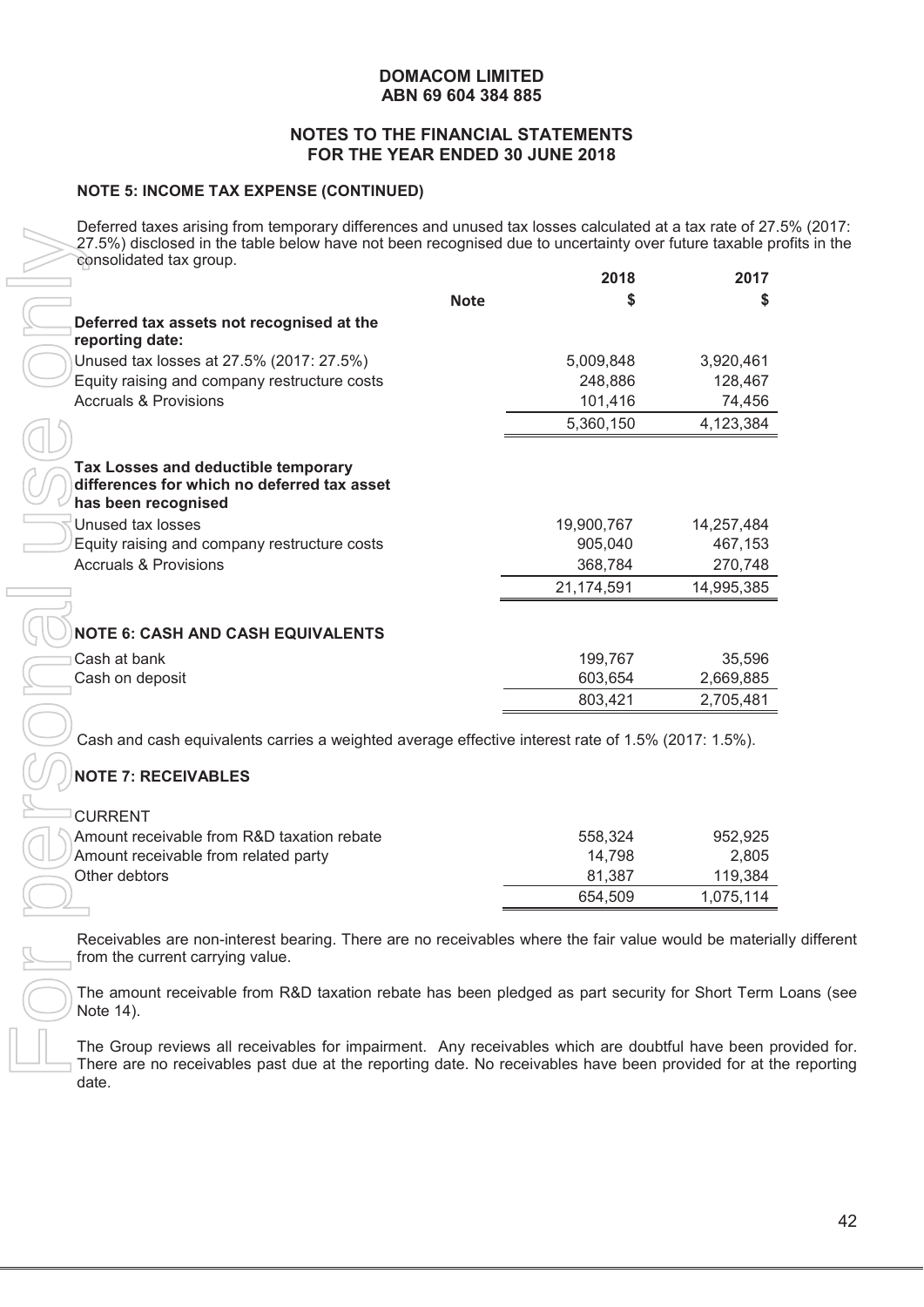**DOMACOM LIMITED**
**ABN 69 604 384 885**

**NOTES TO THE FINANCIAL STATEMENTS**
**FOR THE YEAR ENDED 30 JUNE 2018**

### NOTE 5: INCOME TAX EXPENSE (CONTINUED)

Deferred taxes arising from temporary differences and unused tax losses calculated at a tax rate of 27.5% (2017: 27.5%) disclosed in the table below have not been recognised due to uncertainty over future taxable profits in the consolidated tax group.

| | Note | 2018 $ | 2017 $ |
|---|---|---|---|
| **Deferred tax assets not recognised at the reporting date:** | | | |
| Unused tax losses at 27.5% (2017: 27.5%) | | 5,009,848 | 3,920,461 |
| Equity raising and company restructure costs | | 248,886 | 128,467 |
| Accruals & Provisions | | 101,416 | 74,456 |
| | | 5,360,150 | 4,123,384 |
| **Tax Losses and deductible temporary differences for which no deferred tax asset has been recognised** | | | |
| Unused tax losses | | 19,900,767 | 14,257,484 |
| Equity raising and company restructure costs | | 905,040 | 467,153 |
| Accruals & Provisions | | 368,784 | 270,748 |
| | | 21,174,591 | 14,995,385 |

### NOTE 6: CASH AND CASH EQUIVALENTS

| | 2018 $ | 2017 $ |
|---|---|---|
| Cash at bank | 199,767 | 35,596 |
| Cash on deposit | 603,654 | 2,669,885 |
| | 803,421 | 2,705,481 |

Cash and cash equivalents carries a weighted average effective interest rate of 1.5% (2017: 1.5%).

### NOTE 7: RECEIVABLES

| | 2018 $ | 2017 $ |
|---|---|---|
| CURRENT | | |
| Amount receivable from R&D taxation rebate | 558,324 | 952,925 |
| Amount receivable from related party | 14,798 | 2,805 |
| Other debtors | 81,387 | 119,384 |
| | 654,509 | 1,075,114 |

Receivables are non-interest bearing. There are no receivables where the fair value would be materially different from the current carrying value.

The amount receivable from R&D taxation rebate has been pledged as part security for Short Term Loans (see Note 14).

The Group reviews all receivables for impairment. Any receivables which are doubtful have been provided for. There are no receivables past due at the reporting date. No receivables have been provided for at the reporting date.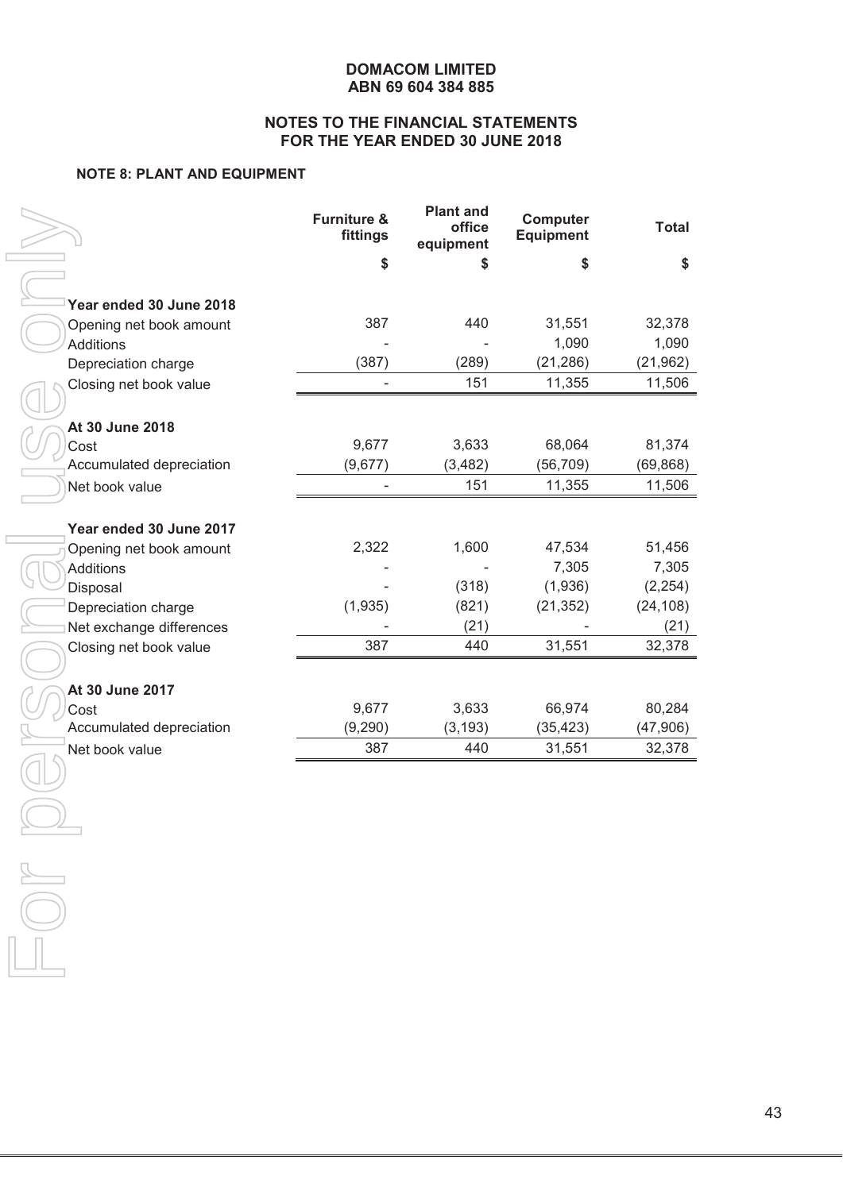**DOMACOM LIMITED**
**ABN 69 604 384 885**

**NOTES TO THE FINANCIAL STATEMENTS**
**FOR THE YEAR ENDED 30 JUNE 2018**

**NOTE 8: PLANT AND EQUIPMENT**

| | Furniture & fittings | Plant and office equipment | Computer Equipment | Total |
|---|---|---|---|---|
| | $ | $ | $ | $ |
| **Year ended 30 June 2018** | | | | |
| Opening net book amount | 387 | 440 | 31,551 | 32,378 |
| Additions | - | - | 1,090 | 1,090 |
| Depreciation charge | (387) | (289) | (21,286) | (21,962) |
| Closing net book value | - | 151 | 11,355 | 11,506 |
| **At 30 June 2018** | | | | |
| Cost | 9,677 | 3,633 | 68,064 | 81,374 |
| Accumulated depreciation | (9,677) | (3,482) | (56,709) | (69,868) |
| Net book value | - | 151 | 11,355 | 11,506 |
| **Year ended 30 June 2017** | | | | |
| Opening net book amount | 2,322 | 1,600 | 47,534 | 51,456 |
| Additions | - | - | 7,305 | 7,305 |
| Disposal | - | (318) | (1,936) | (2,254) |
| Depreciation charge | (1,935) | (821) | (21,352) | (24,108) |
| Net exchange differences | - | (21) | - | (21) |
| Closing net book value | 387 | 440 | 31,551 | 32,378 |
| **At 30 June 2017** | | | | |
| Cost | 9,677 | 3,633 | 66,974 | 80,284 |
| Accumulated depreciation | (9,290) | (3,193) | (35,423) | (47,906) |
| Net book value | 387 | 440 | 31,551 | 32,378 |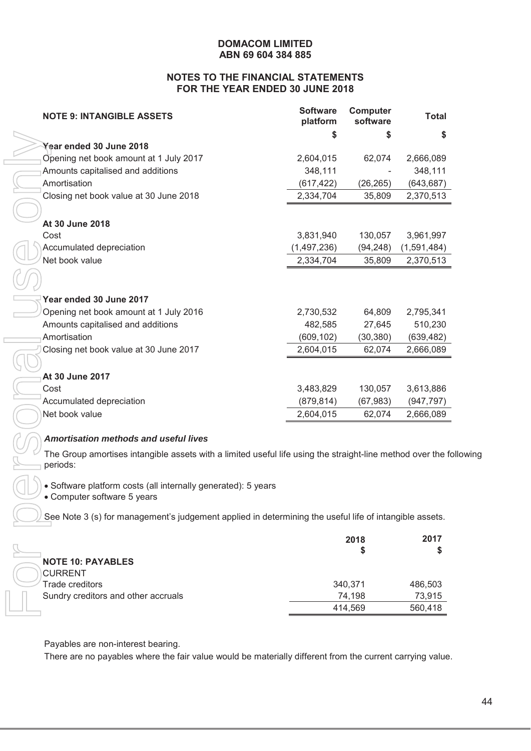**DOMACOM LIMITED**
**ABN 69 604 384 885**

**NOTES TO THE FINANCIAL STATEMENTS**
**FOR THE YEAR ENDED 30 JUNE 2018**

| NOTE 9: INTANGIBLE ASSETS | Software platform | Computer software | Total |
|---|---|---|---|
| | $ | $ | $ |
| **Year ended 30 June 2018** | | | |
| Opening net book amount at 1 July 2017 | 2,604,015 | 62,074 | 2,666,089 |
| Amounts capitalised and additions | 348,111 | - | 348,111 |
| Amortisation | (617,422) | (26,265) | (643,687) |
| Closing net book value at 30 June 2018 | 2,334,704 | 35,809 | 2,370,513 |
| | | | |
| **At 30 June 2018** | | | |
| Cost | 3,831,940 | 130,057 | 3,961,997 |
| Accumulated depreciation | (1,497,236) | (94,248) | (1,591,484) |
| Net book value | 2,334,704 | 35,809 | 2,370,513 |
| | | | |
| **Year ended 30 June 2017** | | | |
| Opening net book amount at 1 July 2016 | 2,730,532 | 64,809 | 2,795,341 |
| Amounts capitalised and additions | 482,585 | 27,645 | 510,230 |
| Amortisation | (609,102) | (30,380) | (639,482) |
| Closing net book value at 30 June 2017 | 2,604,015 | 62,074 | 2,666,089 |
| | | | |
| **At 30 June 2017** | | | |
| Cost | 3,483,829 | 130,057 | 3,613,886 |
| Accumulated depreciation | (879,814) | (67,983) | (947,797) |
| Net book value | 2,604,015 | 62,074 | 2,666,089 |

***Amortisation methods and useful lives***

The Group amortises intangible assets with a limited useful life using the straight-line method over the following periods:

- Software platform costs (all internally generated): 5 years
- Computer software 5 years

See Note 3 (s) for management's judgement applied in determining the useful life of intangible assets.

| | 2018 | 2017 |
|---|---|---|
| | $ | $ |
| **NOTE 10: PAYABLES** | | |
| CURRENT | | |
| Trade creditors | 340,371 | 486,503 |
| Sundry creditors and other accruals | 74,198 | 73,915 |
| | 414,569 | 560,418 |

Payables are non-interest bearing.

There are no payables where the fair value would be materially different from the current carrying value.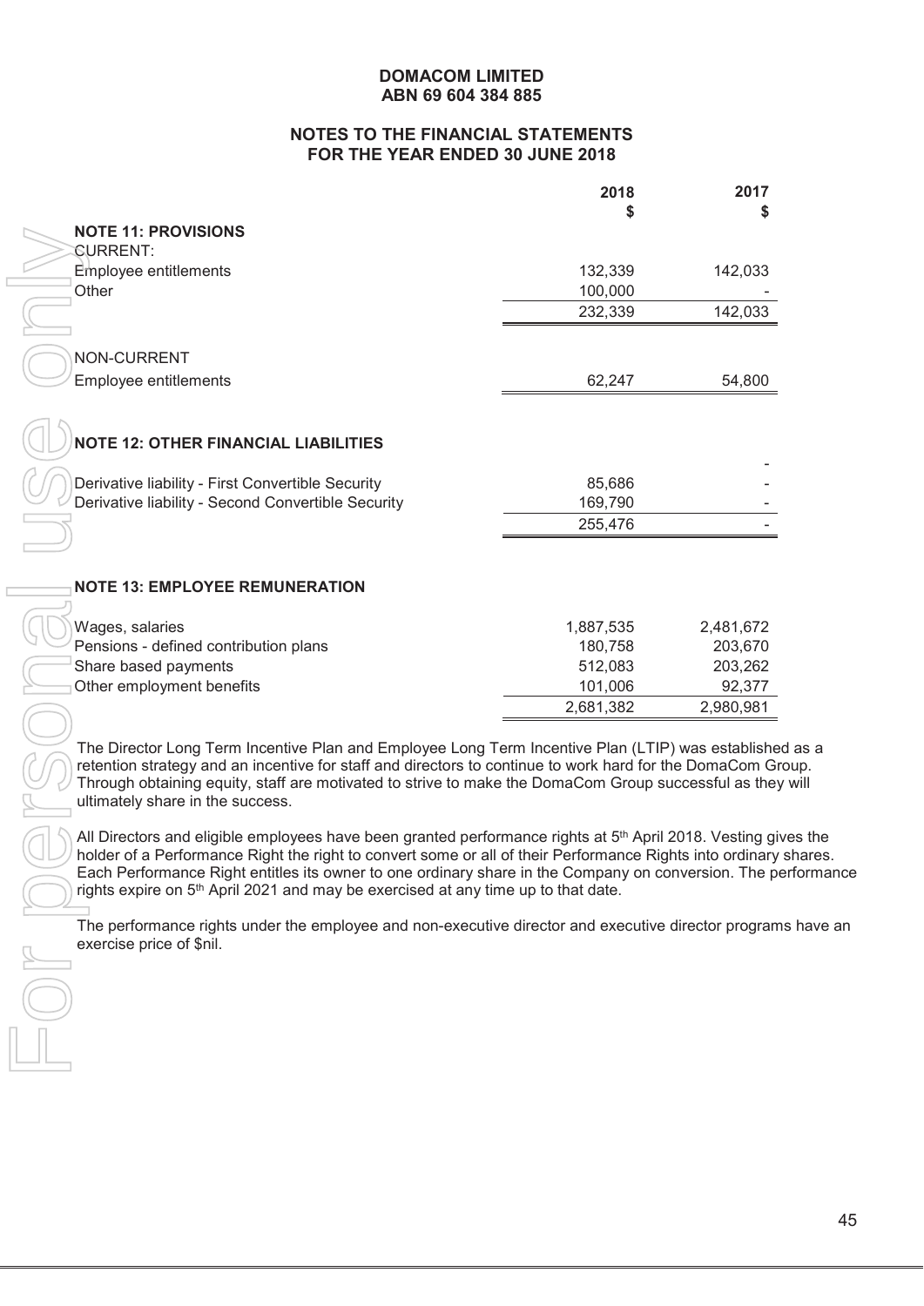**DOMACOM LIMITED**
**ABN 69 604 384 885**

**NOTES TO THE FINANCIAL STATEMENTS**
**FOR THE YEAR ENDED 30 JUNE 2018**

| | 2018 $ | 2017 $ |
|---|---|---|
| **NOTE 11: PROVISIONS** | | |
| CURRENT: | | |
| Employee entitlements | 132,339 | 142,033 |
| Other | 100,000 | - |
| | 232,339 | 142,033 |
| NON-CURRENT | | |
| Employee entitlements | 62,247 | 54,800 |

**NOTE 12: OTHER FINANCIAL LIABILITIES**

| | 2018 $ | 2017 $ |
|---|---|---|
| | | - |
| Derivative liability - First Convertible Security | 85,686 | - |
| Derivative liability - Second Convertible Security | 169,790 | - |
| | 255,476 | - |

**NOTE 13: EMPLOYEE REMUNERATION**

| | 2018 $ | 2017 $ |
|---|---|---|
| Wages, salaries | 1,887,535 | 2,481,672 |
| Pensions - defined contribution plans | 180,758 | 203,670 |
| Share based payments | 512,083 | 203,262 |
| Other employment benefits | 101,006 | 92,377 |
| | 2,681,382 | 2,980,981 |

The Director Long Term Incentive Plan and Employee Long Term Incentive Plan (LTIP) was established as a retention strategy and an incentive for staff and directors to continue to work hard for the DomaCom Group. Through obtaining equity, staff are motivated to strive to make the DomaCom Group successful as they will ultimately share in the success.

All Directors and eligible employees have been granted performance rights at 5th April 2018. Vesting gives the holder of a Performance Right the right to convert some or all of their Performance Rights into ordinary shares. Each Performance Right entitles its owner to one ordinary share in the Company on conversion. The performance rights expire on 5th April 2021 and may be exercised at any time up to that date.

The performance rights under the employee and non-executive director and executive director programs have an exercise price of $nil.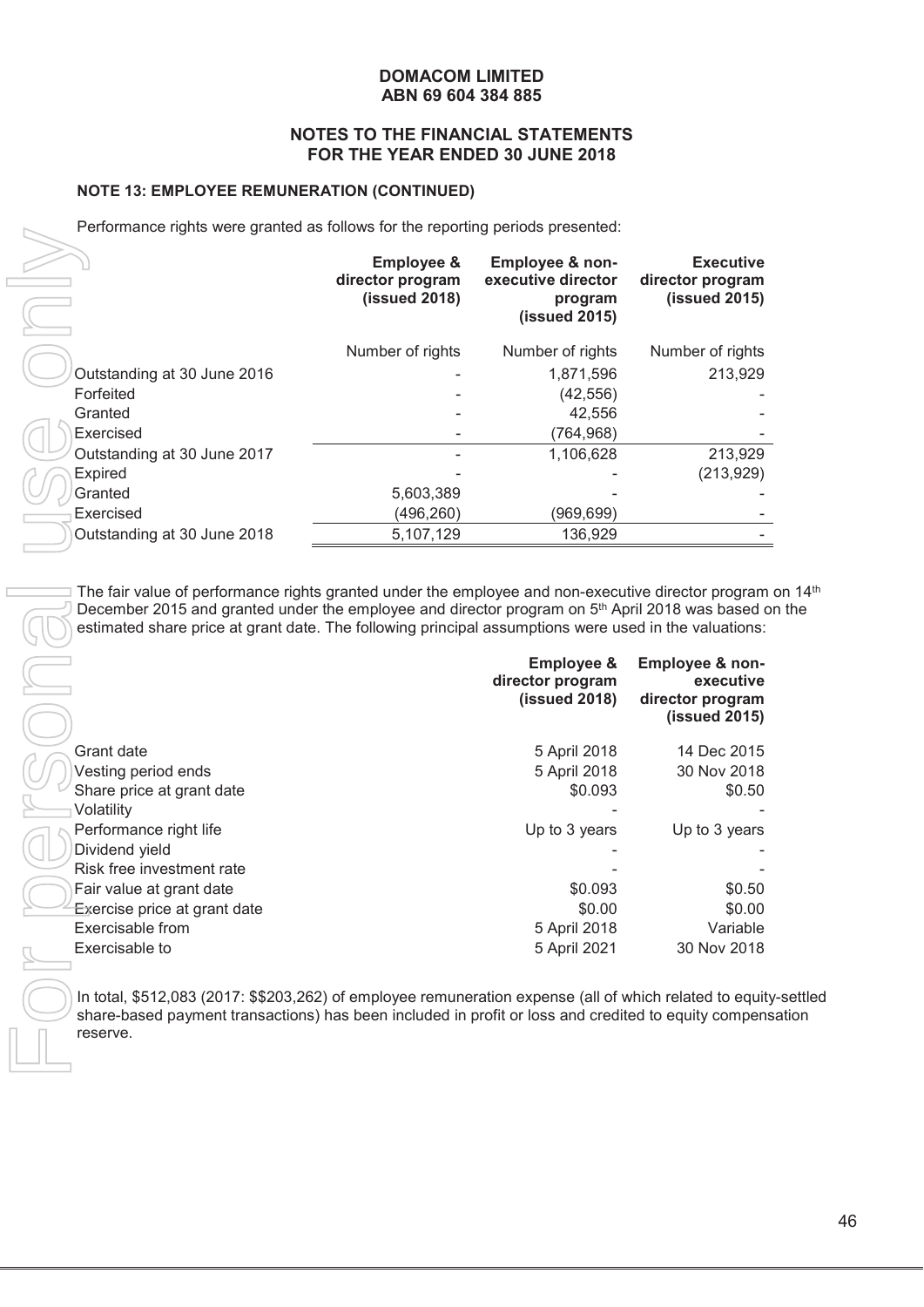**DOMACOM LIMITED**
**ABN 69 604 384 885**

**NOTES TO THE FINANCIAL STATEMENTS**
**FOR THE YEAR ENDED 30 JUNE 2018**

**NOTE 13: EMPLOYEE REMUNERATION (CONTINUED)**

Performance rights were granted as follows for the reporting periods presented:

| | Employee & director program (issued 2018) | Employee & non-executive director program (issued 2015) | Executive director program (issued 2015) |
|---|---|---|---|
| | Number of rights | Number of rights | Number of rights |
| Outstanding at 30 June 2016 | - | 1,871,596 | 213,929 |
| Forfeited | - | (42,556) | - |
| Granted | - | 42,556 | - |
| Exercised | - | (764,968) | - |
| Outstanding at 30 June 2017 | - | 1,106,628 | 213,929 |
| Expired | - | - | (213,929) |
| Granted | 5,603,389 | - | - |
| Exercised | (496,260) | (969,699) | - |
| Outstanding at 30 June 2018 | 5,107,129 | 136,929 | - |

The fair value of performance rights granted under the employee and non-executive director program on 14th December 2015 and granted under the employee and director program on 5th April 2018 was based on the estimated share price at grant date. The following principal assumptions were used in the valuations:

| | Employee & director program (issued 2018) | Employee & non-executive director program (issued 2015) |
|---|---|---|
| Grant date | 5 April 2018 | 14 Dec 2015 |
| Vesting period ends | 5 April 2018 | 30 Nov 2018 |
| Share price at grant date | \$0.093 | \$0.50 |
| Volatility | - | - |
| Performance right life | Up to 3 years | Up to 3 years |
| Dividend yield | - | - |
| Risk free investment rate | - | - |
| Fair value at grant date | \$0.093 | \$0.50 |
| Exercise price at grant date | \$0.00 | \$0.00 |
| Exercisable from | 5 April 2018 | Variable |
| Exercisable to | 5 April 2021 | 30 Nov 2018 |

In total, \$512,083 (2017: \$\$203,262) of employee remuneration expense (all of which related to equity-settled share-based payment transactions) has been included in profit or loss and credited to equity compensation reserve.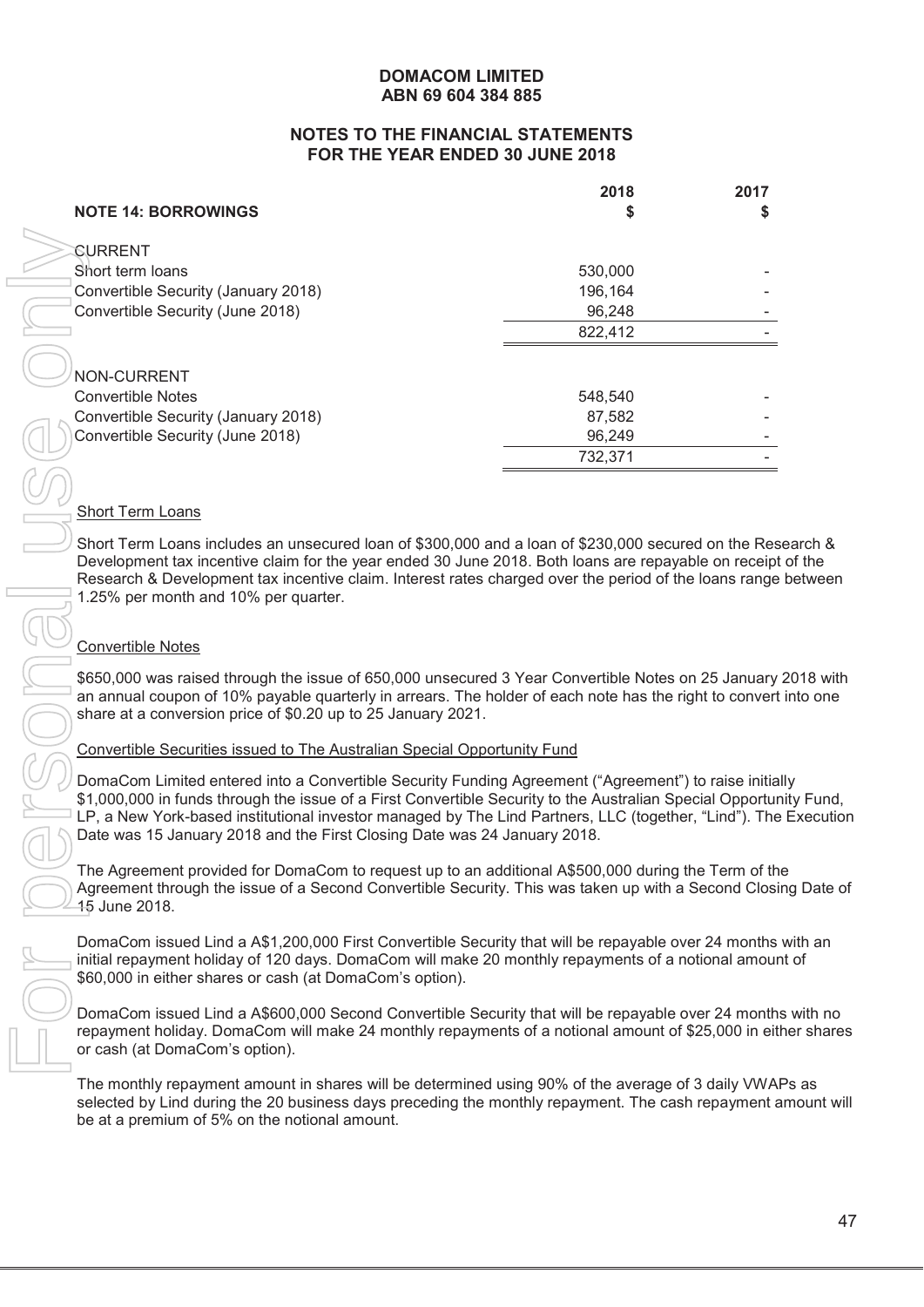**DOMACOM LIMITED**
**ABN 69 604 384 885**

**NOTES TO THE FINANCIAL STATEMENTS**
**FOR THE YEAR ENDED 30 JUNE 2018**

| **NOTE 14: BORROWINGS** | **2018 $** | **2017 $** |
|---|---|---|
| CURRENT | | |
| Short term loans | 530,000 | - |
| Convertible Security (January 2018) | 196,164 | - |
| Convertible Security (June 2018) | 96,248 | - |
| | 822,412 | - |
| NON-CURRENT | | |
| Convertible Notes | 548,540 | - |
| Convertible Security (January 2018) | 87,582 | - |
| Convertible Security (June 2018) | 96,249 | - |
| | 732,371 | - |

Short Term Loans

Short Term Loans includes an unsecured loan of $300,000 and a loan of $230,000 secured on the Research & Development tax incentive claim for the year ended 30 June 2018. Both loans are repayable on receipt of the Research & Development tax incentive claim. Interest rates charged over the period of the loans range between 1.25% per month and 10% per quarter.

Convertible Notes

$650,000 was raised through the issue of 650,000 unsecured 3 Year Convertible Notes on 25 January 2018 with an annual coupon of 10% payable quarterly in arrears. The holder of each note has the right to convert into one share at a conversion price of $0.20 up to 25 January 2021.

Convertible Securities issued to The Australian Special Opportunity Fund

DomaCom Limited entered into a Convertible Security Funding Agreement ("Agreement") to raise initially $1,000,000 in funds through the issue of a First Convertible Security to the Australian Special Opportunity Fund, LP, a New York-based institutional investor managed by The Lind Partners, LLC (together, "Lind"). The Execution Date was 15 January 2018 and the First Closing Date was 24 January 2018.

The Agreement provided for DomaCom to request up to an additional A$500,000 during the Term of the Agreement through the issue of a Second Convertible Security. This was taken up with a Second Closing Date of 15 June 2018.

DomaCom issued Lind a A$1,200,000 First Convertible Security that will be repayable over 24 months with an initial repayment holiday of 120 days. DomaCom will make 20 monthly repayments of a notional amount of $60,000 in either shares or cash (at DomaCom's option).

DomaCom issued Lind a A$600,000 Second Convertible Security that will be repayable over 24 months with no repayment holiday. DomaCom will make 24 monthly repayments of a notional amount of $25,000 in either shares or cash (at DomaCom's option).

The monthly repayment amount in shares will be determined using 90% of the average of 3 daily VWAPs as selected by Lind during the 20 business days preceding the monthly repayment. The cash repayment amount will be at a premium of 5% on the notional amount.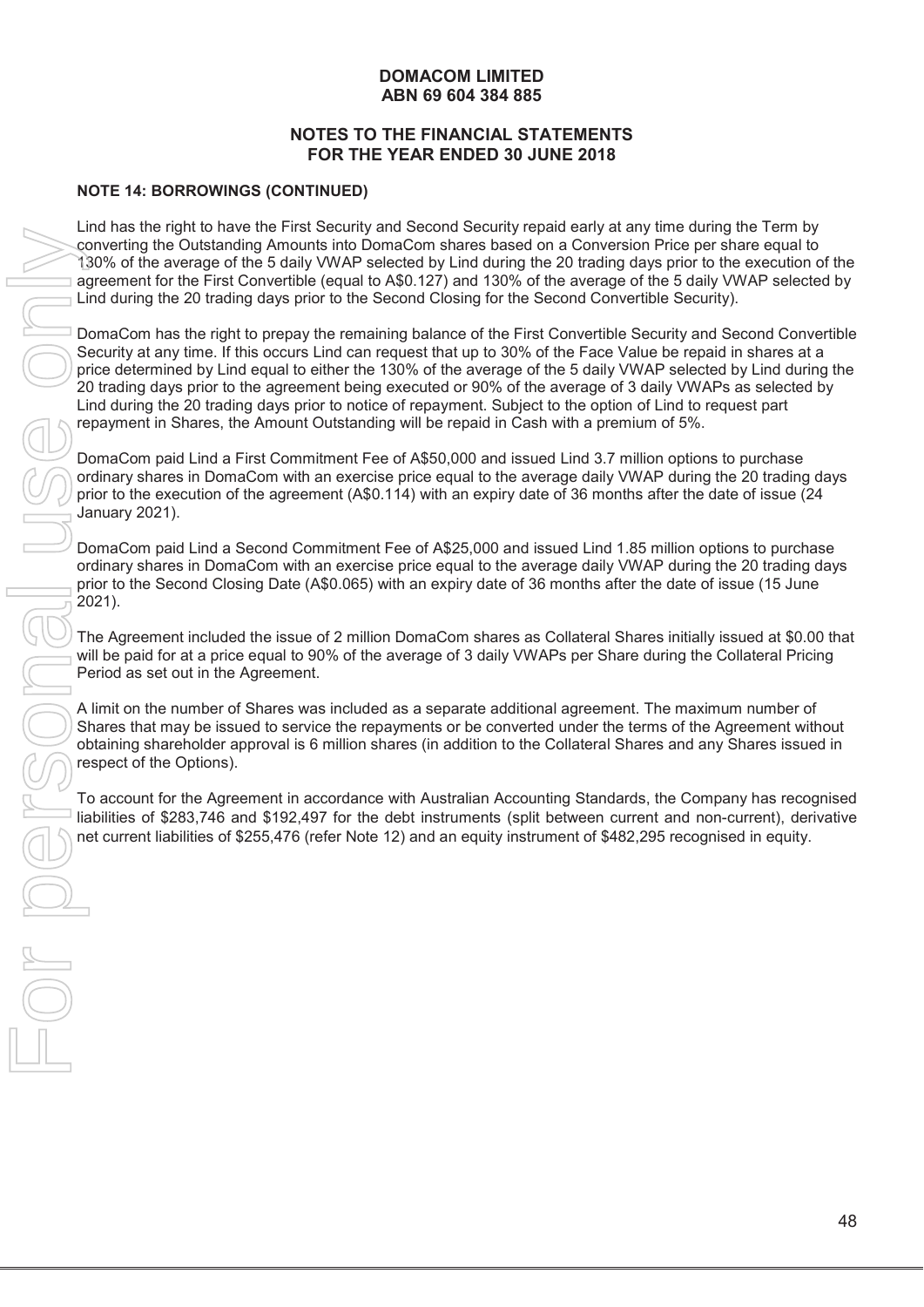**DOMACOM LIMITED**
**ABN 69 604 384 885**

**NOTES TO THE FINANCIAL STATEMENTS**
**FOR THE YEAR ENDED 30 JUNE 2018**

**NOTE 14: BORROWINGS (CONTINUED)**

Lind has the right to have the First Security and Second Security repaid early at any time during the Term by converting the Outstanding Amounts into DomaCom shares based on a Conversion Price per share equal to 130% of the average of the 5 daily VWAP selected by Lind during the 20 trading days prior to the execution of the agreement for the First Convertible (equal to A$0.127) and 130% of the average of the 5 daily VWAP selected by Lind during the 20 trading days prior to the Second Closing for the Second Convertible Security).

DomaCom has the right to prepay the remaining balance of the First Convertible Security and Second Convertible Security at any time. If this occurs Lind can request that up to 30% of the Face Value be repaid in shares at a price determined by Lind equal to either the 130% of the average of the 5 daily VWAP selected by Lind during the 20 trading days prior to the agreement being executed or 90% of the average of 3 daily VWAPs as selected by Lind during the 20 trading days prior to notice of repayment. Subject to the option of Lind to request part repayment in Shares, the Amount Outstanding will be repaid in Cash with a premium of 5%.

DomaCom paid Lind a First Commitment Fee of A$50,000 and issued Lind 3.7 million options to purchase ordinary shares in DomaCom with an exercise price equal to the average daily VWAP during the 20 trading days prior to the execution of the agreement (A$0.114) with an expiry date of 36 months after the date of issue (24 January 2021).

DomaCom paid Lind a Second Commitment Fee of A$25,000 and issued Lind 1.85 million options to purchase ordinary shares in DomaCom with an exercise price equal to the average daily VWAP during the 20 trading days prior to the Second Closing Date (A$0.065) with an expiry date of 36 months after the date of issue (15 June 2021).

The Agreement included the issue of 2 million DomaCom shares as Collateral Shares initially issued at $0.00 that will be paid for at a price equal to 90% of the average of 3 daily VWAPs per Share during the Collateral Pricing Period as set out in the Agreement.

A limit on the number of Shares was included as a separate additional agreement. The maximum number of Shares that may be issued to service the repayments or be converted under the terms of the Agreement without obtaining shareholder approval is 6 million shares (in addition to the Collateral Shares and any Shares issued in respect of the Options).

To account for the Agreement in accordance with Australian Accounting Standards, the Company has recognised liabilities of $283,746 and $192,497 for the debt instruments (split between current and non-current), derivative net current liabilities of $255,476 (refer Note 12) and an equity instrument of $482,295 recognised in equity.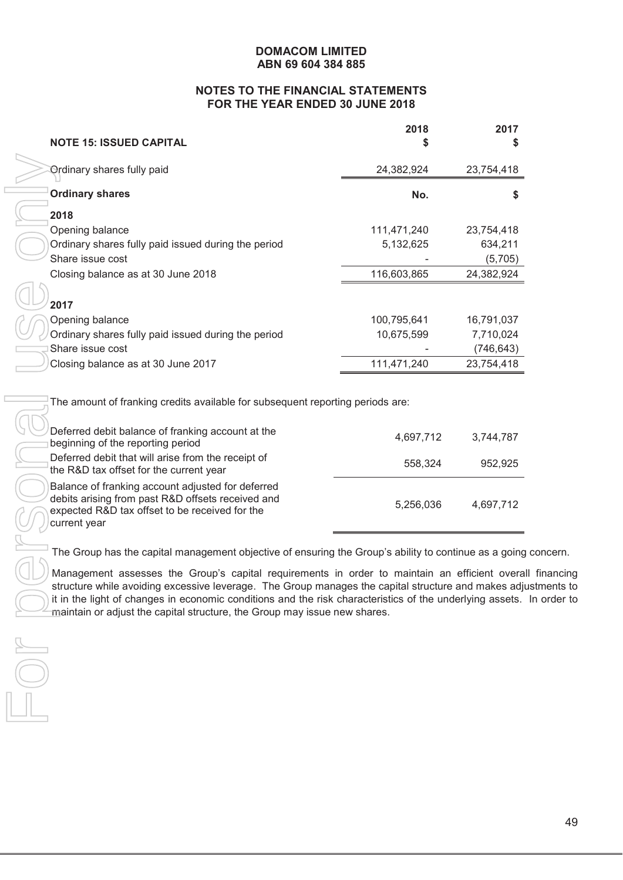**DOMACOM LIMITED**
**ABN 69 604 384 885**

**NOTES TO THE FINANCIAL STATEMENTS**
**FOR THE YEAR ENDED 30 JUNE 2018**

| **NOTE 15: ISSUED CAPITAL** | **2018 \$** | **2017 \$** |
|---|---|---|
| Ordinary shares fully paid | 24,382,924 | 23,754,418 |

| **Ordinary shares** | **No.** | **\$** |
|---|---|---|
| **2018** | | |
| Opening balance | 111,471,240 | 23,754,418 |
| Ordinary shares fully paid issued during the period | 5,132,625 | 634,211 |
| Share issue cost | - | (5,705) |
| Closing balance as at 30 June 2018 | 116,603,865 | 24,382,924 |
| **2017** | | |
| Opening balance | 100,795,641 | 16,791,037 |
| Ordinary shares fully paid issued during the period | 10,675,599 | 7,710,024 |
| Share issue cost | - | (746,643) |
| Closing balance as at 30 June 2017 | 111,471,240 | 23,754,418 |

The amount of franking credits available for subsequent reporting periods are:

| | 2018 | 2017 |
|---|---|---|
| Deferred debit balance of franking account at the beginning of the reporting period | 4,697,712 | 3,744,787 |
| Deferred debit that will arise from the receipt of the R&D tax offset for the current year | 558,324 | 952,925 |
| Balance of franking account adjusted for deferred debits arising from past R&D offsets received and expected R&D tax offset to be received for the current year | 5,256,036 | 4,697,712 |

The Group has the capital management objective of ensuring the Group's ability to continue as a going concern.

Management assesses the Group's capital requirements in order to maintain an efficient overall financing structure while avoiding excessive leverage. The Group manages the capital structure and makes adjustments to it in the light of changes in economic conditions and the risk characteristics of the underlying assets. In order to maintain or adjust the capital structure, the Group may issue new shares.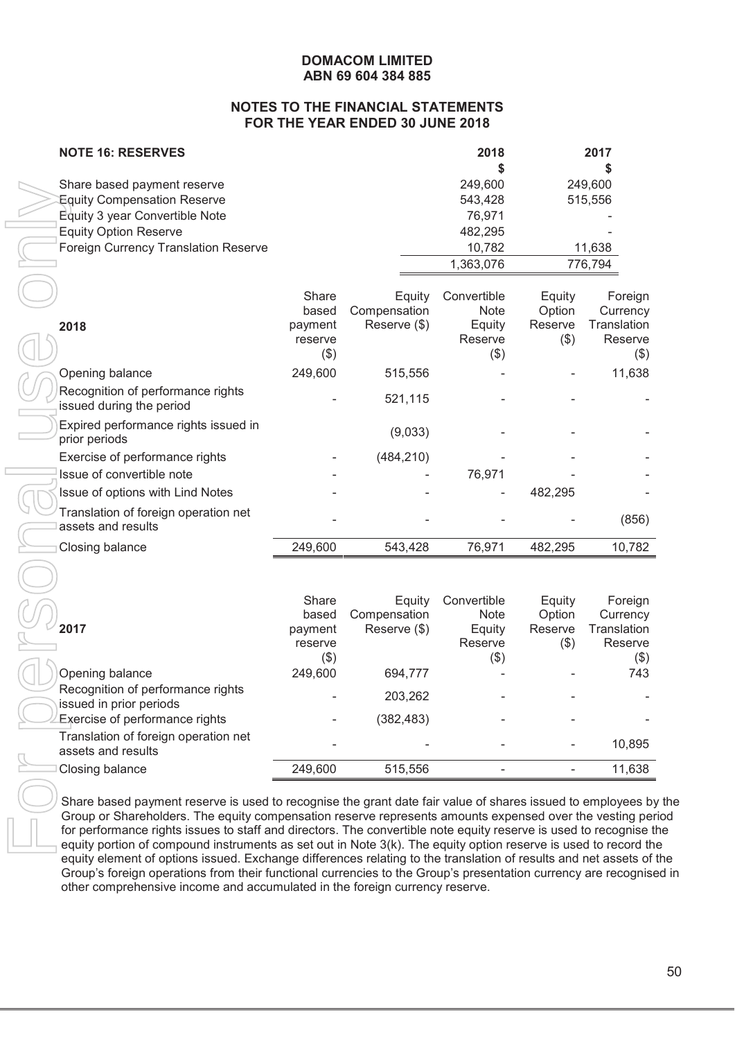**DOMACOM LIMITED**
**ABN 69 604 384 885**

**NOTES TO THE FINANCIAL STATEMENTS**
**FOR THE YEAR ENDED 30 JUNE 2018**

**NOTE 16: RESERVES**

| | 2018 $ | 2017 $ |
|---|---|---|
| Share based payment reserve | 249,600 | 249,600 |
| Equity Compensation Reserve | 543,428 | 515,556 |
| Equity 3 year Convertible Note | 76,971 | - |
| Equity Option Reserve | 482,295 | - |
| Foreign Currency Translation Reserve | 10,782 | 11,638 |
| | 1,363,076 | 776,794 |

| 2018 | Share based payment reserve ($) | Equity Compensation Reserve ($) | Convertible Note Equity Reserve ($) | Equity Option Reserve ($) | Foreign Currency Translation Reserve ($) |
|---|---|---|---|---|---|
| Opening balance | 249,600 | 515,556 | - | - | 11,638 |
| Recognition of performance rights issued during the period | - | 521,115 | - | - | - |
| Expired performance rights issued in prior periods | | (9,033) | - | - | - |
| Exercise of performance rights | - | (484,210) | - | - | - |
| Issue of convertible note | - | - | 76,971 | - | - |
| Issue of options with Lind Notes | - | - | - | 482,295 | - |
| Translation of foreign operation net assets and results | - | - | - | - | (856) |
| Closing balance | 249,600 | 543,428 | 76,971 | 482,295 | 10,782 |

| 2017 | Share based payment reserve ($) | Equity Compensation Reserve ($) | Convertible Note Equity Reserve ($) | Equity Option Reserve ($) | Foreign Currency Translation Reserve ($) |
|---|---|---|---|---|---|
| Opening balance | 249,600 | 694,777 | - | - | 743 |
| Recognition of performance rights issued in prior periods | - | 203,262 | - | - | - |
| Exercise of performance rights | - | (382,483) | - | - | - |
| Translation of foreign operation net assets and results | - | - | - | - | 10,895 |
| Closing balance | 249,600 | 515,556 | - | - | 11,638 |

Share based payment reserve is used to recognise the grant date fair value of shares issued to employees by the Group or Shareholders. The equity compensation reserve represents amounts expensed over the vesting period for performance rights issues to staff and directors. The convertible note equity reserve is used to recognise the equity portion of compound instruments as set out in Note 3(k). The equity option reserve is used to record the equity element of options issued. Exchange differences relating to the translation of results and net assets of the Group's foreign operations from their functional currencies to the Group's presentation currency are recognised in other comprehensive income and accumulated in the foreign currency reserve.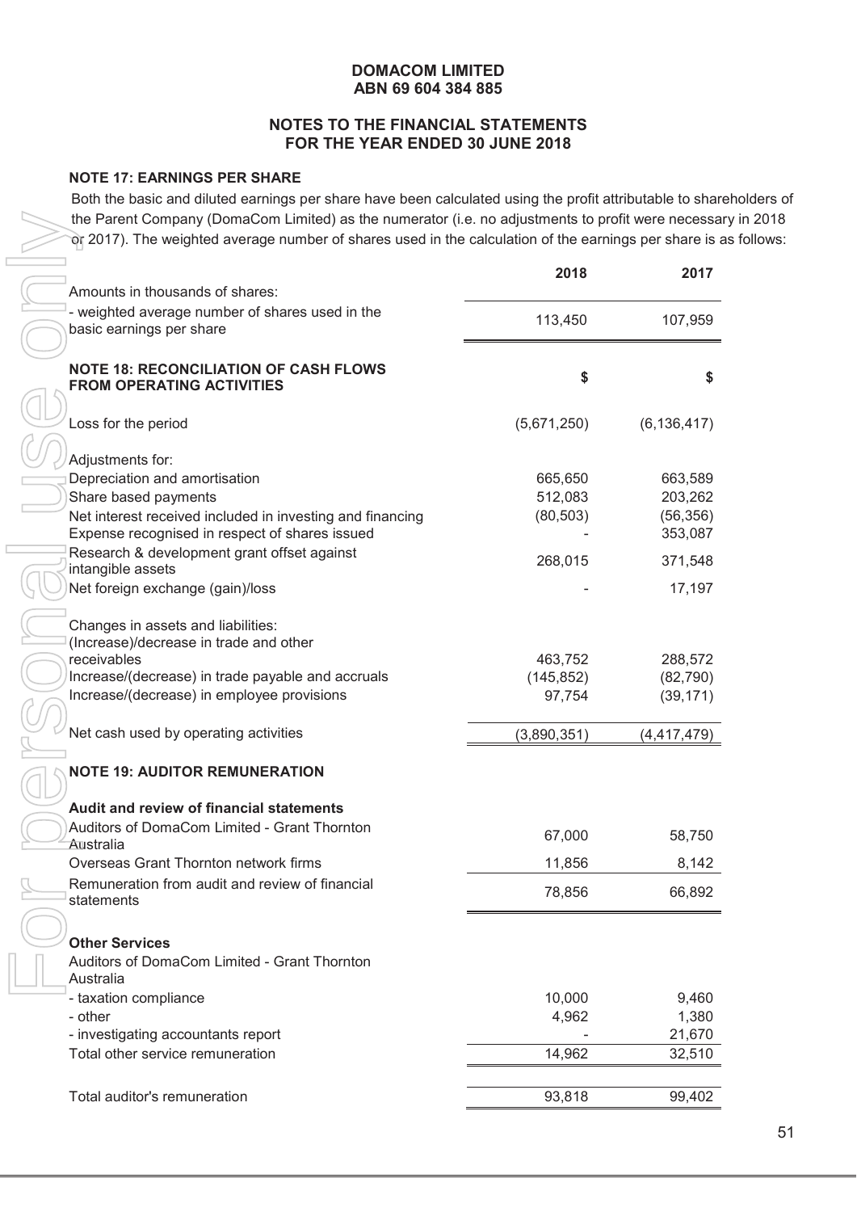DOMACOM LIMITED
ABN 69 604 384 885

NOTES TO THE FINANCIAL STATEMENTS
FOR THE YEAR ENDED 30 JUNE 2018

## NOTE 17: EARNINGS PER SHARE

Both the basic and diluted earnings per share have been calculated using the profit attributable to shareholders of the Parent Company (DomaCom Limited) as the numerator (i.e. no adjustments to profit were necessary in 2018 or 2017). The weighted average number of shares used in the calculation of the earnings per share is as follows:

| | 2018 | 2017 |
|---|---|---|
| Amounts in thousands of shares: | | |
| - weighted average number of shares used in the basic earnings per share | 113,450 | 107,959 |

## NOTE 18: RECONCILIATION OF CASH FLOWS FROM OPERATING ACTIVITIES

| | $ | $ |
|---|---|---|
| Loss for the period | (5,671,250) | (6,136,417) |
| Adjustments for: | | |
| Depreciation and amortisation | 665,650 | 663,589 |
| Share based payments | 512,083 | 203,262 |
| Net interest received included in investing and financing | (80,503) | (56,356) |
| Expense recognised in respect of shares issued | - | 353,087 |
| Research & development grant offset against intangible assets | 268,015 | 371,548 |
| Net foreign exchange (gain)/loss | - | 17,197 |
| Changes in assets and liabilities: | | |
| (Increase)/decrease in trade and other receivables | 463,752 | 288,572 |
| Increase/(decrease) in trade payable and accruals | (145,852) | (82,790) |
| Increase/(decrease) in employee provisions | 97,754 | (39,171) |
| Net cash used by operating activities | (3,890,351) | (4,417,479) |

## NOTE 19: AUDITOR REMUNERATION

| | 2018 | 2017 |
|---|---|---|
| **Audit and review of financial statements** | | |
| Auditors of DomaCom Limited - Grant Thornton Australia | 67,000 | 58,750 |
| Overseas Grant Thornton network firms | 11,856 | 8,142 |
| Remuneration from audit and review of financial statements | 78,856 | 66,892 |
| **Other Services** | | |
| Auditors of DomaCom Limited - Grant Thornton Australia | | |
| - taxation compliance | 10,000 | 9,460 |
| - other | 4,962 | 1,380 |
| - investigating accountants report | - | 21,670 |
| Total other service remuneration | 14,962 | 32,510 |
| Total auditor's remuneration | 93,818 | 99,402 |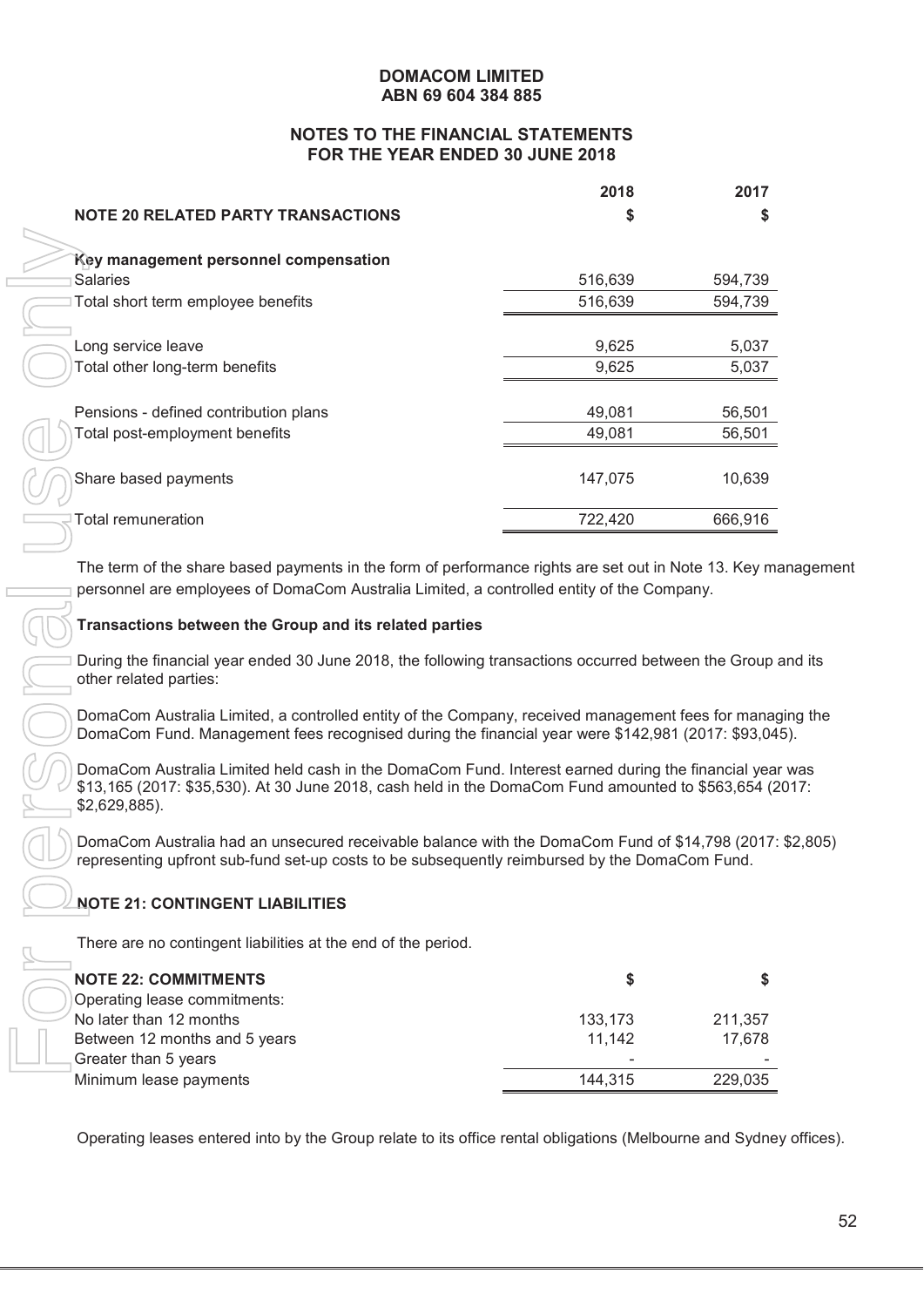**DOMACOM LIMITED**
**ABN 69 604 384 885**

**NOTES TO THE FINANCIAL STATEMENTS**
**FOR THE YEAR ENDED 30 JUNE 2018**

## NOTE 20 RELATED PARTY TRANSACTIONS

| | 2018 $ | 2017 $ |
|---|---|---|
| **Key management personnel compensation** | | |
| Salaries | 516,639 | 594,739 |
| Total short term employee benefits | 516,639 | 594,739 |
| | | |
| Long service leave | 9,625 | 5,037 |
| Total other long-term benefits | 9,625 | 5,037 |
| | | |
| Pensions - defined contribution plans | 49,081 | 56,501 |
| Total post-employment benefits | 49,081 | 56,501 |
| | | |
| Share based payments | 147,075 | 10,639 |
| | | |
| Total remuneration | 722,420 | 666,916 |

The term of the share based payments in the form of performance rights are set out in Note 13. Key management personnel are employees of DomaCom Australia Limited, a controlled entity of the Company.

**Transactions between the Group and its related parties**

During the financial year ended 30 June 2018, the following transactions occurred between the Group and its other related parties:

DomaCom Australia Limited, a controlled entity of the Company, received management fees for managing the DomaCom Fund. Management fees recognised during the financial year were $142,981 (2017: $93,045).

DomaCom Australia Limited held cash in the DomaCom Fund. Interest earned during the financial year was $13,165 (2017: $35,530). At 30 June 2018, cash held in the DomaCom Fund amounted to $563,654 (2017: $2,629,885).

DomaCom Australia had an unsecured receivable balance with the DomaCom Fund of $14,798 (2017: $2,805) representing upfront sub-fund set-up costs to be subsequently reimbursed by the DomaCom Fund.

## NOTE 21: CONTINGENT LIABILITIES

There are no contingent liabilities at the end of the period.

## NOTE 22: COMMITMENTS

| | $ | $ |
|---|---|---|
| Operating lease commitments: | | |
| No later than 12 months | 133,173 | 211,357 |
| Between 12 months and 5 years | 11,142 | 17,678 |
| Greater than 5 years | - | - |
| Minimum lease payments | 144,315 | 229,035 |

Operating leases entered into by the Group relate to its office rental obligations (Melbourne and Sydney offices).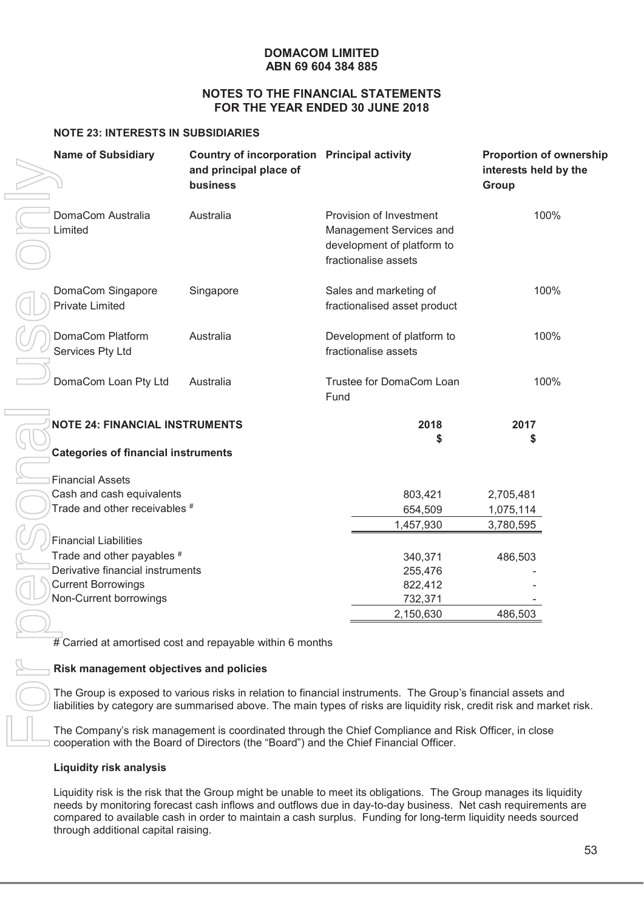**DOMACOM LIMITED**
**ABN 69 604 384 885**

**NOTES TO THE FINANCIAL STATEMENTS**
**FOR THE YEAR ENDED 30 JUNE 2018**

## NOTE 23: INTERESTS IN SUBSIDIARIES

| Name of Subsidiary | Country of incorporation and principal place of business | Principal activity | Proportion of ownership interests held by the Group |
|---|---|---|---|
| DomaCom Australia Limited | Australia | Provision of Investment Management Services and development of platform to fractionalise assets | 100% |
| DomaCom Singapore Private Limited | Singapore | Sales and marketing of fractionalised asset product | 100% |
| DomaCom Platform Services Pty Ltd | Australia | Development of platform to fractionalise assets | 100% |
| DomaCom Loan Pty Ltd | Australia | Trustee for DomaCom Loan Fund | 100% |

## NOTE 24: FINANCIAL INSTRUMENTS

| | 2018 $ | 2017 $ |
|---|---|---|
| **Categories of financial instruments** | | |
| Financial Assets | | |
| Cash and cash equivalents | 803,421 | 2,705,481 |
| Trade and other receivables # | 654,509 | 1,075,114 |
| | 1,457,930 | 3,780,595 |
| Financial Liabilities | | |
| Trade and other payables # | 340,371 | 486,503 |
| Derivative financial instruments | 255,476 | - |
| Current Borrowings | 822,412 | - |
| Non-Current borrowings | 732,371 | - |
| | 2,150,630 | 486,503 |

# Carried at amortised cost and repayable within 6 months

**Risk management objectives and policies**

The Group is exposed to various risks in relation to financial instruments. The Group's financial assets and liabilities by category are summarised above. The main types of risks are liquidity risk, credit risk and market risk.

The Company's risk management is coordinated through the Chief Compliance and Risk Officer, in close cooperation with the Board of Directors (the "Board") and the Chief Financial Officer.

**Liquidity risk analysis**

Liquidity risk is the risk that the Group might be unable to meet its obligations. The Group manages its liquidity needs by monitoring forecast cash inflows and outflows due in day-to-day business. Net cash requirements are compared to available cash in order to maintain a cash surplus. Funding for long-term liquidity needs sourced through additional capital raising.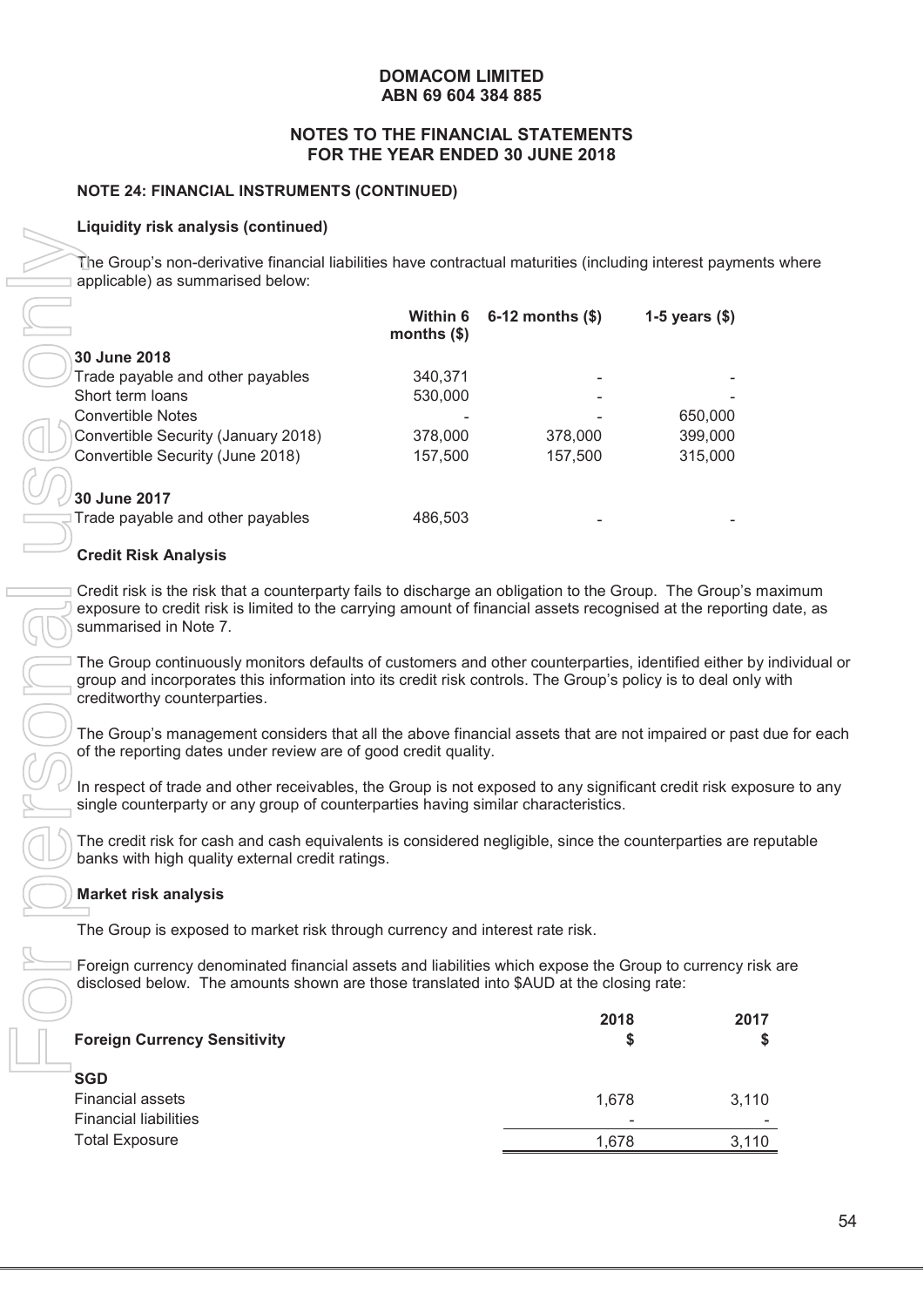DOMACOM LIMITED
ABN 69 604 384 885

NOTES TO THE FINANCIAL STATEMENTS
FOR THE YEAR ENDED 30 JUNE 2018

**NOTE 24: FINANCIAL INSTRUMENTS (CONTINUED)**

**Liquidity risk analysis (continued)**

The Group's non-derivative financial liabilities have contractual maturities (including interest payments where applicable) as summarised below:

| | Within 6 months ($) | 6-12 months ($) | 1-5 years ($) |
|---|---|---|---|
| **30 June 2018** | | | |
| Trade payable and other payables | 340,371 | - | - |
| Short term loans | 530,000 | - | - |
| Convertible Notes | - | - | 650,000 |
| Convertible Security (January 2018) | 378,000 | 378,000 | 399,000 |
| Convertible Security (June 2018) | 157,500 | 157,500 | 315,000 |
| **30 June 2017** | | | |
| Trade payable and other payables | 486,503 | - | - |

**Credit Risk Analysis**

Credit risk is the risk that a counterparty fails to discharge an obligation to the Group. The Group's maximum exposure to credit risk is limited to the carrying amount of financial assets recognised at the reporting date, as summarised in Note 7.

The Group continuously monitors defaults of customers and other counterparties, identified either by individual or group and incorporates this information into its credit risk controls. The Group's policy is to deal only with creditworthy counterparties.

The Group's management considers that all the above financial assets that are not impaired or past due for each of the reporting dates under review are of good credit quality.

In respect of trade and other receivables, the Group is not exposed to any significant credit risk exposure to any single counterparty or any group of counterparties having similar characteristics.

The credit risk for cash and cash equivalents is considered negligible, since the counterparties are reputable banks with high quality external credit ratings.

**Market risk analysis**

The Group is exposed to market risk through currency and interest rate risk.

Foreign currency denominated financial assets and liabilities which expose the Group to currency risk are disclosed below. The amounts shown are those translated into $AUD at the closing rate:

| **Foreign Currency Sensitivity** | 2018 $ | 2017 $ |
|---|---|---|
| **SGD** | | |
| Financial assets | 1,678 | 3,110 |
| Financial liabilities | - | - |
| Total Exposure | 1,678 | 3,110 |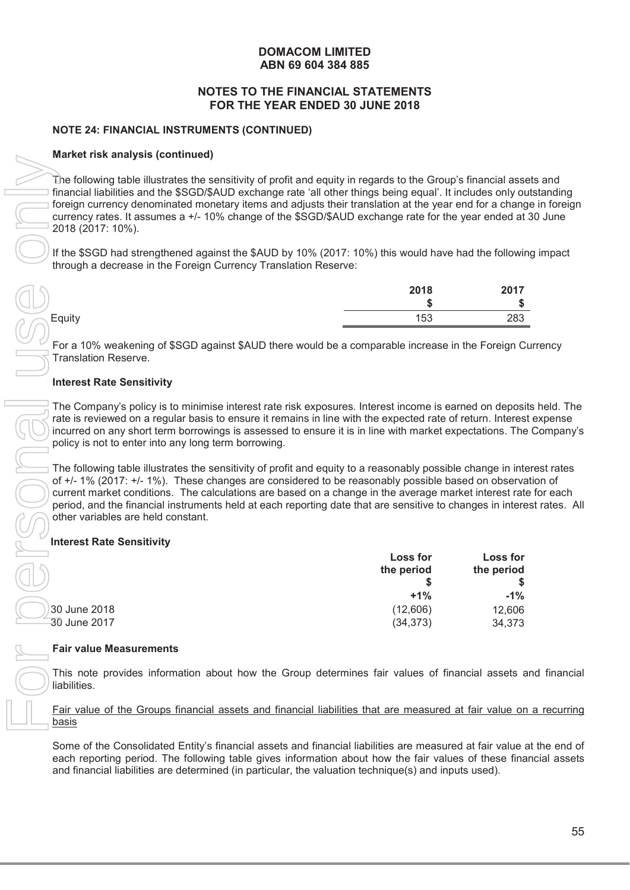# DOMACOM LIMITED
## ABN 69 604 384 885

## NOTES TO THE FINANCIAL STATEMENTS FOR THE YEAR ENDED 30 JUNE 2018

### NOTE 24: FINANCIAL INSTRUMENTS (CONTINUED)

**Market risk analysis (continued)**

The following table illustrates the sensitivity of profit and equity in regards to the Group's financial assets and financial liabilities and the $SGD/$AUD exchange rate 'all other things being equal'. It includes only outstanding foreign currency denominated monetary items and adjusts their translation at the year end for a change in foreign currency rates. It assumes a +/- 10% change of the $SGD/$AUD exchange rate for the year ended at 30 June 2018 (2017: 10%).

If the $SGD had strengthened against the $AUD by 10% (2017: 10%) this would have had the following impact through a decrease in the Foreign Currency Translation Reserve:

| | 2018 | 2017 |
|---|---|---|
| | $ | $ |
| Equity | 153 | 283 |

For a 10% weakening of $SGD against $AUD there would be a comparable increase in the Foreign Currency Translation Reserve.

**Interest Rate Sensitivity**

The Company's policy is to minimise interest rate risk exposures. Interest income is earned on deposits held. The rate is reviewed on a regular basis to ensure it remains in line with the expected rate of return. Interest expense incurred on any short term borrowings is assessed to ensure it is in line with market expectations. The Company's policy is not to enter into any long term borrowing.

The following table illustrates the sensitivity of profit and equity to a reasonably possible change in interest rates of +/- 1% (2017: +/- 1%). These changes are considered to be reasonably possible based on observation of current market conditions. The calculations are based on a change in the average market interest rate for each period, and the financial instruments held at each reporting date that are sensitive to changes in interest rates. All other variables are held constant.

**Interest Rate Sensitivity**

| | Loss for the period | Loss for the period |
|---|---|---|
| | $ | $ |
| | +1% | -1% |
| 30 June 2018 | (12,606) | 12,606 |
| 30 June 2017 | (34,373) | 34,373 |

**Fair value Measurements**

This note provides information about how the Group determines fair values of financial assets and financial liabilities.

Fair value of the Groups financial assets and financial liabilities that are measured at fair value on a recurring basis

Some of the Consolidated Entity's financial assets and financial liabilities are measured at fair value at the end of each reporting period. The following table gives information about how the fair values of these financial assets and financial liabilities are determined (in particular, the valuation technique(s) and inputs used).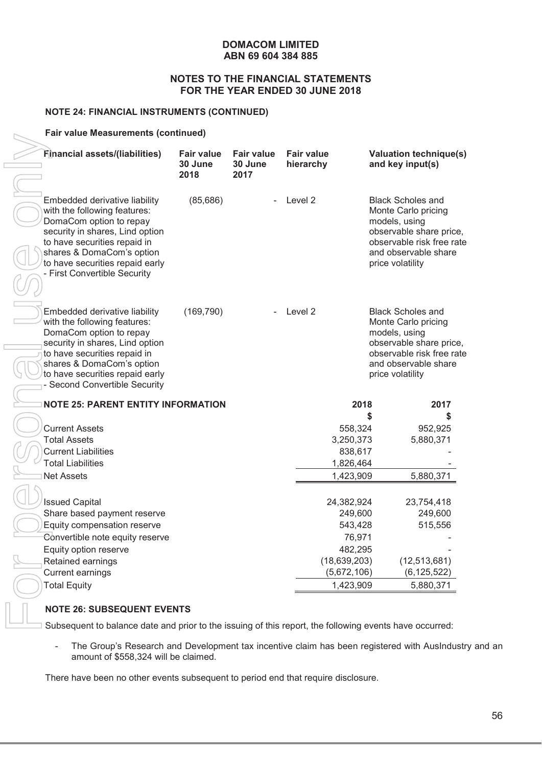**DOMACOM LIMITED**
**ABN 69 604 384 885**

**NOTES TO THE FINANCIAL STATEMENTS**
**FOR THE YEAR ENDED 30 JUNE 2018**

**NOTE 24: FINANCIAL INSTRUMENTS (CONTINUED)**

**Fair value Measurements (continued)**

| Financial assets/(liabilities) | Fair value 30 June 2018 | Fair value 30 June 2017 | Fair value hierarchy | Valuation technique(s) and key input(s) |
|---|---|---|---|---|
| Embedded derivative liability with the following features: DomaCom option to repay security in shares, Lind option to have securities repaid in shares & DomaCom's option to have securities repaid early - First Convertible Security | (85,686) | - | Level 2 | Black Scholes and Monte Carlo pricing models, using observable share price, observable risk free rate and observable share price volatility |
| Embedded derivative liability with the following features: DomaCom option to repay security in shares, Lind option to have securities repaid in shares & DomaCom's option to have securities repaid early - Second Convertible Security | (169,790) | - | Level 2 | Black Scholes and Monte Carlo pricing models, using observable share price, observable risk free rate and observable share price volatility |

**NOTE 25: PARENT ENTITY INFORMATION**

| | 2018 | 2017 |
|---|---|---|
| | $ | $ |
| Current Assets | 558,324 | 952,925 |
| Total Assets | 3,250,373 | 5,880,371 |
| Current Liabilities | 838,617 | - |
| Total Liabilities | 1,826,464 | - |
| Net Assets | 1,423,909 | 5,880,371 |
| | | |
| Issued Capital | 24,382,924 | 23,754,418 |
| Share based payment reserve | 249,600 | 249,600 |
| Equity compensation reserve | 543,428 | 515,556 |
| Convertible note equity reserve | 76,971 | - |
| Equity option reserve | 482,295 | - |
| Retained earnings | (18,639,203) | (12,513,681) |
| Current earnings | (5,672,106) | (6,125,522) |
| Total Equity | 1,423,909 | 5,880,371 |

**NOTE 26: SUBSEQUENT EVENTS**

Subsequent to balance date and prior to the issuing of this report, the following events have occurred:

- The Group's Research and Development tax incentive claim has been registered with AusIndustry and an amount of $558,324 will be claimed.

There have been no other events subsequent to period end that require disclosure.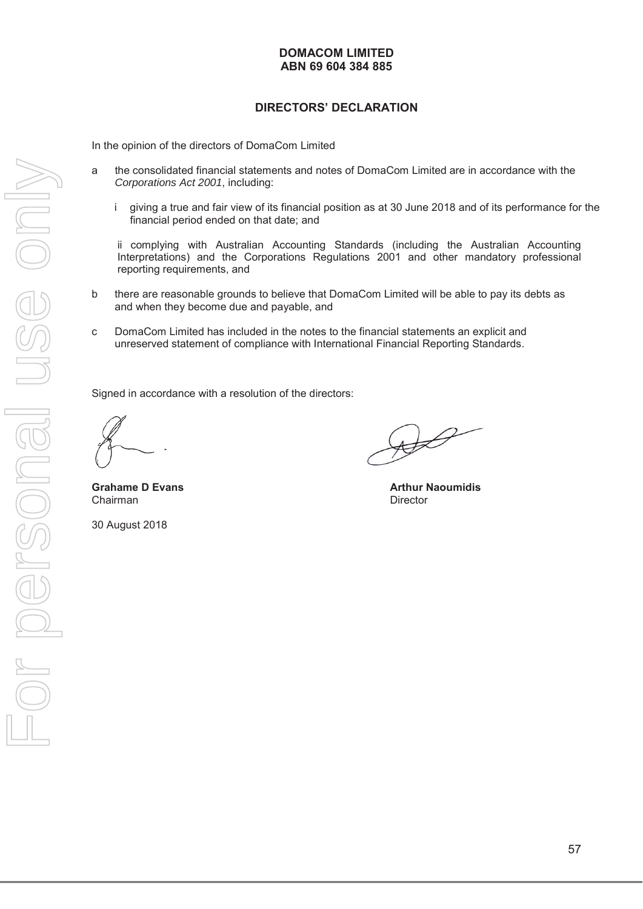**DOMACOM LIMITED**
**ABN 69 604 384 885**

## DIRECTORS' DECLARATION

In the opinion of the directors of DomaCom Limited

a the consolidated financial statements and notes of DomaCom Limited are in accordance with the *Corporations Act 2001*, including:

i giving a true and fair view of its financial position as at 30 June 2018 and of its performance for the financial period ended on that date; and

ii complying with Australian Accounting Standards (including the Australian Accounting Interpretations) and the Corporations Regulations 2001 and other mandatory professional reporting requirements, and

b there are reasonable grounds to believe that DomaCom Limited will be able to pay its debts as and when they become due and payable, and

c DomaCom Limited has included in the notes to the financial statements an explicit and unreserved statement of compliance with International Financial Reporting Standards.

Signed in accordance with a resolution of the directors:

**Grahame D Evans**
Chairman

**Arthur Naoumidis**
Director

30 August 2018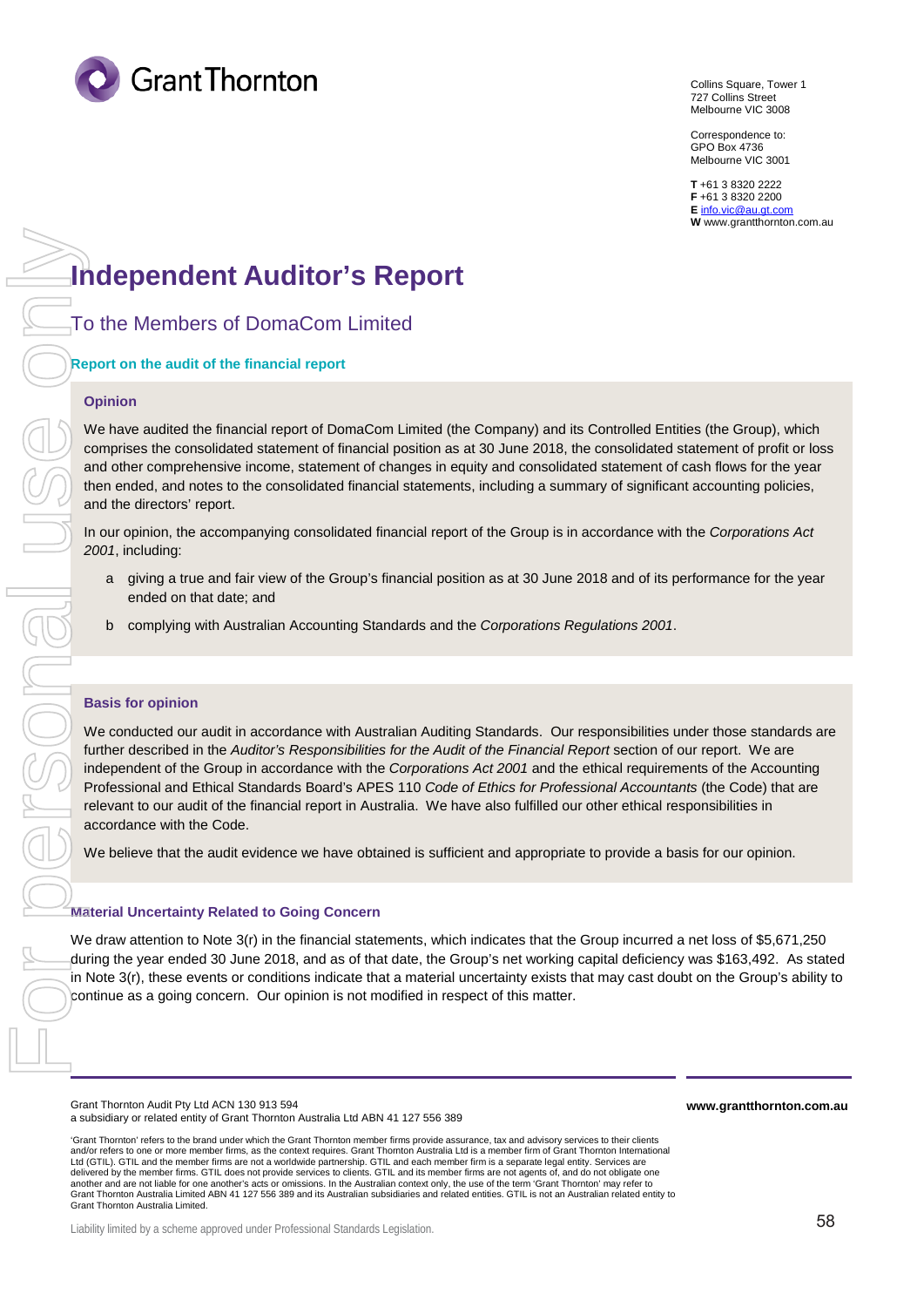Collins Square, Tower 1
727 Collins Street
Melbourne VIC 3008

Correspondence to:
GPO Box 4736
Melbourne VIC 3001

**T** +61 3 8320 2222
**F** +61 3 8320 2200
**E** info.vic@au.gt.com
**W** www.grantthornton.com.au

# Independent Auditor's Report

## To the Members of DomaCom Limited

### Report on the audit of the financial report

#### Opinion

We have audited the financial report of DomaCom Limited (the Company) and its Controlled Entities (the Group), which comprises the consolidated statement of financial position as at 30 June 2018, the consolidated statement of profit or loss and other comprehensive income, statement of changes in equity and consolidated statement of cash flows for the year then ended, and notes to the consolidated financial statements, including a summary of significant accounting policies, and the directors' report.

In our opinion, the accompanying consolidated financial report of the Group is in accordance with the *Corporations Act 2001*, including:

a. giving a true and fair view of the Group's financial position as at 30 June 2018 and of its performance for the year ended on that date; and

b. complying with Australian Accounting Standards and the *Corporations Regulations 2001*.

#### Basis for opinion

We conducted our audit in accordance with Australian Auditing Standards. Our responsibilities under those standards are further described in the *Auditor's Responsibilities for the Audit of the Financial Report* section of our report. We are independent of the Group in accordance with the *Corporations Act 2001* and the ethical requirements of the Accounting Professional and Ethical Standards Board's APES 110 *Code of Ethics for Professional Accountants* (the Code) that are relevant to our audit of the financial report in Australia. We have also fulfilled our other ethical responsibilities in accordance with the Code.

We believe that the audit evidence we have obtained is sufficient and appropriate to provide a basis for our opinion.

#### Material Uncertainty Related to Going Concern

We draw attention to Note 3(r) in the financial statements, which indicates that the Group incurred a net loss of $5,671,250 during the year ended 30 June 2018, and as of that date, the Group's net working capital deficiency was $163,492. As stated in Note 3(r), these events or conditions indicate that a material uncertainty exists that may cast doubt on the Group's ability to continue as a going concern. Our opinion is not modified in respect of this matter.

Grant Thornton Audit Pty Ltd ACN 130 913 594
a subsidiary or related entity of Grant Thornton Australia Ltd ABN 41 127 556 389

**www.grantthornton.com.au**

'Grant Thornton' refers to the brand under which the Grant Thornton member firms provide assurance, tax and advisory services to their clients and/or refers to one or more member firms, as the context requires. Grant Thornton Australia Ltd is a member firm of Grant Thornton International Ltd (GTIL). GTIL and the member firms are not a worldwide partnership. GTIL and each member firm is a separate legal entity. Services are delivered by the member firms. GTIL does not provide services to clients. GTIL and its member firms are not agents of, and do not obligate one another and are not liable for one another's acts or omissions. In the Australian context only, the use of the term 'Grant Thornton' may refer to Grant Thornton Australia Limited ABN 41 127 556 389 and its Australian subsidiaries and related entities. GTIL is not an Australian related entity to Grant Thornton Australia Limited.

Liability limited by a scheme approved under Professional Standards Legislation.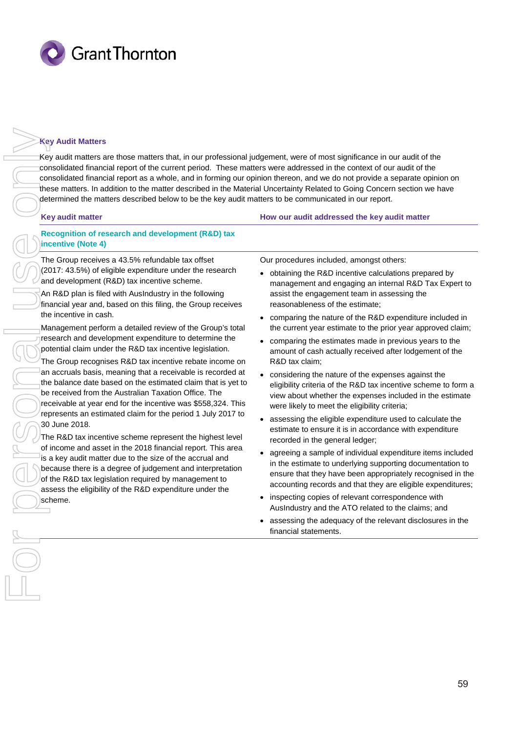## Key Audit Matters

Key audit matters are those matters that, in our professional judgement, were of most significance in our audit of the consolidated financial report of the current period. These matters were addressed in the context of our audit of the consolidated financial report as a whole, and in forming our opinion thereon, and we do not provide a separate opinion on these matters. In addition to the matter described in the Material Uncertainty Related to Going Concern section we have determined the matters described below to be the key audit matters to be communicated in our report.

| Key audit matter | How our audit addressed the key audit matter |
|---|---|
| **Recognition of research and development (R&D) tax incentive (Note 4)** | |
| The Group receives a 43.5% refundable tax offset (2017: 43.5%) of eligible expenditure under the research and development (R&D) tax incentive scheme.<br><br>An R&D plan is filed with AusIndustry in the following financial year and, based on this filing, the Group receives the incentive in cash.<br><br>Management perform a detailed review of the Group's total research and development expenditure to determine the potential claim under the R&D tax incentive legislation.<br><br>The Group recognises R&D tax incentive rebate income on an accruals basis, meaning that a receivable is recorded at the balance date based on the estimated claim that is yet to be received from the Australian Taxation Office. The receivable at year end for the incentive was $558,324. This represents an estimated claim for the period 1 July 2017 to 30 June 2018.<br><br>The R&D tax incentive scheme represent the highest level of income and asset in the 2018 financial report. This area is a key audit matter due to the size of the accrual and because there is a degree of judgement and interpretation of the R&D tax legislation required by management to assess the eligibility of the R&D expenditure under the scheme. | Our procedures included, amongst others:<br><br>• obtaining the R&D incentive calculations prepared by management and engaging an internal R&D Tax Expert to assist the engagement team in assessing the reasonableness of the estimate;<br>• comparing the nature of the R&D expenditure included in the current year estimate to the prior year approved claim;<br>• comparing the estimates made in previous years to the amount of cash actually received after lodgement of the R&D tax claim;<br>• considering the nature of the expenses against the eligibility criteria of the R&D tax incentive scheme to form a view about whether the expenses included in the estimate were likely to meet the eligibility criteria;<br>• assessing the eligible expenditure used to calculate the estimate to ensure it is in accordance with expenditure recorded in the general ledger;<br>• agreeing a sample of individual expenditure items included in the estimate to underlying supporting documentation to ensure that they have been appropriately recognised in the accounting records and that they are eligible expenditures;<br>• inspecting copies of relevant correspondence with AusIndustry and the ATO related to the claims; and<br>• assessing the adequacy of the relevant disclosures in the financial statements. |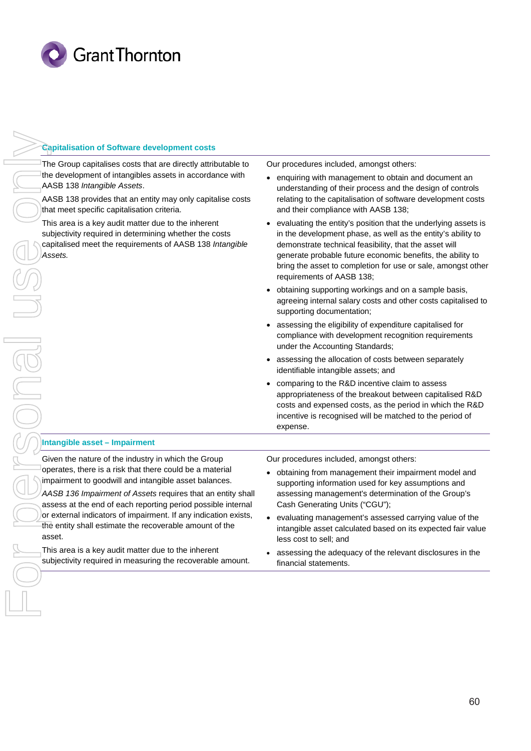| Capitalisation of Software development costs | |
|---|---|
| The Group capitalises costs that are directly attributable to the development of intangibles assets in accordance with AASB 138 *Intangible Assets*.<br><br>AASB 138 provides that an entity may only capitalise costs that meet specific capitalisation criteria.<br><br>This area is a key audit matter due to the inherent subjectivity required in determining whether the costs capitalised meet the requirements of AASB 138 *Intangible Assets.* | Our procedures included, amongst others:<br><br>• enquiring with management to obtain and document an understanding of their process and the design of controls relating to the capitalisation of software development costs and their compliance with AASB 138;<br>• evaluating the entity's position that the underlying assets is in the development phase, as well as the entity's ability to demonstrate technical feasibility, that the asset will generate probable future economic benefits, the ability to bring the asset to completion for use or sale, amongst other requirements of AASB 138;<br>• obtaining supporting workings and on a sample basis, agreeing internal salary costs and other costs capitalised to supporting documentation;<br>• assessing the eligibility of expenditure capitalised for compliance with development recognition requirements under the Accounting Standards;<br>• assessing the allocation of costs between separately identifiable intangible assets; and<br>• comparing to the R&D incentive claim to assess appropriateness of the breakout between capitalised R&D costs and expensed costs, as the period in which the R&D incentive is recognised will be matched to the period of expense. |
| **Intangible asset – Impairment** | |
| Given the nature of the industry in which the Group operates, there is a risk that there could be a material impairment to goodwill and intangible asset balances.<br><br>*AASB 136 Impairment of Assets* requires that an entity shall assess at the end of each reporting period possible internal or external indicators of impairment. If any indication exists, the entity shall estimate the recoverable amount of the asset.<br><br>This area is a key audit matter due to the inherent subjectivity required in measuring the recoverable amount. | Our procedures included, amongst others:<br><br>• obtaining from management their impairment model and supporting information used for key assumptions and assessing management's determination of the Group's Cash Generating Units ("CGU");<br>• evaluating management's assessed carrying value of the intangible asset calculated based on its expected fair value less cost to sell; and<br>• assessing the adequacy of the relevant disclosures in the financial statements. |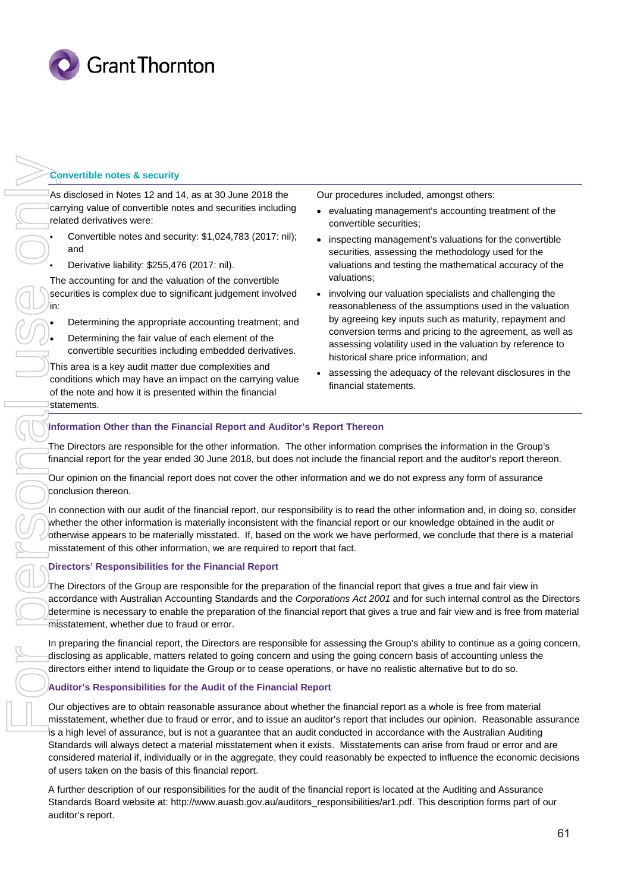### Convertible notes & security

As disclosed in Notes 12 and 14, as at 30 June 2018 the carrying value of convertible notes and securities including related derivatives were:

- Convertible notes and security: $1,024,783 (2017: nil); and
- Derivative liability: $255,476 (2017: nil).

The accounting for and the valuation of the convertible securities is complex due to significant judgement involved in:

- Determining the appropriate accounting treatment; and
- Determining the fair value of each element of the convertible securities including embedded derivatives.

This area is a key audit matter due complexities and conditions which may have an impact on the carrying value of the note and how it is presented within the financial statements.

Our procedures included, amongst others:

- evaluating management's accounting treatment of the convertible securities;
- inspecting management's valuations for the convertible securities, assessing the methodology used for the valuations and testing the mathematical accuracy of the valuations;
- involving our valuation specialists and challenging the reasonableness of the assumptions used in the valuation by agreeing key inputs such as maturity, repayment and conversion terms and pricing to the agreement, as well as assessing volatility used in the valuation by reference to historical share price information; and
- assessing the adequacy of the relevant disclosures in the financial statements.

### Information Other than the Financial Report and Auditor's Report Thereon

The Directors are responsible for the other information. The other information comprises the information in the Group's financial report for the year ended 30 June 2018, but does not include the financial report and the auditor's report thereon.

Our opinion on the financial report does not cover the other information and we do not express any form of assurance conclusion thereon.

In connection with our audit of the financial report, our responsibility is to read the other information and, in doing so, consider whether the other information is materially inconsistent with the financial report or our knowledge obtained in the audit or otherwise appears to be materially misstated. If, based on the work we have performed, we conclude that there is a material misstatement of this other information, we are required to report that fact.

### Directors' Responsibilities for the Financial Report

The Directors of the Group are responsible for the preparation of the financial report that gives a true and fair view in accordance with Australian Accounting Standards and the *Corporations Act 2001* and for such internal control as the Directors determine is necessary to enable the preparation of the financial report that gives a true and fair view and is free from material misstatement, whether due to fraud or error.

In preparing the financial report, the Directors are responsible for assessing the Group's ability to continue as a going concern, disclosing as applicable, matters related to going concern and using the going concern basis of accounting unless the directors either intend to liquidate the Group or to cease operations, or have no realistic alternative but to do so.

### Auditor's Responsibilities for the Audit of the Financial Report

Our objectives are to obtain reasonable assurance about whether the financial report as a whole is free from material misstatement, whether due to fraud or error, and to issue an auditor's report that includes our opinion. Reasonable assurance is a high level of assurance, but is not a guarantee that an audit conducted in accordance with the Australian Auditing Standards will always detect a material misstatement when it exists. Misstatements can arise from fraud or error and are considered material if, individually or in the aggregate, they could reasonably be expected to influence the economic decisions of users taken on the basis of this financial report.

A further description of our responsibilities for the audit of the financial report is located at the Auditing and Assurance Standards Board website at: http://www.auasb.gov.au/auditors_responsibilities/ar1.pdf. This description forms part of our auditor's report.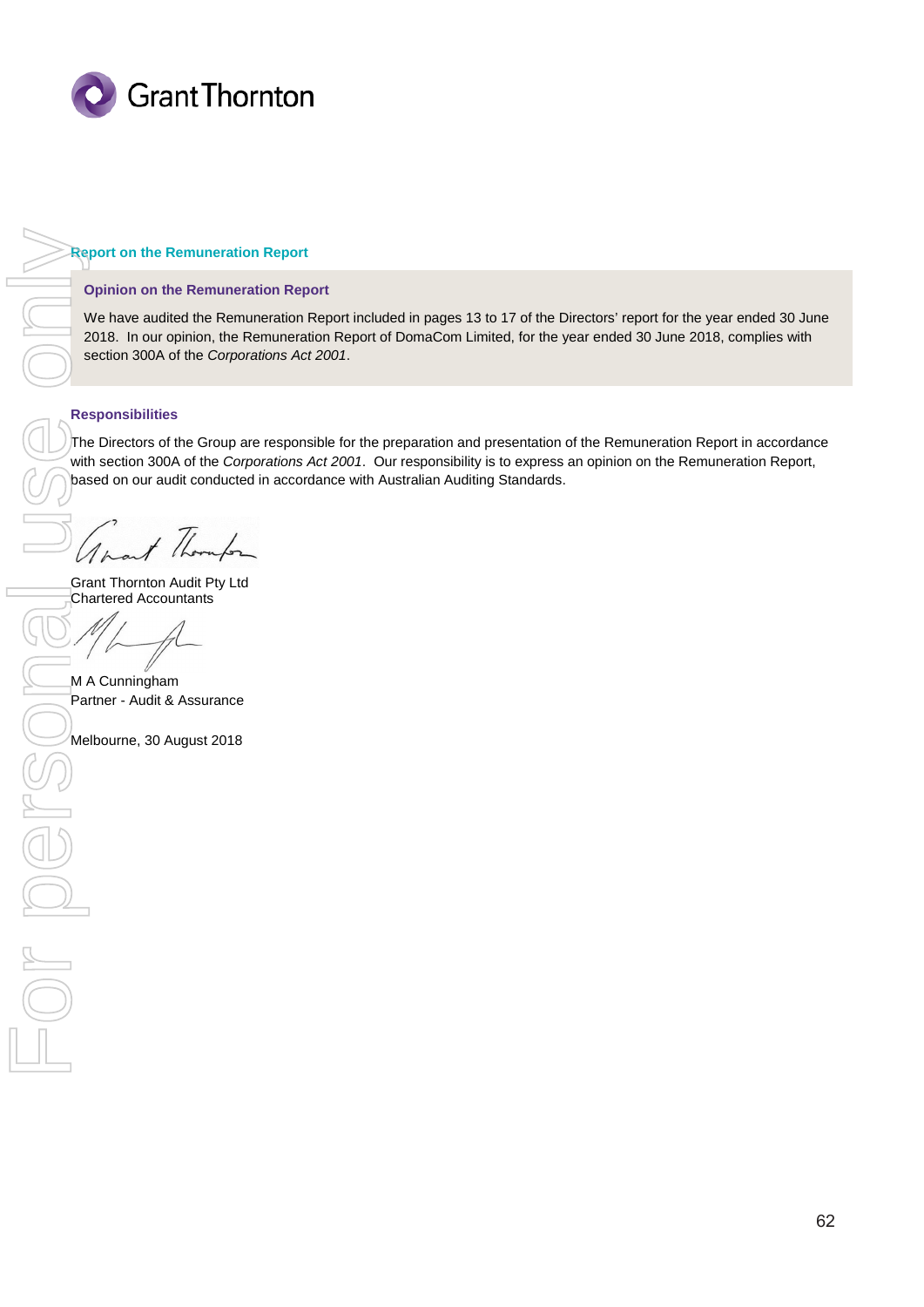## Report on the Remuneration Report

### Opinion on the Remuneration Report

We have audited the Remuneration Report included in pages 13 to 17 of the Directors' report for the year ended 30 June 2018. In our opinion, the Remuneration Report of DomaCom Limited, for the year ended 30 June 2018, complies with section 300A of the *Corporations Act 2001*.

### Responsibilities

The Directors of the Group are responsible for the preparation and presentation of the Remuneration Report in accordance with section 300A of the *Corporations Act 2001*. Our responsibility is to express an opinion on the Remuneration Report, based on our audit conducted in accordance with Australian Auditing Standards.

Grant Thornton Audit Pty Ltd
Chartered Accountants

M A Cunningham
Partner - Audit & Assurance

Melbourne, 30 August 2018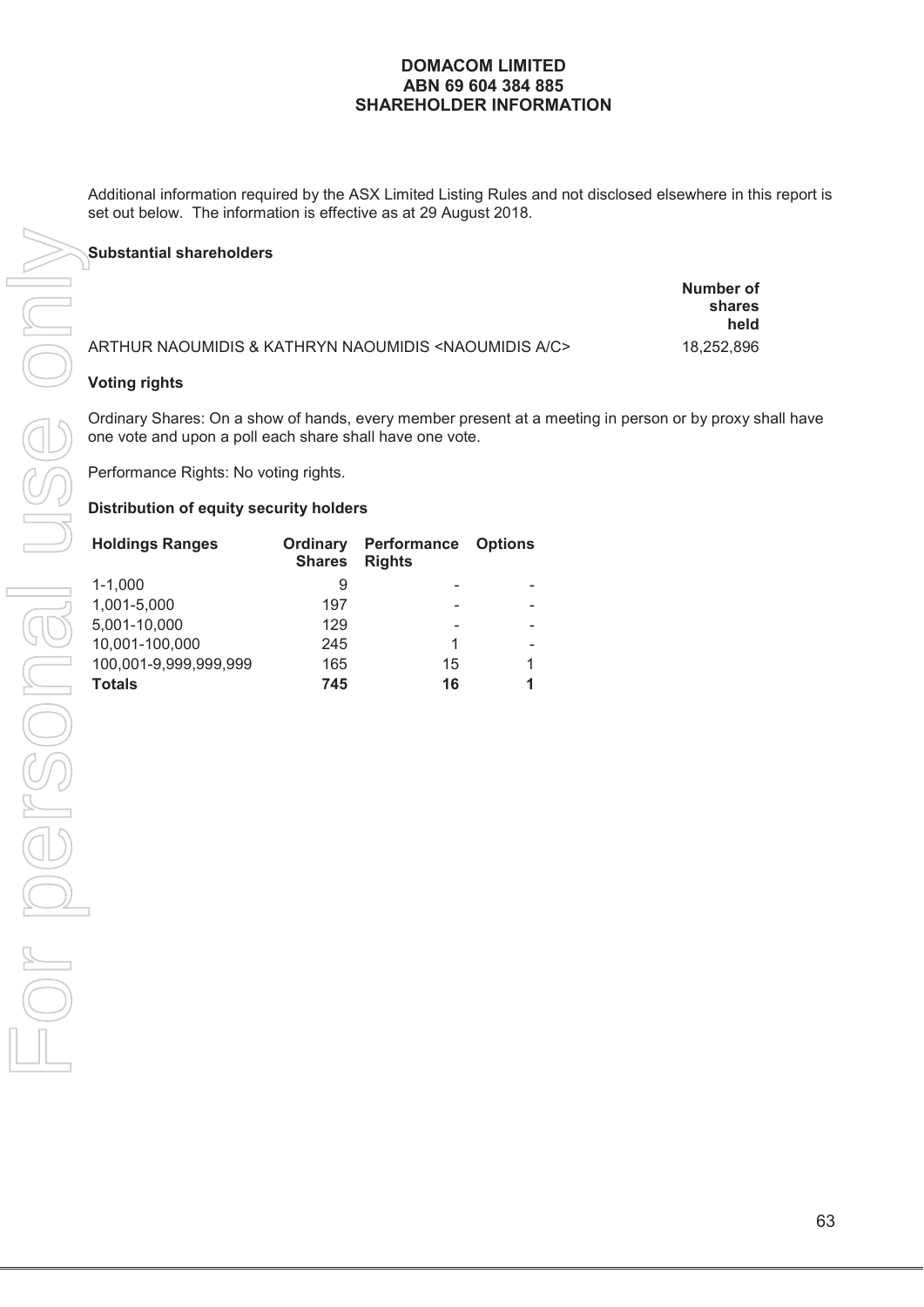# DOMACOM LIMITED
## ABN 69 604 384 885
## SHAREHOLDER INFORMATION

Additional information required by the ASX Limited Listing Rules and not disclosed elsewhere in this report is set out below. The information is effective as at 29 August 2018.

**Substantial shareholders**

| | Number of shares held |
|---|---|
| ARTHUR NAOUMIDIS & KATHRYN NAOUMIDIS <NAOUMIDIS A/C> | 18,252,896 |

**Voting rights**

Ordinary Shares: On a show of hands, every member present at a meeting in person or by proxy shall have one vote and upon a poll each share shall have one vote.

Performance Rights: No voting rights.

**Distribution of equity security holders**

| Holdings Ranges | Ordinary Shares | Performance Rights | Options |
|---|---|---|---|
| 1-1,000 | 9 | - | - |
| 1,001-5,000 | 197 | - | - |
| 5,001-10,000 | 129 | - | - |
| 10,001-100,000 | 245 | 1 | - |
| 100,001-9,999,999,999 | 165 | 15 | 1 |
| **Totals** | **745** | **16** | **1** |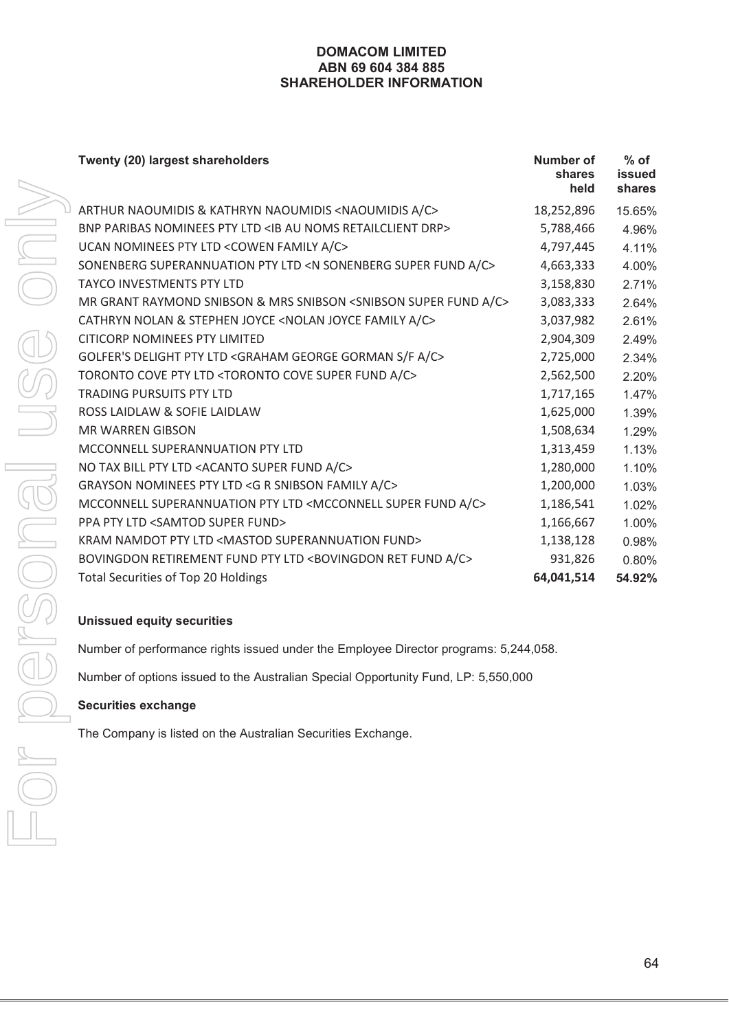# DOMACOM LIMITED
## ABN 69 604 384 885
## SHAREHOLDER INFORMATION

| Twenty (20) largest shareholders | Number of shares held | % of issued shares |
|---|---|---|
| ARTHUR NAOUMIDIS & KATHRYN NAOUMIDIS <NAOUMIDIS A/C> | 18,252,896 | 15.65% |
| BNP PARIBAS NOMINEES PTY LTD <IB AU NOMS RETAILCLIENT DRP> | 5,788,466 | 4.96% |
| UCAN NOMINEES PTY LTD <COWEN FAMILY A/C> | 4,797,445 | 4.11% |
| SONENBERG SUPERANNUATION PTY LTD <N SONENBERG SUPER FUND A/C> | 4,663,333 | 4.00% |
| TAYCO INVESTMENTS PTY LTD | 3,158,830 | 2.71% |
| MR GRANT RAYMOND SNIBSON & MRS SNIBSON <SNIBSON SUPER FUND A/C> | 3,083,333 | 2.64% |
| CATHRYN NOLAN & STEPHEN JOYCE <NOLAN JOYCE FAMILY A/C> | 3,037,982 | 2.61% |
| CITICORP NOMINEES PTY LIMITED | 2,904,309 | 2.49% |
| GOLFER'S DELIGHT PTY LTD <GRAHAM GEORGE GORMAN S/F A/C> | 2,725,000 | 2.34% |
| TORONTO COVE PTY LTD <TORONTO COVE SUPER FUND A/C> | 2,562,500 | 2.20% |
| TRADING PURSUITS PTY LTD | 1,717,165 | 1.47% |
| ROSS LAIDLAW & SOFIE LAIDLAW | 1,625,000 | 1.39% |
| MR WARREN GIBSON | 1,508,634 | 1.29% |
| MCCONNELL SUPERANNUATION PTY LTD | 1,313,459 | 1.13% |
| NO TAX BILL PTY LTD <ACANTO SUPER FUND A/C> | 1,280,000 | 1.10% |
| GRAYSON NOMINEES PTY LTD <G R SNIBSON FAMILY A/C> | 1,200,000 | 1.03% |
| MCCONNELL SUPERANNUATION PTY LTD <MCCONNELL SUPER FUND A/C> | 1,186,541 | 1.02% |
| PPA PTY LTD <SAMTOD SUPER FUND> | 1,166,667 | 1.00% |
| KRAM NAMDOT PTY LTD <MASTOD SUPERANNUATION FUND> | 1,138,128 | 0.98% |
| BOVINGDON RETIREMENT FUND PTY LTD <BOVINGDON RET FUND A/C> | 931,826 | 0.80% |
| Total Securities of Top 20 Holdings | **64,041,514** | **54.92%** |

**Unissued equity securities**

Number of performance rights issued under the Employee Director programs: 5,244,058.

Number of options issued to the Australian Special Opportunity Fund, LP: 5,550,000

**Securities exchange**

The Company is listed on the Australian Securities Exchange.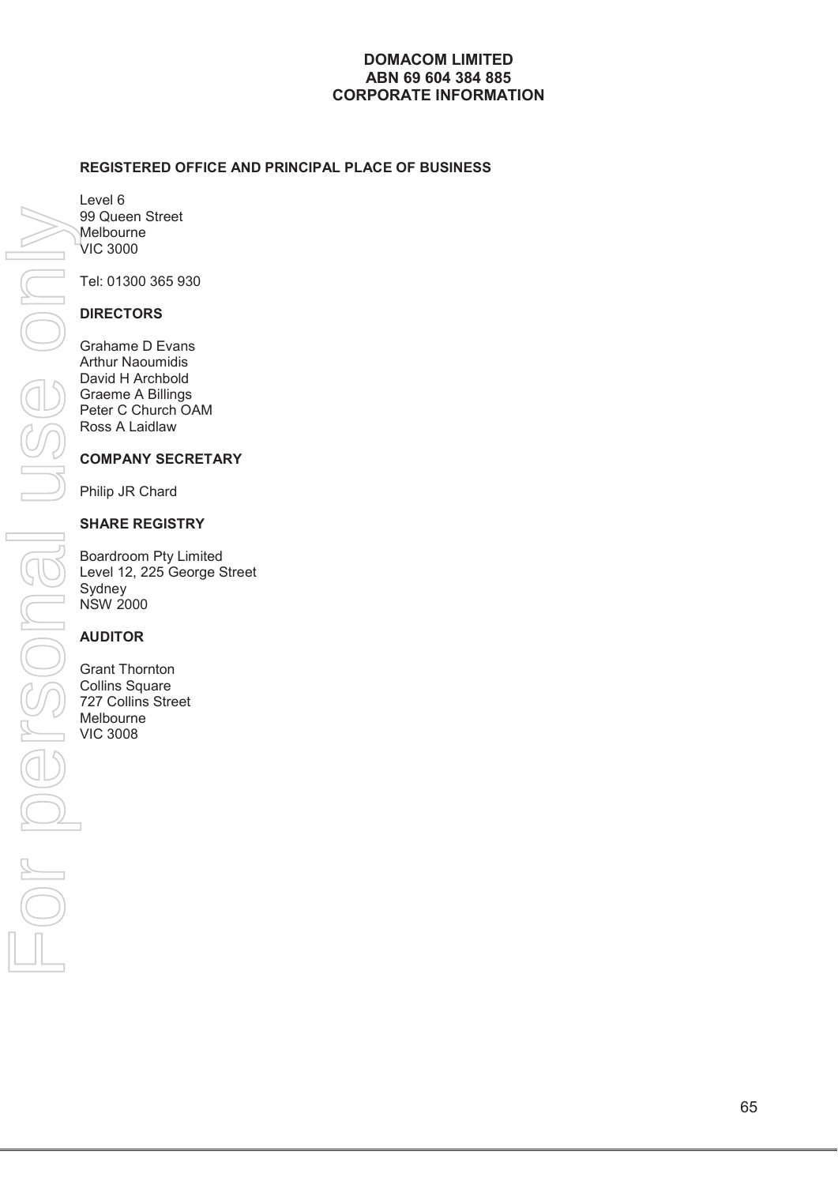# DOMACOM LIMITED
# ABN 69 604 384 885
# CORPORATE INFORMATION

## REGISTERED OFFICE AND PRINCIPAL PLACE OF BUSINESS

Level 6
99 Queen Street
Melbourne
VIC 3000

Tel: 01300 365 930

## DIRECTORS

Grahame D Evans
Arthur Naoumidis
David H Archbold
Graeme A Billings
Peter C Church OAM
Ross A Laidlaw

## COMPANY SECRETARY

Philip JR Chard

## SHARE REGISTRY

Boardroom Pty Limited
Level 12, 225 George Street
Sydney
NSW 2000

## AUDITOR

Grant Thornton
Collins Square
727 Collins Street
Melbourne
VIC 3008